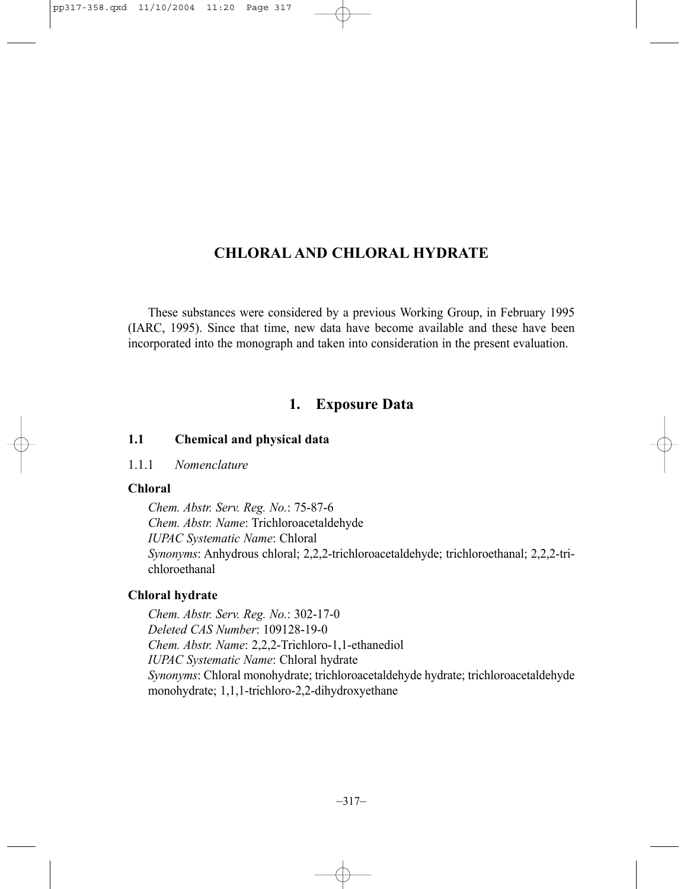# CHLORAL AND CHLORAL HYDRATE

These substances were considered by a previous Working Group, in February 1995 (IARC, 1995). Since that time, new data have become available and these have been incorporated into the monograph and taken into consideration in the present evaluation.

## 1. Exposure Data

### 1.1 Chemical and physical data

#### 1.1.1 *Nomenclature*

**Chloral**

*Chem. Abstr. Serv. Reg. No.*: 75-87-6
*Chem. Abstr. Name*: Trichloroacetaldehyde
*IUPAC Systematic Name*: Chloral
*Synonyms*: Anhydrous chloral; 2,2,2-trichloroacetaldehyde; trichloroethanal; 2,2,2-trichloroethanal

**Chloral hydrate**

*Chem. Abstr. Serv. Reg. No.*: 302-17-0
*Deleted CAS Number*: 109128-19-0
*Chem. Abstr. Name*: 2,2,2-Trichloro-1,1-ethanediol
*IUPAC Systematic Name*: Chloral hydrate
*Synonyms*: Chloral monohydrate; trichloroacetaldehyde hydrate; trichloroacetaldehyde monohydrate; 1,1,1-trichloro-2,2-dihydroxyethane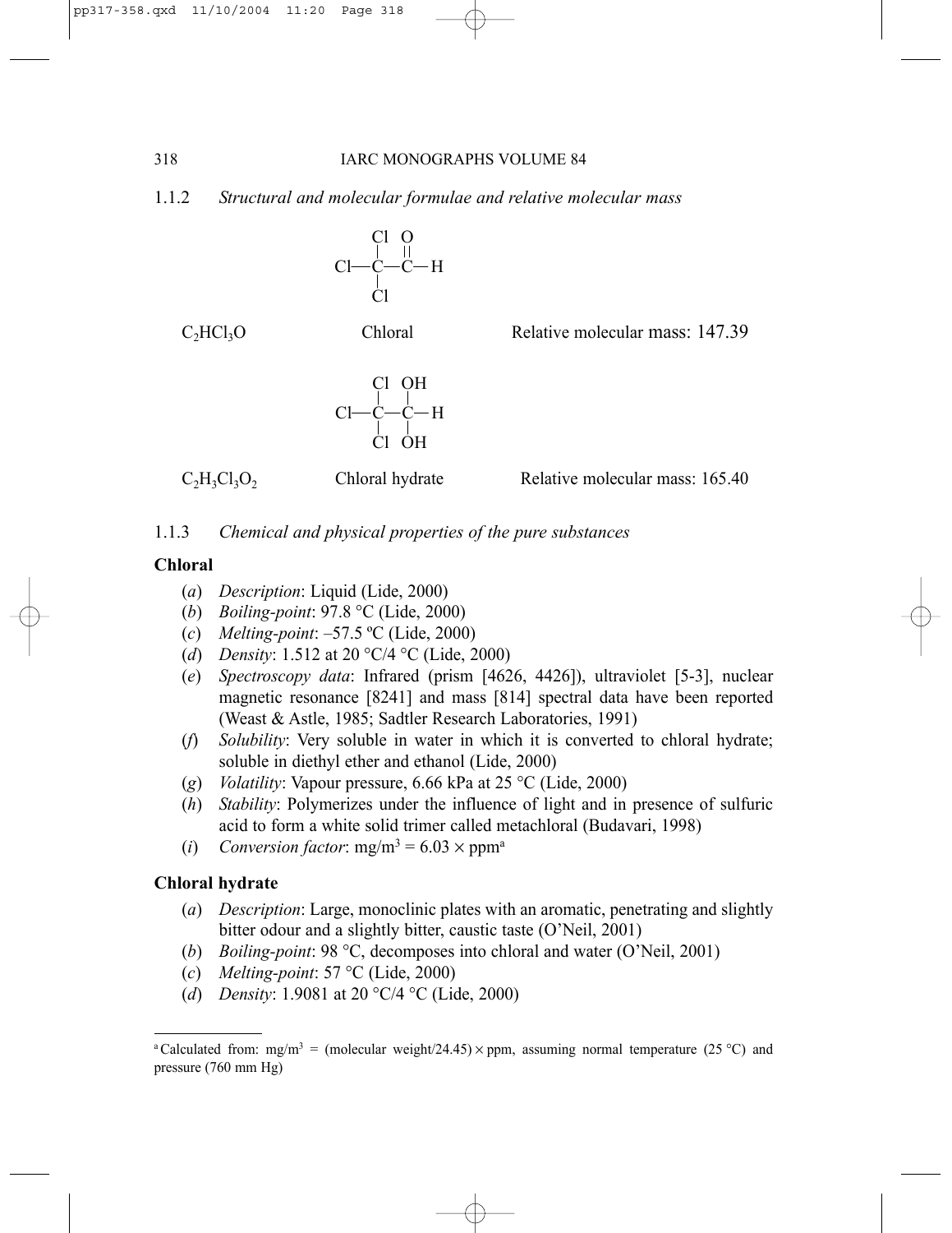### 1.1.2 *Structural and molecular formulae and relative molecular mass*

```
     Cl  O
     |   ||
Cl—C—C—H
     |
     Cl
```

$C_2HCl_3O$ Chloral Relative molecular mass: 147.39

```
     Cl  OH
     |   |
Cl—C—C—H
     |   |
     Cl  OH
```

$C_2H_3Cl_3O_2$ Chloral hydrate Relative molecular mass: 165.40

### 1.1.3 *Chemical and physical properties of the pure substances*

**Chloral**

(*a*) *Description*: Liquid (Lide, 2000)
(*b*) *Boiling-point*: 97.8 °C (Lide, 2000)
(*c*) *Melting-point*: –57.5 ºC (Lide, 2000)
(*d*) *Density*: 1.512 at 20 °C/4 °C (Lide, 2000)
(*e*) *Spectroscopy data*: Infrared (prism [4626, 4426]), ultraviolet [5-3], nuclear magnetic resonance [8241] and mass [814] spectral data have been reported (Weast & Astle, 1985; Sadtler Research Laboratories, 1991)
(*f*) *Solubility*: Very soluble in water in which it is converted to chloral hydrate; soluble in diethyl ether and ethanol (Lide, 2000)
(*g*) *Volatility*: Vapour pressure, 6.66 kPa at 25 °C (Lide, 2000)
(*h*) *Stability*: Polymerizes under the influence of light and in presence of sulfuric acid to form a white solid trimer called metachloral (Budavari, 1998)
(*i*) *Conversion factor*: $mg/m^3 = 6.03 \times ppm$[a]

**Chloral hydrate**

(*a*) *Description*: Large, monoclinic plates with an aromatic, penetrating and slightly bitter odour and a slightly bitter, caustic taste (O'Neil, 2001)
(*b*) *Boiling-point*: 98 °C, decomposes into chloral and water (O'Neil, 2001)
(*c*) *Melting-point*: 57 °C (Lide, 2000)
(*d*) *Density*: 1.9081 at 20 °C/4 °C (Lide, 2000)

---

[a] Calculated from: $mg/m^3$ = (molecular weight/24.45) × ppm, assuming normal temperature (25 °C) and pressure (760 mm Hg)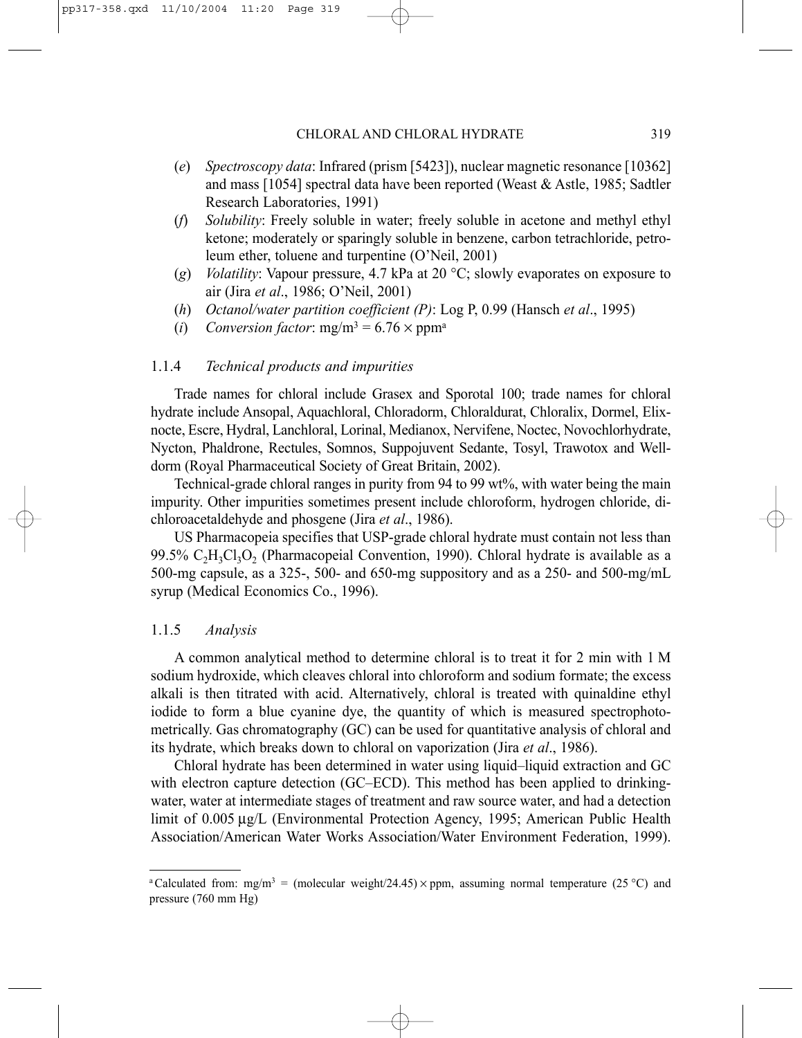(*e*) *Spectroscopy data*: Infrared (prism [5423]), nuclear magnetic resonance [10362] and mass [1054] spectral data have been reported (Weast & Astle, 1985; Sadtler Research Laboratories, 1991)

(*f*) *Solubility*: Freely soluble in water; freely soluble in acetone and methyl ethyl ketone; moderately or sparingly soluble in benzene, carbon tetrachloride, petroleum ether, toluene and turpentine (O'Neil, 2001)

(*g*) *Volatility*: Vapour pressure, 4.7 kPa at 20 °C; slowly evaporates on exposure to air (Jira *et al*., 1986; O'Neil, 2001)

(*h*) *Octanol/water partition coefficient (P)*: Log P, 0.99 (Hansch *et al*., 1995)

(*i*) *Conversion factor*: $mg/m^3 = 6.76 \times ppm$[a]

### 1.1.4 *Technical products and impurities*

Trade names for chloral include Grasex and Sporotal 100; trade names for chloral hydrate include Ansopal, Aquachloral, Chloradorm, Chloraldurat, Chloralix, Dormel, Elixnocte, Escre, Hydral, Lanchloral, Lorinal, Medianox, Nervifene, Noctec, Novochlorhydrate, Nycton, Phaldrone, Rectules, Somnos, Suppojuvent Sedante, Tosyl, Trawotox and Welldorm (Royal Pharmaceutical Society of Great Britain, 2002).

Technical-grade chloral ranges in purity from 94 to 99 wt%, with water being the main impurity. Other impurities sometimes present include chloroform, hydrogen chloride, dichloroacetaldehyde and phosgene (Jira *et al*., 1986).

US Pharmacopeia specifies that USP-grade chloral hydrate must contain not less than 99.5% $C_2H_3Cl_3O_2$ (Pharmacopeial Convention, 1990). Chloral hydrate is available as a 500-mg capsule, as a 325-, 500- and 650-mg suppository and as a 250- and 500-mg/mL syrup (Medical Economics Co., 1996).

### 1.1.5 *Analysis*

A common analytical method to determine chloral is to treat it for 2 min with 1 M sodium hydroxide, which cleaves chloral into chloroform and sodium formate; the excess alkali is then titrated with acid. Alternatively, chloral is treated with quinaldine ethyl iodide to form a blue cyanine dye, the quantity of which is measured spectrophotometrically. Gas chromatography (GC) can be used for quantitative analysis of chloral and its hydrate, which breaks down to chloral on vaporization (Jira *et al*., 1986).

Chloral hydrate has been determined in water using liquid–liquid extraction and GC with electron capture detection (GC–ECD). This method has been applied to drinking-water, water at intermediate stages of treatment and raw source water, and had a detection limit of 0.005 μg/L (Environmental Protection Agency, 1995; American Public Health Association/American Water Works Association/Water Environment Federation, 1999).

---

[a] Calculated from: $mg/m^3 = (\text{molecular weight}/24.45) \times ppm$, assuming normal temperature (25 °C) and pressure (760 mm Hg)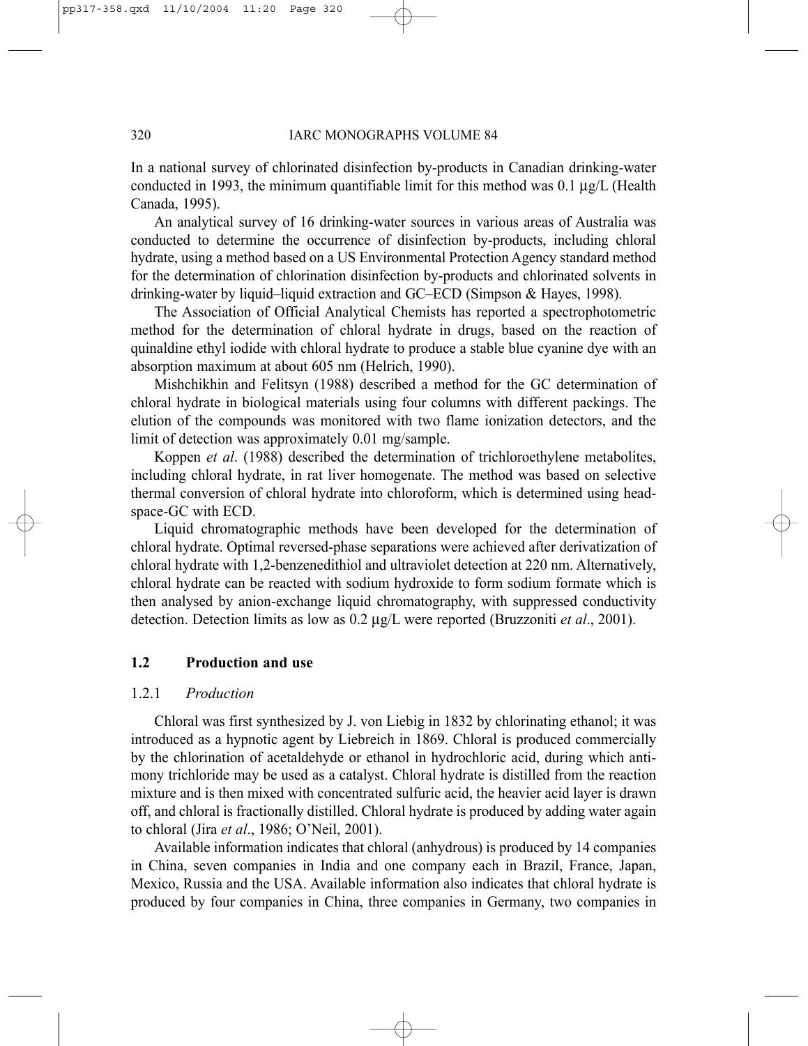In a national survey of chlorinated disinfection by-products in Canadian drinking-water conducted in 1993, the minimum quantifiable limit for this method was 0.1 μg/L (Health Canada, 1995).

An analytical survey of 16 drinking-water sources in various areas of Australia was conducted to determine the occurrence of disinfection by-products, including chloral hydrate, using a method based on a US Environmental Protection Agency standard method for the determination of chlorination disinfection by-products and chlorinated solvents in drinking-water by liquid–liquid extraction and GC–ECD (Simpson & Hayes, 1998).

The Association of Official Analytical Chemists has reported a spectrophotometric method for the determination of chloral hydrate in drugs, based on the reaction of quinaldine ethyl iodide with chloral hydrate to produce a stable blue cyanine dye with an absorption maximum at about 605 nm (Helrich, 1990).

Mishchikhin and Felitsyn (1988) described a method for the GC determination of chloral hydrate in biological materials using four columns with different packings. The elution of the compounds was monitored with two flame ionization detectors, and the limit of detection was approximately 0.01 mg/sample.

Koppen *et al*. (1988) described the determination of trichloroethylene metabolites, including chloral hydrate, in rat liver homogenate. The method was based on selective thermal conversion of chloral hydrate into chloroform, which is determined using head-space-GC with ECD.

Liquid chromatographic methods have been developed for the determination of chloral hydrate. Optimal reversed-phase separations were achieved after derivatization of chloral hydrate with 1,2-benzenedithiol and ultraviolet detection at 220 nm. Alternatively, chloral hydrate can be reacted with sodium hydroxide to form sodium formate which is then analysed by anion-exchange liquid chromatography, with suppressed conductivity detection. Detection limits as low as 0.2 μg/L were reported (Bruzzoniti *et al*., 2001).

## 1.2 Production and use

### 1.2.1 *Production*

Chloral was first synthesized by J. von Liebig in 1832 by chlorinating ethanol; it was introduced as a hypnotic agent by Liebreich in 1869. Chloral is produced commercially by the chlorination of acetaldehyde or ethanol in hydrochloric acid, during which antimony trichloride may be used as a catalyst. Chloral hydrate is distilled from the reaction mixture and is then mixed with concentrated sulfuric acid, the heavier acid layer is drawn off, and chloral is fractionally distilled. Chloral hydrate is produced by adding water again to chloral (Jira *et al*., 1986; O'Neil, 2001).

Available information indicates that chloral (anhydrous) is produced by 14 companies in China, seven companies in India and one company each in Brazil, France, Japan, Mexico, Russia and the USA. Available information also indicates that chloral hydrate is produced by four companies in China, three companies in Germany, two companies in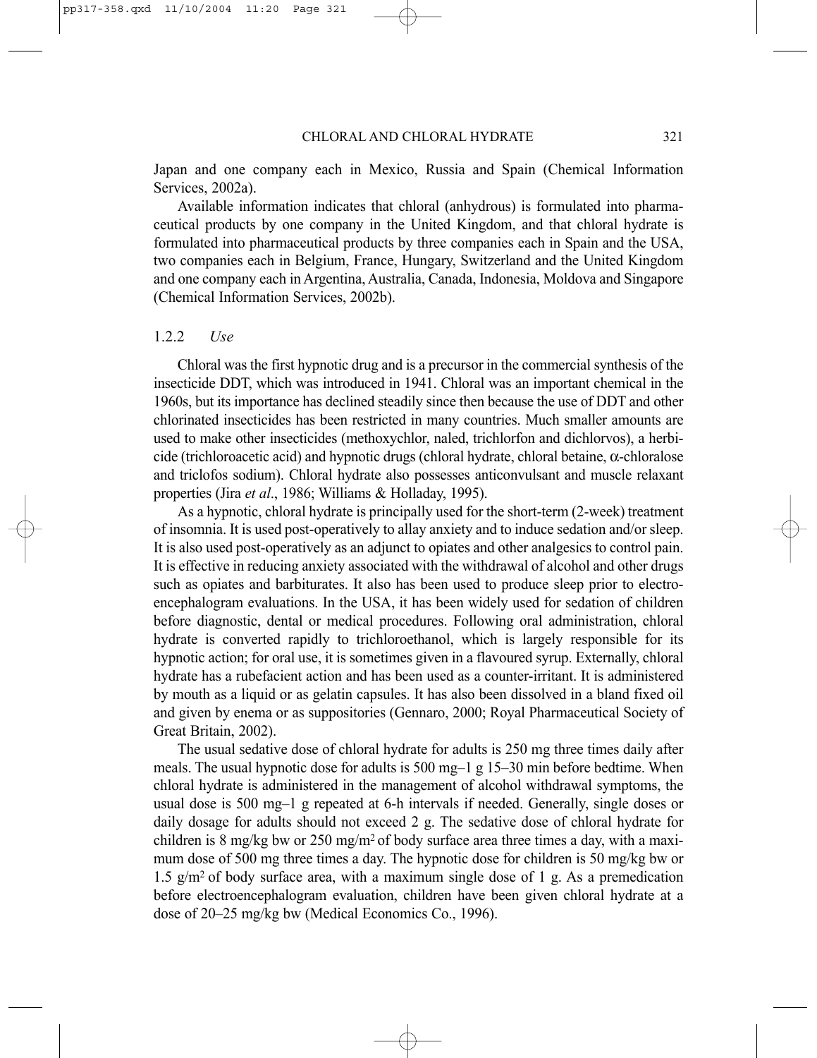Japan and one company each in Mexico, Russia and Spain (Chemical Information Services, 2002a).

Available information indicates that chloral (anhydrous) is formulated into pharmaceutical products by one company in the United Kingdom, and that chloral hydrate is formulated into pharmaceutical products by three companies each in Spain and the USA, two companies each in Belgium, France, Hungary, Switzerland and the United Kingdom and one company each in Argentina, Australia, Canada, Indonesia, Moldova and Singapore (Chemical Information Services, 2002b).

### 1.2.2 *Use*

Chloral was the first hypnotic drug and is a precursor in the commercial synthesis of the insecticide DDT, which was introduced in 1941. Chloral was an important chemical in the 1960s, but its importance has declined steadily since then because the use of DDT and other chlorinated insecticides has been restricted in many countries. Much smaller amounts are used to make other insecticides (methoxychlor, naled, trichlorfon and dichlorvos), a herbicide (trichloroacetic acid) and hypnotic drugs (chloral hydrate, chloral betaine, α-chloralose and triclofos sodium). Chloral hydrate also possesses anticonvulsant and muscle relaxant properties (Jira *et al*., 1986; Williams & Holladay, 1995).

As a hypnotic, chloral hydrate is principally used for the short-term (2-week) treatment of insomnia. It is used post-operatively to allay anxiety and to induce sedation and/or sleep. It is also used post-operatively as an adjunct to opiates and other analgesics to control pain. It is effective in reducing anxiety associated with the withdrawal of alcohol and other drugs such as opiates and barbiturates. It also has been used to produce sleep prior to electroencephalogram evaluations. In the USA, it has been widely used for sedation of children before diagnostic, dental or medical procedures. Following oral administration, chloral hydrate is converted rapidly to trichloroethanol, which is largely responsible for its hypnotic action; for oral use, it is sometimes given in a flavoured syrup. Externally, chloral hydrate has a rubefacient action and has been used as a counter-irritant. It is administered by mouth as a liquid or as gelatin capsules. It has also been dissolved in a bland fixed oil and given by enema or as suppositories (Gennaro, 2000; Royal Pharmaceutical Society of Great Britain, 2002).

The usual sedative dose of chloral hydrate for adults is 250 mg three times daily after meals. The usual hypnotic dose for adults is 500 mg–1 g 15–30 min before bedtime. When chloral hydrate is administered in the management of alcohol withdrawal symptoms, the usual dose is 500 mg–1 g repeated at 6-h intervals if needed. Generally, single doses or daily dosage for adults should not exceed 2 g. The sedative dose of chloral hydrate for children is 8 mg/kg bw or 250 mg/$m^2$ of body surface area three times a day, with a maximum dose of 500 mg three times a day. The hypnotic dose for children is 50 mg/kg bw or 1.5 g/$m^2$ of body surface area, with a maximum single dose of 1 g. As a premedication before electroencephalogram evaluation, children have been given chloral hydrate at a dose of 20–25 mg/kg bw (Medical Economics Co., 1996).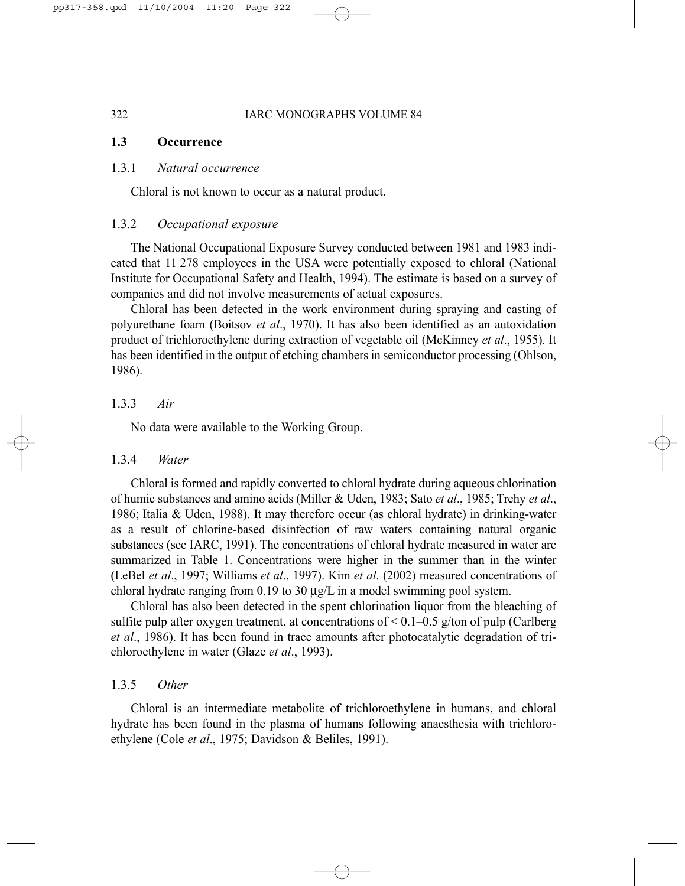## 1.3 Occurrence

### 1.3.1 *Natural occurrence*

Chloral is not known to occur as a natural product.

### 1.3.2 *Occupational exposure*

The National Occupational Exposure Survey conducted between 1981 and 1983 indicated that 11 278 employees in the USA were potentially exposed to chloral (National Institute for Occupational Safety and Health, 1994). The estimate is based on a survey of companies and did not involve measurements of actual exposures.

Chloral has been detected in the work environment during spraying and casting of polyurethane foam (Boitsov *et al*., 1970). It has also been identified as an autoxidation product of trichloroethylene during extraction of vegetable oil (McKinney *et al*., 1955). It has been identified in the output of etching chambers in semiconductor processing (Ohlson, 1986).

### 1.3.3 *Air*

No data were available to the Working Group.

### 1.3.4 *Water*

Chloral is formed and rapidly converted to chloral hydrate during aqueous chlorination of humic substances and amino acids (Miller & Uden, 1983; Sato *et al*., 1985; Trehy *et al*., 1986; Italia & Uden, 1988). It may therefore occur (as chloral hydrate) in drinking-water as a result of chlorine-based disinfection of raw waters containing natural organic substances (see IARC, 1991). The concentrations of chloral hydrate measured in water are summarized in Table 1. Concentrations were higher in the summer than in the winter (LeBel *et al*., 1997; Williams *et al*., 1997). Kim *et al*. (2002) measured concentrations of chloral hydrate ranging from 0.19 to 30 μg/L in a model swimming pool system.

Chloral has also been detected in the spent chlorination liquor from the bleaching of sulfite pulp after oxygen treatment, at concentrations of < 0.1–0.5 g/ton of pulp (Carlberg *et al*., 1986). It has been found in trace amounts after photocatalytic degradation of trichloroethylene in water (Glaze *et al*., 1993).

### 1.3.5 *Other*

Chloral is an intermediate metabolite of trichloroethylene in humans, and chloral hydrate has been found in the plasma of humans following anaesthesia with trichloroethylene (Cole *et al*., 1975; Davidson & Beliles, 1991).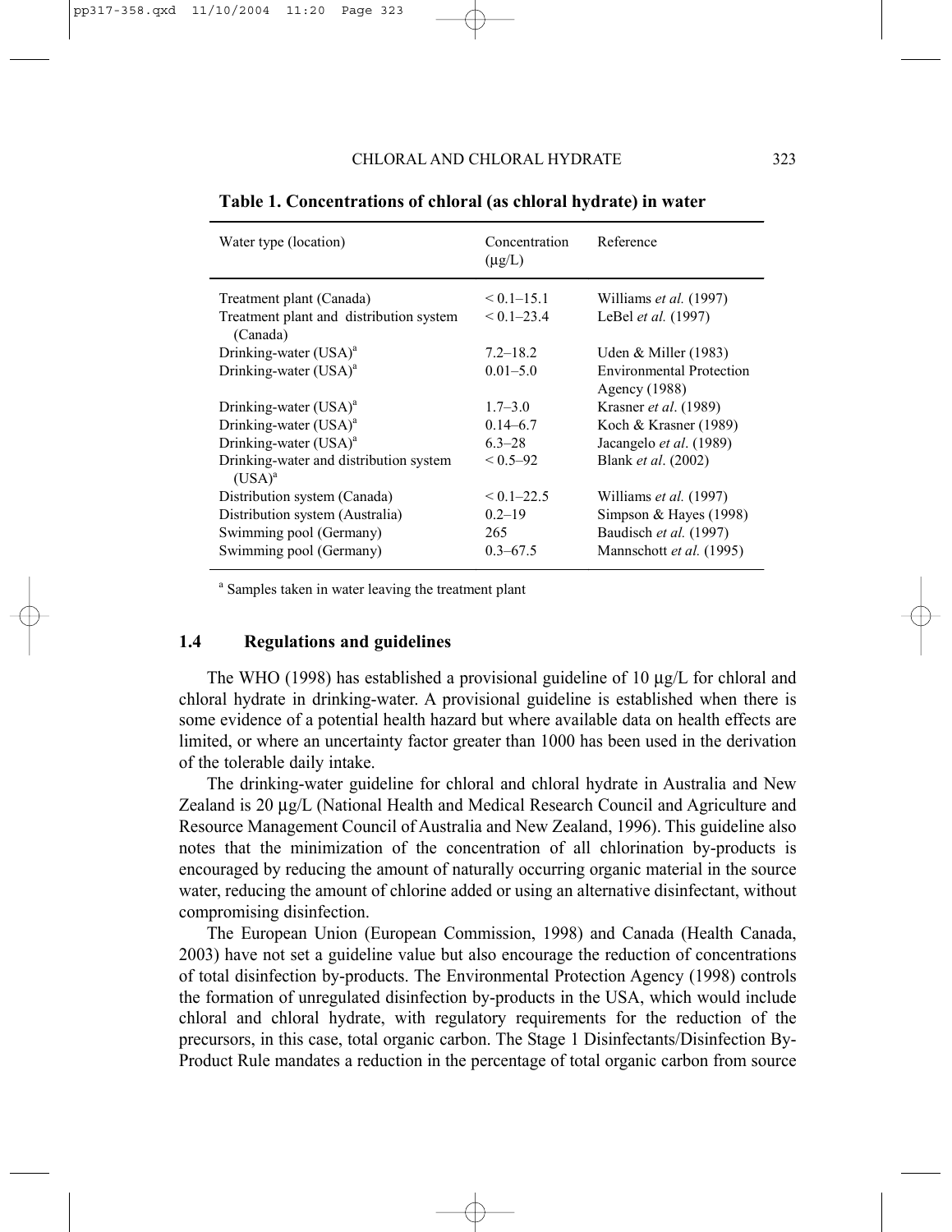**Table 1. Concentrations of chloral (as chloral hydrate) in water**

| Water type (location) | Concentration (µg/L) | Reference |
|---|---|---|
| Treatment plant (Canada) | < 0.1–15.1 | Williams *et al.* (1997) |
| Treatment plant and distribution system (Canada) | < 0.1–23.4 | LeBel *et al.* (1997) |
| Drinking-water (USA)[a] | 7.2–18.2 | Uden & Miller (1983) |
| Drinking-water (USA)[a] | 0.01–5.0 | Environmental Protection Agency (1988) |
| Drinking-water (USA)[a] | 1.7–3.0 | Krasner *et al*. (1989) |
| Drinking-water (USA)[a] | 0.14–6.7 | Koch & Krasner (1989) |
| Drinking-water (USA)[a] | 6.3–28 | Jacangelo *et al*. (1989) |
| Drinking-water and distribution system (USA)[a] | < 0.5–92 | Blank *et al*. (2002) |
| Distribution system (Canada) | < 0.1–22.5 | Williams *et al.* (1997) |
| Distribution system (Australia) | 0.2–19 | Simpson & Hayes (1998) |
| Swimming pool (Germany) | 265 | Baudisch *et al.* (1997) |
| Swimming pool (Germany) | 0.3–67.5 | Mannschott *et al.* (1995) |

[a] Samples taken in water leaving the treatment plant

### 1.4 Regulations and guidelines

The WHO (1998) has established a provisional guideline of 10 µg/L for chloral and chloral hydrate in drinking-water. A provisional guideline is established when there is some evidence of a potential health hazard but where available data on health effects are limited, or where an uncertainty factor greater than 1000 has been used in the derivation of the tolerable daily intake.

The drinking-water guideline for chloral and chloral hydrate in Australia and New Zealand is 20 µg/L (National Health and Medical Research Council and Agriculture and Resource Management Council of Australia and New Zealand, 1996). This guideline also notes that the minimization of the concentration of all chlorination by-products is encouraged by reducing the amount of naturally occurring organic material in the source water, reducing the amount of chlorine added or using an alternative disinfectant, without compromising disinfection.

The European Union (European Commission, 1998) and Canada (Health Canada, 2003) have not set a guideline value but also encourage the reduction of concentrations of total disinfection by-products. The Environmental Protection Agency (1998) controls the formation of unregulated disinfection by-products in the USA, which would include chloral and chloral hydrate, with regulatory requirements for the reduction of the precursors, in this case, total organic carbon. The Stage 1 Disinfectants/Disinfection By-Product Rule mandates a reduction in the percentage of total organic carbon from source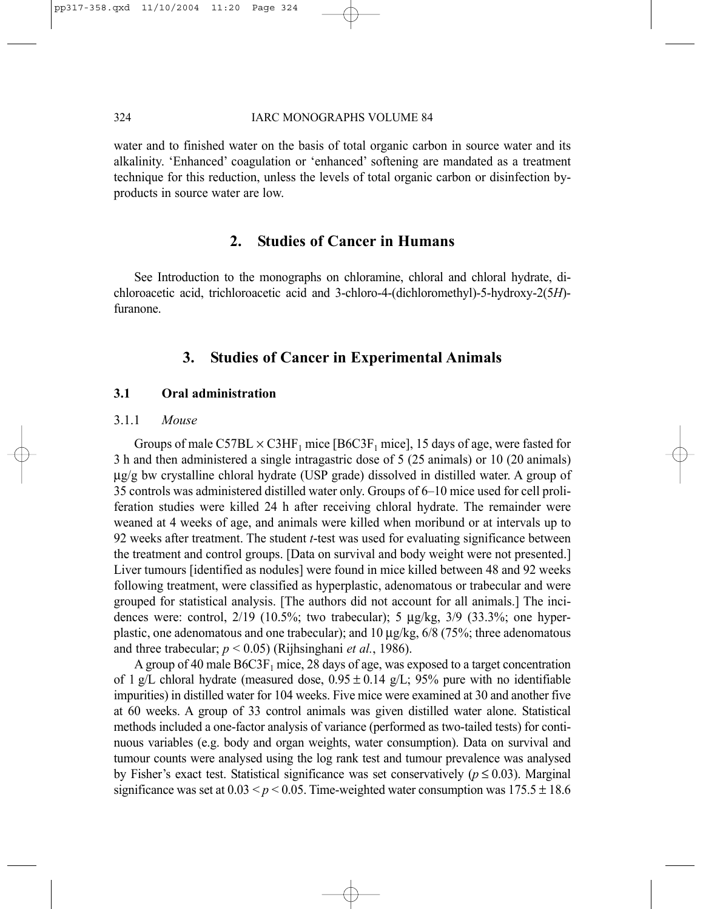water and to finished water on the basis of total organic carbon in source water and its alkalinity. 'Enhanced' coagulation or 'enhanced' softening are mandated as a treatment technique for this reduction, unless the levels of total organic carbon or disinfection by-products in source water are low.

## 2. Studies of Cancer in Humans

See Introduction to the monographs on chloramine, chloral and chloral hydrate, dichloroacetic acid, trichloroacetic acid and 3-chloro-4-(dichloromethyl)-5-hydroxy-2(5*H*)-furanone.

## 3. Studies of Cancer in Experimental Animals

### 3.1 Oral administration

#### 3.1.1 *Mouse*

Groups of male C57BL × C3HF$_1$ mice [B6C3F$_1$ mice], 15 days of age, were fasted for 3 h and then administered a single intragastric dose of 5 (25 animals) or 10 (20 animals) μg/g bw crystalline chloral hydrate (USP grade) dissolved in distilled water. A group of 35 controls was administered distilled water only. Groups of 6–10 mice used for cell proliferation studies were killed 24 h after receiving chloral hydrate. The remainder were weaned at 4 weeks of age, and animals were killed when moribund or at intervals up to 92 weeks after treatment. The student *t*-test was used for evaluating significance between the treatment and control groups. [Data on survival and body weight were not presented.] Liver tumours [identified as nodules] were found in mice killed between 48 and 92 weeks following treatment, were classified as hyperplastic, adenomatous or trabecular and were grouped for statistical analysis. [The authors did not account for all animals.] The incidences were: control, 2/19 (10.5%; two trabecular); 5 μg/kg, 3/9 (33.3%; one hyperplastic, one adenomatous and one trabecular); and 10 μg/kg, 6/8 (75%; three adenomatous and three trabecular; $p < 0.05$) (Rijhsinghani *et al.*, 1986).

A group of 40 male B6C3F$_1$ mice, 28 days of age, was exposed to a target concentration of 1 g/L chloral hydrate (measured dose, 0.95 ± 0.14 g/L; 95% pure with no identifiable impurities) in distilled water for 104 weeks. Five mice were examined at 30 and another five at 60 weeks. A group of 33 control animals was given distilled water alone. Statistical methods included a one-factor analysis of variance (performed as two-tailed tests) for continuous variables (e.g. body and organ weights, water consumption). Data on survival and tumour counts were analysed using the log rank test and tumour prevalence was analysed by Fisher's exact test. Statistical significance was set conservatively ($p \leq 0.03$). Marginal significance was set at $0.03 < p < 0.05$. Time-weighted water consumption was 175.5 ± 18.6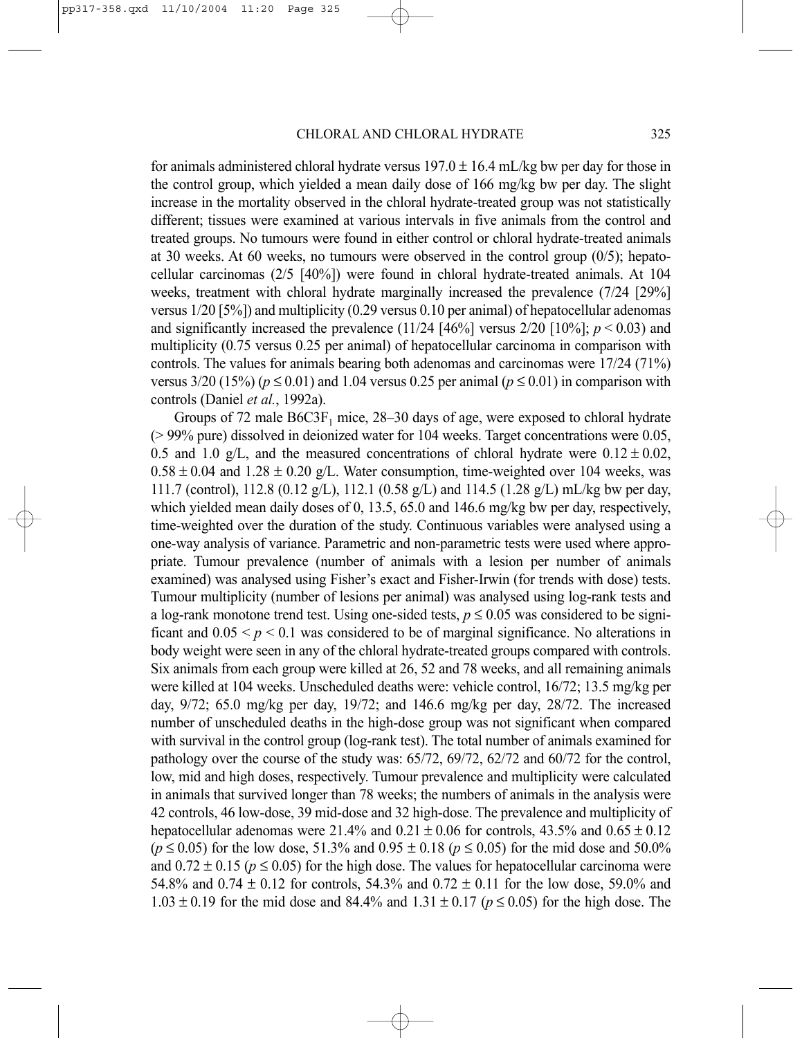for animals administered chloral hydrate versus 197.0 ± 16.4 mL/kg bw per day for those in the control group, which yielded a mean daily dose of 166 mg/kg bw per day. The slight increase in the mortality observed in the chloral hydrate-treated group was not statistically different; tissues were examined at various intervals in five animals from the control and treated groups. No tumours were found in either control or chloral hydrate-treated animals at 30 weeks. At 60 weeks, no tumours were observed in the control group (0/5); hepatocellular carcinomas (2/5 [40%]) were found in chloral hydrate-treated animals. At 104 weeks, treatment with chloral hydrate marginally increased the prevalence (7/24 [29%] versus 1/20 [5%]) and multiplicity (0.29 versus 0.10 per animal) of hepatocellular adenomas and significantly increased the prevalence (11/24 [46%] versus 2/20 [10%]; $p < 0.03$) and multiplicity (0.75 versus 0.25 per animal) of hepatocellular carcinoma in comparison with controls. The values for animals bearing both adenomas and carcinomas were 17/24 (71%) versus 3/20 (15%) ($p \leq 0.01$) and 1.04 versus 0.25 per animal ($p \leq 0.01$) in comparison with controls (Daniel *et al.*, 1992a).

Groups of 72 male $B6C3F_1$ mice, 28–30 days of age, were exposed to chloral hydrate (> 99% pure) dissolved in deionized water for 104 weeks. Target concentrations were 0.05, 0.5 and 1.0 g/L, and the measured concentrations of chloral hydrate were 0.12 ± 0.02, 0.58 ± 0.04 and 1.28 ± 0.20 g/L. Water consumption, time-weighted over 104 weeks, was 111.7 (control), 112.8 (0.12 g/L), 112.1 (0.58 g/L) and 114.5 (1.28 g/L) mL/kg bw per day, which yielded mean daily doses of 0, 13.5, 65.0 and 146.6 mg/kg bw per day, respectively, time-weighted over the duration of the study. Continuous variables were analysed using a one-way analysis of variance. Parametric and non-parametric tests were used where appropriate. Tumour prevalence (number of animals with a lesion per number of animals examined) was analysed using Fisher's exact and Fisher-Irwin (for trends with dose) tests. Tumour multiplicity (number of lesions per animal) was analysed using log-rank tests and a log-rank monotone trend test. Using one-sided tests, $p \leq 0.05$ was considered to be significant and $0.05 < p < 0.1$ was considered to be of marginal significance. No alterations in body weight were seen in any of the chloral hydrate-treated groups compared with controls. Six animals from each group were killed at 26, 52 and 78 weeks, and all remaining animals were killed at 104 weeks. Unscheduled deaths were: vehicle control, 16/72; 13.5 mg/kg per day, 9/72; 65.0 mg/kg per day, 19/72; and 146.6 mg/kg per day, 28/72. The increased number of unscheduled deaths in the high-dose group was not significant when compared with survival in the control group (log-rank test). The total number of animals examined for pathology over the course of the study was: 65/72, 69/72, 62/72 and 60/72 for the control, low, mid and high doses, respectively. Tumour prevalence and multiplicity were calculated in animals that survived longer than 78 weeks; the numbers of animals in the analysis were 42 controls, 46 low-dose, 39 mid-dose and 32 high-dose. The prevalence and multiplicity of hepatocellular adenomas were 21.4% and 0.21 ± 0.06 for controls, 43.5% and 0.65 ± 0.12 ($p \leq 0.05$) for the low dose, 51.3% and 0.95 ± 0.18 ($p \leq 0.05$) for the mid dose and 50.0% and 0.72 ± 0.15 ($p \leq 0.05$) for the high dose. The values for hepatocellular carcinoma were 54.8% and 0.74 ± 0.12 for controls, 54.3% and 0.72 ± 0.11 for the low dose, 59.0% and 1.03 ± 0.19 for the mid dose and 84.4% and 1.31 ± 0.17 ($p \leq 0.05$) for the high dose. The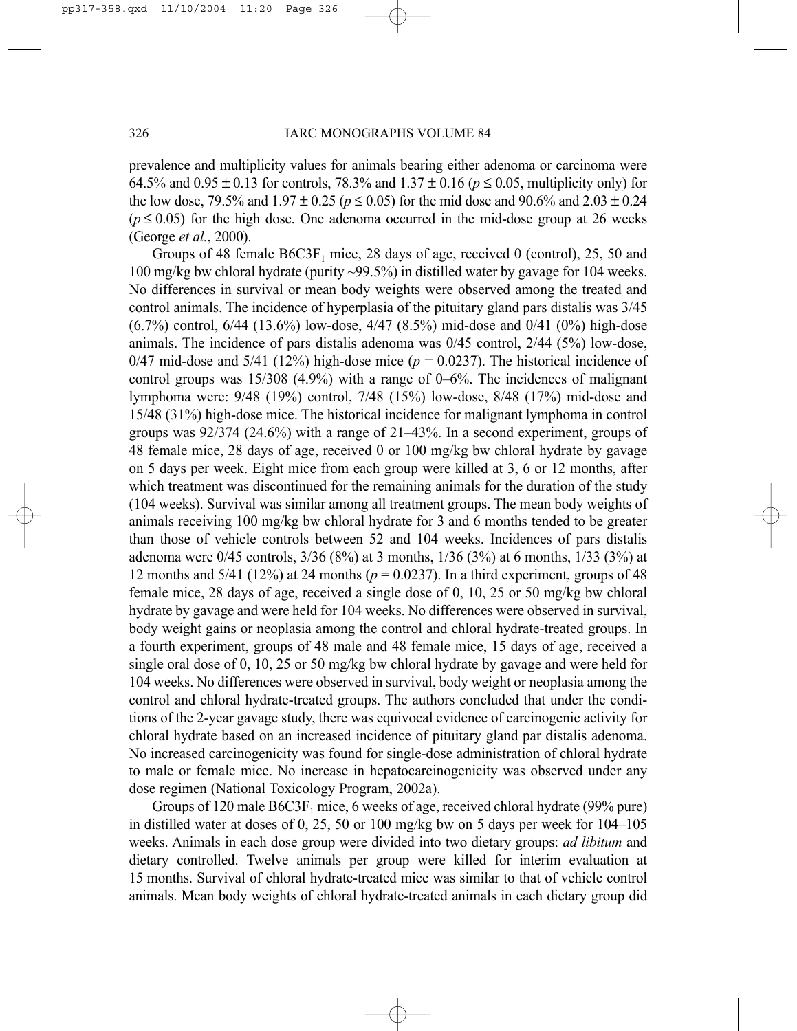prevalence and multiplicity values for animals bearing either adenoma or carcinoma were 64.5% and 0.95 ± 0.13 for controls, 78.3% and 1.37 ± 0.16 ($p \leq 0.05$, multiplicity only) for the low dose, 79.5% and 1.97 ± 0.25 ($p \leq 0.05$) for the mid dose and 90.6% and 2.03 ± 0.24 ($p \leq 0.05$) for the high dose. One adenoma occurred in the mid-dose group at 26 weeks (George *et al.*, 2000).

Groups of 48 female B6C3F$_1$ mice, 28 days of age, received 0 (control), 25, 50 and 100 mg/kg bw chloral hydrate (purity ~99.5%) in distilled water by gavage for 104 weeks. No differences in survival or mean body weights were observed among the treated and control animals. The incidence of hyperplasia of the pituitary gland pars distalis was 3/45 (6.7%) control, 6/44 (13.6%) low-dose, 4/47 (8.5%) mid-dose and 0/41 (0%) high-dose animals. The incidence of pars distalis adenoma was 0/45 control, 2/44 (5%) low-dose, 0/47 mid-dose and 5/41 (12%) high-dose mice ($p = 0.0237$). The historical incidence of control groups was 15/308 (4.9%) with a range of 0–6%. The incidences of malignant lymphoma were: 9/48 (19%) control, 7/48 (15%) low-dose, 8/48 (17%) mid-dose and 15/48 (31%) high-dose mice. The historical incidence for malignant lymphoma in control groups was 92/374 (24.6%) with a range of 21–43%. In a second experiment, groups of 48 female mice, 28 days of age, received 0 or 100 mg/kg bw chloral hydrate by gavage on 5 days per week. Eight mice from each group were killed at 3, 6 or 12 months, after which treatment was discontinued for the remaining animals for the duration of the study (104 weeks). Survival was similar among all treatment groups. The mean body weights of animals receiving 100 mg/kg bw chloral hydrate for 3 and 6 months tended to be greater than those of vehicle controls between 52 and 104 weeks. Incidences of pars distalis adenoma were 0/45 controls, 3/36 (8%) at 3 months, 1/36 (3%) at 6 months, 1/33 (3%) at 12 months and 5/41 (12%) at 24 months ($p = 0.0237$). In a third experiment, groups of 48 female mice, 28 days of age, received a single dose of 0, 10, 25 or 50 mg/kg bw chloral hydrate by gavage and were held for 104 weeks. No differences were observed in survival, body weight gains or neoplasia among the control and chloral hydrate-treated groups. In a fourth experiment, groups of 48 male and 48 female mice, 15 days of age, received a single oral dose of 0, 10, 25 or 50 mg/kg bw chloral hydrate by gavage and were held for 104 weeks. No differences were observed in survival, body weight or neoplasia among the control and chloral hydrate-treated groups. The authors concluded that under the conditions of the 2-year gavage study, there was equivocal evidence of carcinogenic activity for chloral hydrate based on an increased incidence of pituitary gland par distalis adenoma. No increased carcinogenicity was found for single-dose administration of chloral hydrate to male or female mice. No increase in hepatocarcinogenicity was observed under any dose regimen (National Toxicology Program, 2002a).

Groups of 120 male B6C3F$_1$ mice, 6 weeks of age, received chloral hydrate (99% pure) in distilled water at doses of 0, 25, 50 or 100 mg/kg bw on 5 days per week for 104–105 weeks. Animals in each dose group were divided into two dietary groups: *ad libitum* and dietary controlled. Twelve animals per group were killed for interim evaluation at 15 months. Survival of chloral hydrate-treated mice was similar to that of vehicle control animals. Mean body weights of chloral hydrate-treated animals in each dietary group did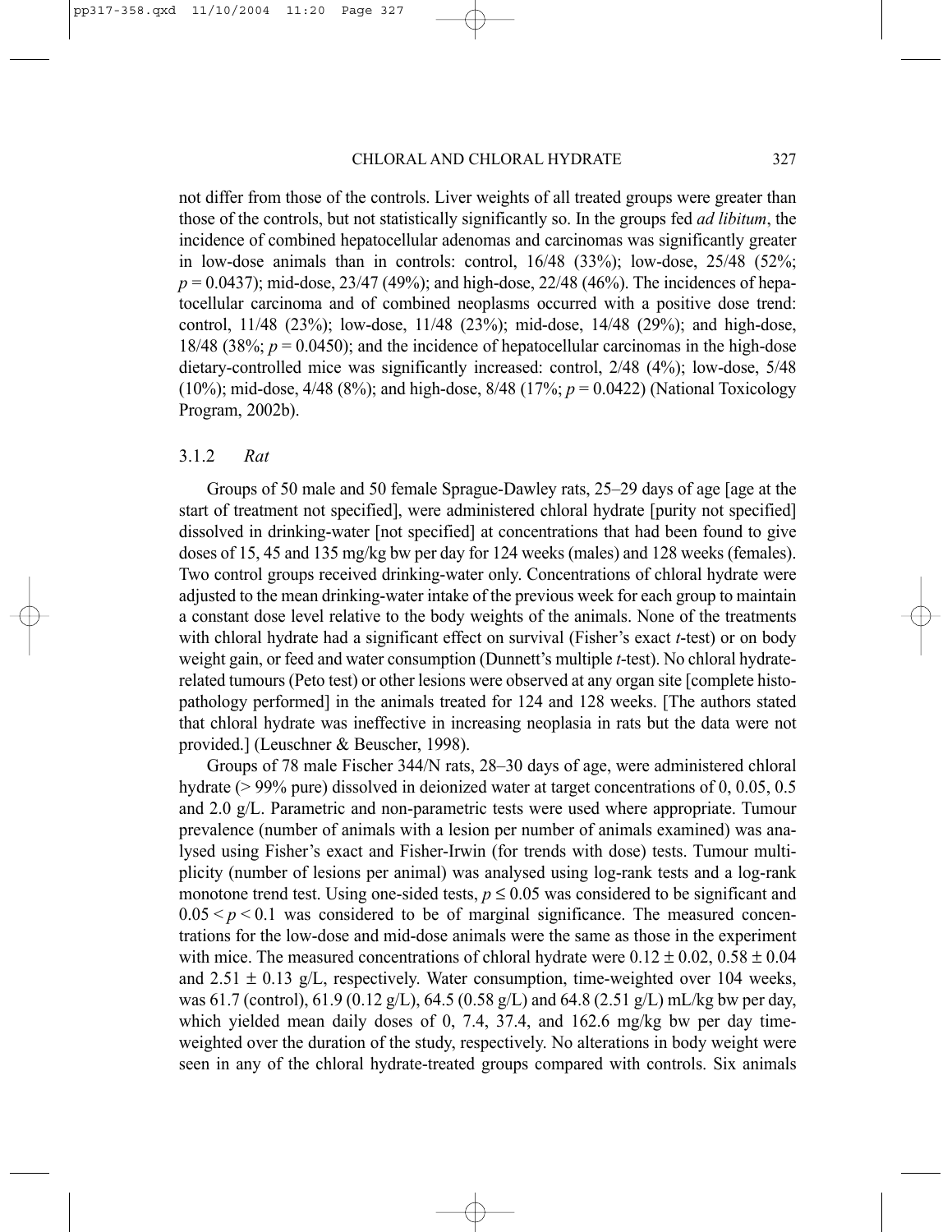not differ from those of the controls. Liver weights of all treated groups were greater than those of the controls, but not statistically significantly so. In the groups fed *ad libitum*, the incidence of combined hepatocellular adenomas and carcinomas was significantly greater in low-dose animals than in controls: control, 16/48 (33%); low-dose, 25/48 (52%; $p = 0.0437$); mid-dose, 23/47 (49%); and high-dose, 22/48 (46%). The incidences of hepatocellular carcinoma and of combined neoplasms occurred with a positive dose trend: control, 11/48 (23%); low-dose, 11/48 (23%); mid-dose, 14/48 (29%); and high-dose, 18/48 (38%; $p = 0.0450$); and the incidence of hepatocellular carcinomas in the high-dose dietary-controlled mice was significantly increased: control, 2/48 (4%); low-dose, 5/48 (10%); mid-dose, 4/48 (8%); and high-dose, 8/48 (17%; $p = 0.0422$) (National Toxicology Program, 2002b).

### 3.1.2 *Rat*

Groups of 50 male and 50 female Sprague-Dawley rats, 25–29 days of age [age at the start of treatment not specified], were administered chloral hydrate [purity not specified] dissolved in drinking-water [not specified] at concentrations that had been found to give doses of 15, 45 and 135 mg/kg bw per day for 124 weeks (males) and 128 weeks (females). Two control groups received drinking-water only. Concentrations of chloral hydrate were adjusted to the mean drinking-water intake of the previous week for each group to maintain a constant dose level relative to the body weights of the animals. None of the treatments with chloral hydrate had a significant effect on survival (Fisher's exact *t*-test) or on body weight gain, or feed and water consumption (Dunnett's multiple *t*-test). No chloral hydrate-related tumours (Peto test) or other lesions were observed at any organ site [complete histopathology performed] in the animals treated for 124 and 128 weeks. [The authors stated that chloral hydrate was ineffective in increasing neoplasia in rats but the data were not provided.] (Leuschner & Beuscher, 1998).

Groups of 78 male Fischer 344/N rats, 28–30 days of age, were administered chloral hydrate (> 99% pure) dissolved in deionized water at target concentrations of 0, 0.05, 0.5 and 2.0 g/L. Parametric and non-parametric tests were used where appropriate. Tumour prevalence (number of animals with a lesion per number of animals examined) was analysed using Fisher's exact and Fisher-Irwin (for trends with dose) tests. Tumour multiplicity (number of lesions per animal) was analysed using log-rank tests and a log-rank monotone trend test. Using one-sided tests, $p \leq 0.05$ was considered to be significant and $0.05 < p < 0.1$ was considered to be of marginal significance. The measured concentrations for the low-dose and mid-dose animals were the same as those in the experiment with mice. The measured concentrations of chloral hydrate were $0.12 \pm 0.02$, $0.58 \pm 0.04$ and $2.51 \pm 0.13$ g/L, respectively. Water consumption, time-weighted over 104 weeks, was 61.7 (control), 61.9 (0.12 g/L), 64.5 (0.58 g/L) and 64.8 (2.51 g/L) mL/kg bw per day, which yielded mean daily doses of 0, 7.4, 37.4, and 162.6 mg/kg bw per day time-weighted over the duration of the study, respectively. No alterations in body weight were seen in any of the chloral hydrate-treated groups compared with controls. Six animals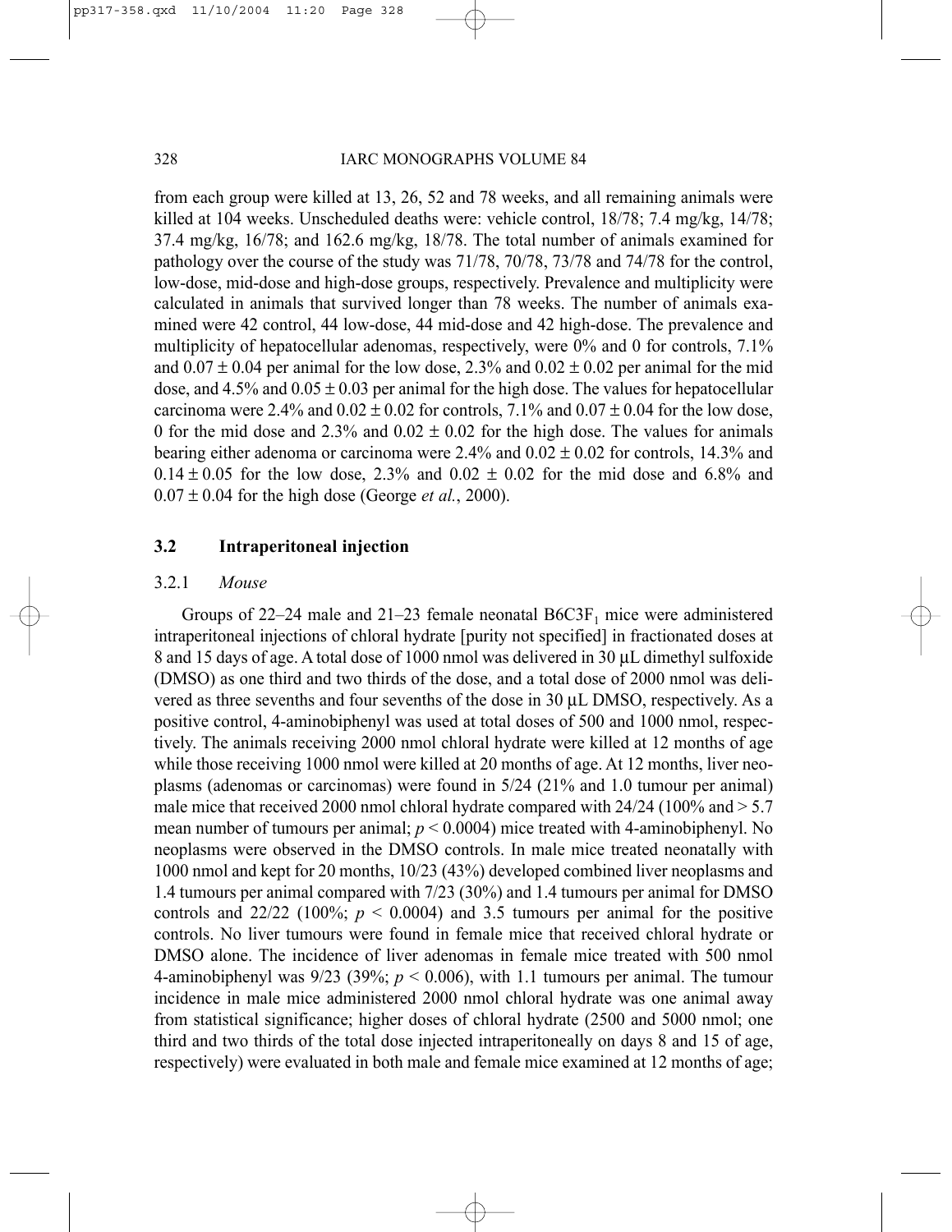from each group were killed at 13, 26, 52 and 78 weeks, and all remaining animals were killed at 104 weeks. Unscheduled deaths were: vehicle control, 18/78; 7.4 mg/kg, 14/78; 37.4 mg/kg, 16/78; and 162.6 mg/kg, 18/78. The total number of animals examined for pathology over the course of the study was 71/78, 70/78, 73/78 and 74/78 for the control, low-dose, mid-dose and high-dose groups, respectively. Prevalence and multiplicity were calculated in animals that survived longer than 78 weeks. The number of animals examined were 42 control, 44 low-dose, 44 mid-dose and 42 high-dose. The prevalence and multiplicity of hepatocellular adenomas, respectively, were 0% and 0 for controls, 7.1% and $0.07 \pm 0.04$ per animal for the low dose, 2.3% and $0.02 \pm 0.02$ per animal for the mid dose, and 4.5% and $0.05 \pm 0.03$ per animal for the high dose. The values for hepatocellular carcinoma were 2.4% and $0.02 \pm 0.02$ for controls, 7.1% and $0.07 \pm 0.04$ for the low dose, 0 for the mid dose and 2.3% and $0.02 \pm 0.02$ for the high dose. The values for animals bearing either adenoma or carcinoma were 2.4% and $0.02 \pm 0.02$ for controls, 14.3% and $0.14 \pm 0.05$ for the low dose, 2.3% and $0.02 \pm 0.02$ for the mid dose and 6.8% and $0.07 \pm 0.04$ for the high dose (George *et al.*, 2000).

## 3.2 Intraperitoneal injection

### 3.2.1 *Mouse*

Groups of 22–24 male and 21–23 female neonatal $B6C3F_1$ mice were administered intraperitoneal injections of chloral hydrate [purity not specified] in fractionated doses at 8 and 15 days of age. A total dose of 1000 nmol was delivered in 30 μL dimethyl sulfoxide (DMSO) as one third and two thirds of the dose, and a total dose of 2000 nmol was delivered as three sevenths and four sevenths of the dose in 30 μL DMSO, respectively. As a positive control, 4-aminobiphenyl was used at total doses of 500 and 1000 nmol, respectively. The animals receiving 2000 nmol chloral hydrate were killed at 12 months of age while those receiving 1000 nmol were killed at 20 months of age. At 12 months, liver neoplasms (adenomas or carcinomas) were found in 5/24 (21% and 1.0 tumour per animal) male mice that received 2000 nmol chloral hydrate compared with 24/24 (100% and > 5.7 mean number of tumours per animal; $p < 0.0004$) mice treated with 4-aminobiphenyl. No neoplasms were observed in the DMSO controls. In male mice treated neonatally with 1000 nmol and kept for 20 months, 10/23 (43%) developed combined liver neoplasms and 1.4 tumours per animal compared with 7/23 (30%) and 1.4 tumours per animal for DMSO controls and 22/22 (100%; $p < 0.0004$) and 3.5 tumours per animal for the positive controls. No liver tumours were found in female mice that received chloral hydrate or DMSO alone. The incidence of liver adenomas in female mice treated with 500 nmol 4-aminobiphenyl was 9/23 (39%; $p < 0.006$), with 1.1 tumours per animal. The tumour incidence in male mice administered 2000 nmol chloral hydrate was one animal away from statistical significance; higher doses of chloral hydrate (2500 and 5000 nmol; one third and two thirds of the total dose injected intraperitoneally on days 8 and 15 of age, respectively) were evaluated in both male and female mice examined at 12 months of age;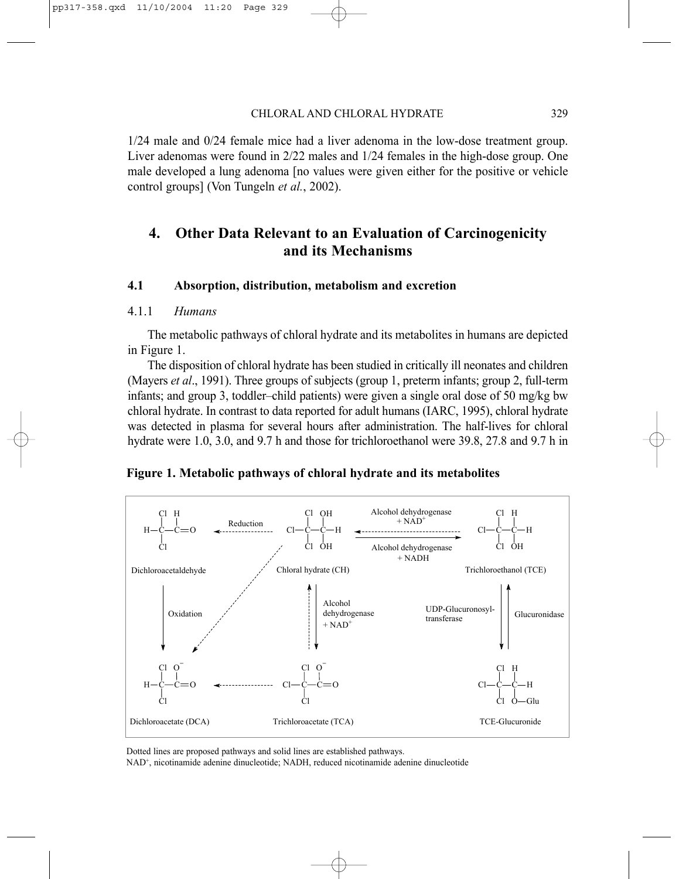1/24 male and 0/24 female mice had a liver adenoma in the low-dose treatment group. Liver adenomas were found in 2/22 males and 1/24 females in the high-dose group. One male developed a lung adenoma [no values were given either for the positive or vehicle control groups] (Von Tungeln *et al.*, 2002).

# 4. Other Data Relevant to an Evaluation of Carcinogenicity and its Mechanisms

## 4.1 Absorption, distribution, metabolism and excretion

### 4.1.1 *Humans*

The metabolic pathways of chloral hydrate and its metabolites in humans are depicted in Figure 1.

The disposition of chloral hydrate has been studied in critically ill neonates and children (Mayers *et al*., 1991). Three groups of subjects (group 1, preterm infants; group 2, full-term infants; and group 3, toddler–child patients) were given a single oral dose of 50 mg/kg bw chloral hydrate. In contrast to data reported for adult humans (IARC, 1995), chloral hydrate was detected in plasma for several hours after administration. The half-lives for chloral hydrate were 1.0, 3.0, and 9.7 h and those for trichloroethanol were 39.8, 27.8 and 9.7 h in

**Figure 1. Metabolic pathways of chloral hydrate and its metabolites**

Dichloroacetaldehyde — Reduction — Chloral hydrate (CH) — Alcohol dehydrogenase + $NAD^+$ / Alcohol dehydrogenase + NADH — Trichloroethanol (TCE)

Oxidation — Alcohol dehydrogenase + $NAD^+$ — UDP-Glucuronosyltransferase — Glucuronidase

Dichloroacetate (DCA) — Trichloroacetate (TCA) — TCE-Glucuronide

Dotted lines are proposed pathways and solid lines are established pathways.
$NAD^+$, nicotinamide adenine dinucleotide; NADH, reduced nicotinamide adenine dinucleotide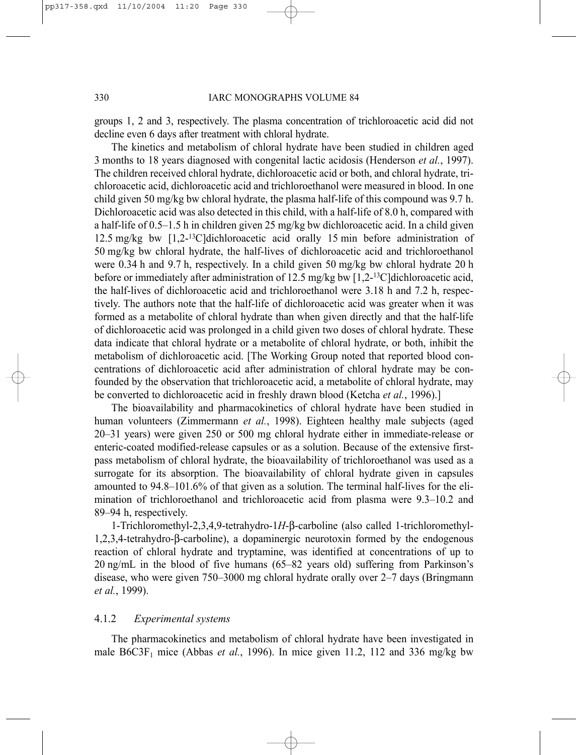groups 1, 2 and 3, respectively. The plasma concentration of trichloroacetic acid did not decline even 6 days after treatment with chloral hydrate.

The kinetics and metabolism of chloral hydrate have been studied in children aged 3 months to 18 years diagnosed with congenital lactic acidosis (Henderson *et al.*, 1997). The children received chloral hydrate, dichloroacetic acid or both, and chloral hydrate, trichloroacetic acid, dichloroacetic acid and trichloroethanol were measured in blood. In one child given 50 mg/kg bw chloral hydrate, the plasma half-life of this compound was 9.7 h. Dichloroacetic acid was also detected in this child, with a half-life of 8.0 h, compared with a half-life of 0.5–1.5 h in children given 25 mg/kg bw dichloroacetic acid. In a child given 12.5 mg/kg bw [1,2-$^{13}$C]dichloroacetic acid orally 15 min before administration of 50 mg/kg bw chloral hydrate, the half-lives of dichloroacetic acid and trichloroethanol were 0.34 h and 9.7 h, respectively. In a child given 50 mg/kg bw chloral hydrate 20 h before or immediately after administration of 12.5 mg/kg bw [1,2-$^{13}$C]dichloroacetic acid, the half-lives of dichloroacetic acid and trichloroethanol were 3.18 h and 7.2 h, respectively. The authors note that the half-life of dichloroacetic acid was greater when it was formed as a metabolite of chloral hydrate than when given directly and that the half-life of dichloroacetic acid was prolonged in a child given two doses of chloral hydrate. These data indicate that chloral hydrate or a metabolite of chloral hydrate, or both, inhibit the metabolism of dichloroacetic acid. [The Working Group noted that reported blood concentrations of dichloroacetic acid after administration of chloral hydrate may be confounded by the observation that trichloroacetic acid, a metabolite of chloral hydrate, may be converted to dichloroacetic acid in freshly drawn blood (Ketcha *et al.*, 1996).]

The bioavailability and pharmacokinetics of chloral hydrate have been studied in human volunteers (Zimmermann *et al.*, 1998). Eighteen healthy male subjects (aged 20–31 years) were given 250 or 500 mg chloral hydrate either in immediate-release or enteric-coated modified-release capsules or as a solution. Because of the extensive first-pass metabolism of chloral hydrate, the bioavailability of trichloroethanol was used as a surrogate for its absorption. The bioavailability of chloral hydrate given in capsules amounted to 94.8–101.6% of that given as a solution. The terminal half-lives for the elimination of trichloroethanol and trichloroacetic acid from plasma were 9.3–10.2 and 89–94 h, respectively.

1-Trichloromethyl-2,3,4,9-tetrahydro-1*H*-β-carboline (also called 1-trichloromethyl-1,2,3,4-tetrahydro-β-carboline), a dopaminergic neurotoxin formed by the endogenous reaction of chloral hydrate and tryptamine, was identified at concentrations of up to 20 ng/mL in the blood of five humans (65–82 years old) suffering from Parkinson's disease, who were given 750–3000 mg chloral hydrate orally over 2–7 days (Bringmann *et al.*, 1999).

### 4.1.2 *Experimental systems*

The pharmacokinetics and metabolism of chloral hydrate have been investigated in male B6C3F$_1$ mice (Abbas *et al.*, 1996). In mice given 11.2, 112 and 336 mg/kg bw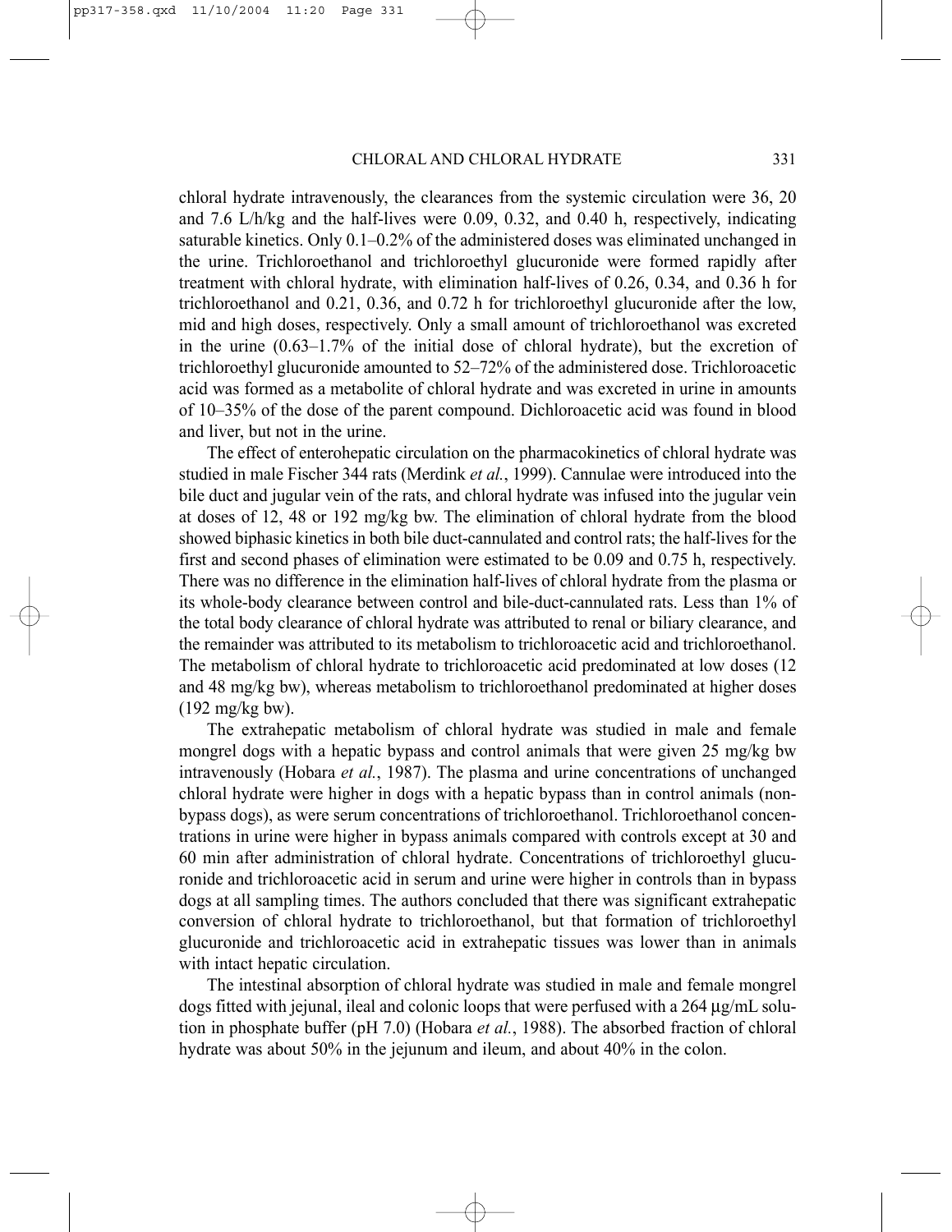chloral hydrate intravenously, the clearances from the systemic circulation were 36, 20 and 7.6 L/h/kg and the half-lives were 0.09, 0.32, and 0.40 h, respectively, indicating saturable kinetics. Only 0.1–0.2% of the administered doses was eliminated unchanged in the urine. Trichloroethanol and trichloroethyl glucuronide were formed rapidly after treatment with chloral hydrate, with elimination half-lives of 0.26, 0.34, and 0.36 h for trichloroethanol and 0.21, 0.36, and 0.72 h for trichloroethyl glucuronide after the low, mid and high doses, respectively. Only a small amount of trichloroethanol was excreted in the urine (0.63–1.7% of the initial dose of chloral hydrate), but the excretion of trichloroethyl glucuronide amounted to 52–72% of the administered dose. Trichloroacetic acid was formed as a metabolite of chloral hydrate and was excreted in urine in amounts of 10–35% of the dose of the parent compound. Dichloroacetic acid was found in blood and liver, but not in the urine.

The effect of enterohepatic circulation on the pharmacokinetics of chloral hydrate was studied in male Fischer 344 rats (Merdink *et al.*, 1999). Cannulae were introduced into the bile duct and jugular vein of the rats, and chloral hydrate was infused into the jugular vein at doses of 12, 48 or 192 mg/kg bw. The elimination of chloral hydrate from the blood showed biphasic kinetics in both bile duct-cannulated and control rats; the half-lives for the first and second phases of elimination were estimated to be 0.09 and 0.75 h, respectively. There was no difference in the elimination half-lives of chloral hydrate from the plasma or its whole-body clearance between control and bile-duct-cannulated rats. Less than 1% of the total body clearance of chloral hydrate was attributed to renal or biliary clearance, and the remainder was attributed to its metabolism to trichloroacetic acid and trichloroethanol. The metabolism of chloral hydrate to trichloroacetic acid predominated at low doses (12 and 48 mg/kg bw), whereas metabolism to trichloroethanol predominated at higher doses (192 mg/kg bw).

The extrahepatic metabolism of chloral hydrate was studied in male and female mongrel dogs with a hepatic bypass and control animals that were given 25 mg/kg bw intravenously (Hobara *et al.*, 1987). The plasma and urine concentrations of unchanged chloral hydrate were higher in dogs with a hepatic bypass than in control animals (non-bypass dogs), as were serum concentrations of trichloroethanol. Trichloroethanol concentrations in urine were higher in bypass animals compared with controls except at 30 and 60 min after administration of chloral hydrate. Concentrations of trichloroethyl glucuronide and trichloroacetic acid in serum and urine were higher in controls than in bypass dogs at all sampling times. The authors concluded that there was significant extrahepatic conversion of chloral hydrate to trichloroethanol, but that formation of trichloroethyl glucuronide and trichloroacetic acid in extrahepatic tissues was lower than in animals with intact hepatic circulation.

The intestinal absorption of chloral hydrate was studied in male and female mongrel dogs fitted with jejunal, ileal and colonic loops that were perfused with a 264 μg/mL solution in phosphate buffer (pH 7.0) (Hobara *et al.*, 1988). The absorbed fraction of chloral hydrate was about 50% in the jejunum and ileum, and about 40% in the colon.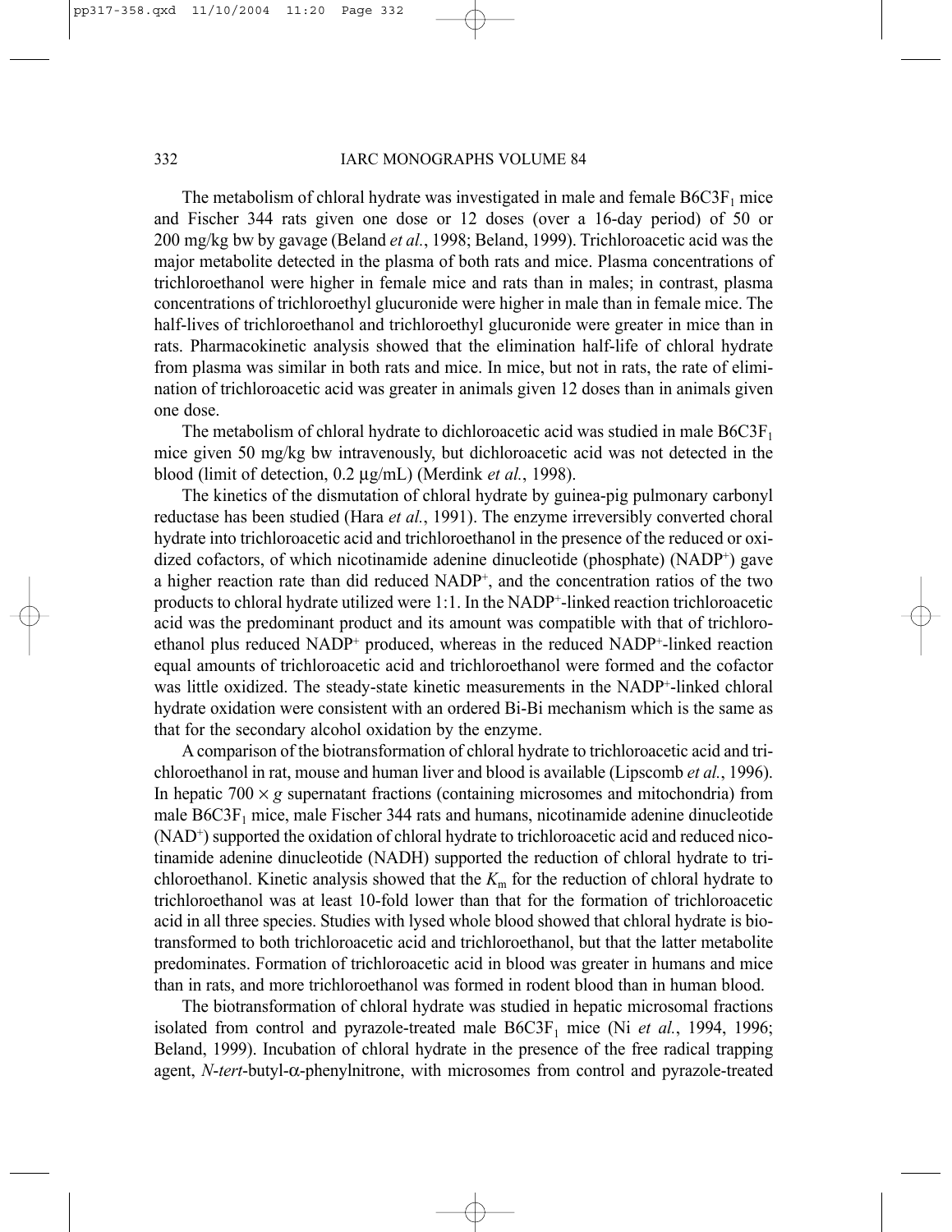The metabolism of chloral hydrate was investigated in male and female B6C3F$_1$ mice and Fischer 344 rats given one dose or 12 doses (over a 16-day period) of 50 or 200 mg/kg bw by gavage (Beland *et al.*, 1998; Beland, 1999). Trichloroacetic acid was the major metabolite detected in the plasma of both rats and mice. Plasma concentrations of trichloroethanol were higher in female mice and rats than in males; in contrast, plasma concentrations of trichloroethyl glucuronide were higher in male than in female mice. The half-lives of trichloroethanol and trichloroethyl glucuronide were greater in mice than in rats. Pharmacokinetic analysis showed that the elimination half-life of chloral hydrate from plasma was similar in both rats and mice. In mice, but not in rats, the rate of elimination of trichloroacetic acid was greater in animals given 12 doses than in animals given one dose.

The metabolism of chloral hydrate to dichloroacetic acid was studied in male B6C3F$_1$ mice given 50 mg/kg bw intravenously, but dichloroacetic acid was not detected in the blood (limit of detection, 0.2 μg/mL) (Merdink *et al.*, 1998).

The kinetics of the dismutation of chloral hydrate by guinea-pig pulmonary carbonyl reductase has been studied (Hara *et al.*, 1991). The enzyme irreversibly converted choral hydrate into trichloroacetic acid and trichloroethanol in the presence of the reduced or oxidized cofactors, of which nicotinamide adenine dinucleotide (phosphate) (NADP$^+$) gave a higher reaction rate than did reduced NADP$^+$, and the concentration ratios of the two products to chloral hydrate utilized were 1:1. In the NADP$^+$-linked reaction trichloroacetic acid was the predominant product and its amount was compatible with that of trichloroethanol plus reduced NADP$^+$ produced, whereas in the reduced NADP$^+$-linked reaction equal amounts of trichloroacetic acid and trichloroethanol were formed and the cofactor was little oxidized. The steady-state kinetic measurements in the NADP$^+$-linked chloral hydrate oxidation were consistent with an ordered Bi-Bi mechanism which is the same as that for the secondary alcohol oxidation by the enzyme.

A comparison of the biotransformation of chloral hydrate to trichloroacetic acid and trichloroethanol in rat, mouse and human liver and blood is available (Lipscomb *et al.*, 1996). In hepatic 700 × *g* supernatant fractions (containing microsomes and mitochondria) from male B6C3F$_1$ mice, male Fischer 344 rats and humans, nicotinamide adenine dinucleotide (NAD$^+$) supported the oxidation of chloral hydrate to trichloroacetic acid and reduced nicotinamide adenine dinucleotide (NADH) supported the reduction of chloral hydrate to trichloroethanol. Kinetic analysis showed that the $K_m$ for the reduction of chloral hydrate to trichloroethanol was at least 10-fold lower than that for the formation of trichloroacetic acid in all three species. Studies with lysed whole blood showed that chloral hydrate is biotransformed to both trichloroacetic acid and trichloroethanol, but that the latter metabolite predominates. Formation of trichloroacetic acid in blood was greater in humans and mice than in rats, and more trichloroethanol was formed in rodent blood than in human blood.

The biotransformation of chloral hydrate was studied in hepatic microsomal fractions isolated from control and pyrazole-treated male B6C3F$_1$ mice (Ni *et al.*, 1994, 1996; Beland, 1999). Incubation of chloral hydrate in the presence of the free radical trapping agent, *N-tert*-butyl-α-phenylnitrone, with microsomes from control and pyrazole-treated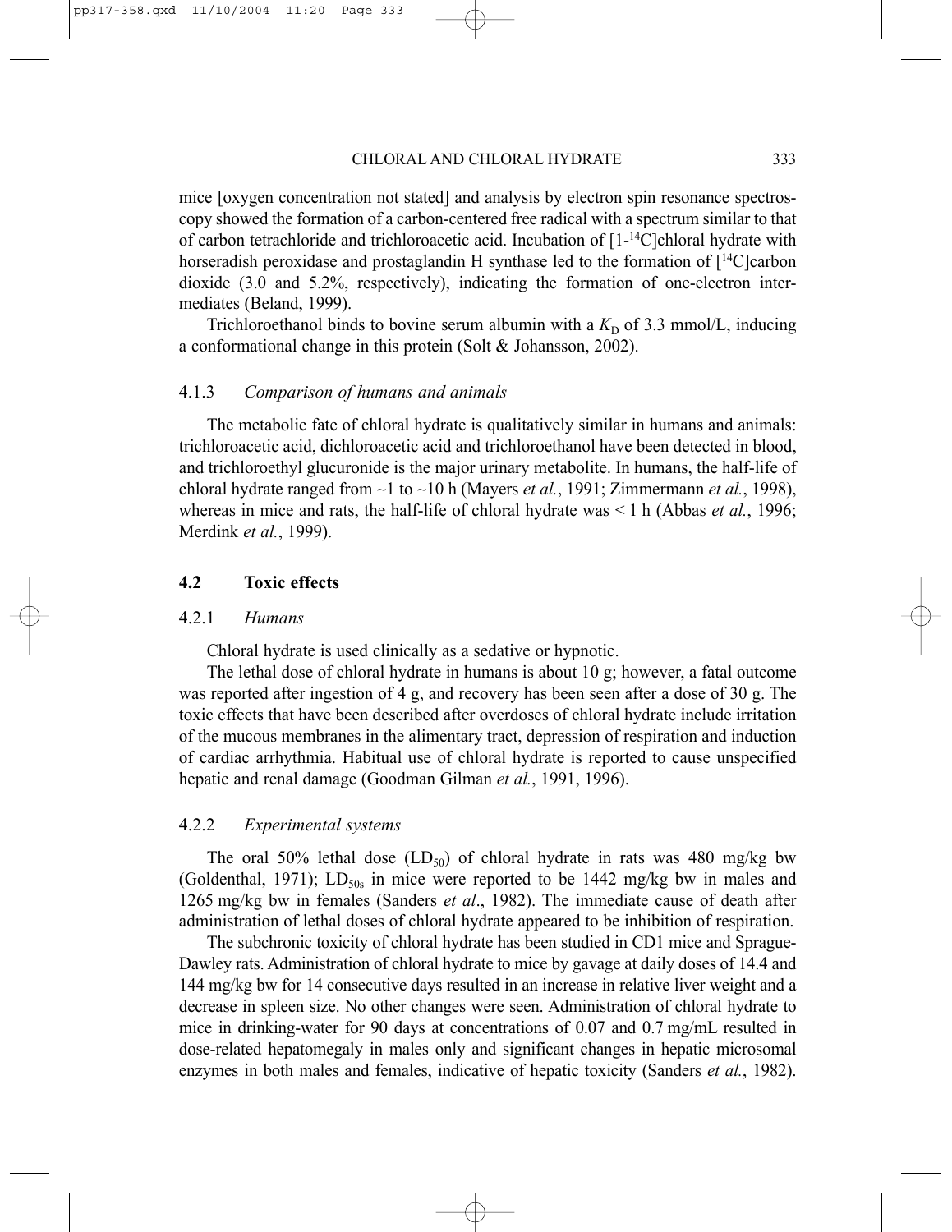mice [oxygen concentration not stated] and analysis by electron spin resonance spectroscopy showed the formation of a carbon-centered free radical with a spectrum similar to that of carbon tetrachloride and trichloroacetic acid. Incubation of [1-$^{14}$C]chloral hydrate with horseradish peroxidase and prostaglandin H synthase led to the formation of [$^{14}$C]carbon dioxide (3.0 and 5.2%, respectively), indicating the formation of one-electron intermediates (Beland, 1999).

Trichloroethanol binds to bovine serum albumin with a $K_D$ of 3.3 mmol/L, inducing a conformational change in this protein (Solt & Johansson, 2002).

#### 4.1.3 *Comparison of humans and animals*

The metabolic fate of chloral hydrate is qualitatively similar in humans and animals: trichloroacetic acid, dichloroacetic acid and trichloroethanol have been detected in blood, and trichloroethyl glucuronide is the major urinary metabolite. In humans, the half-life of chloral hydrate ranged from ~1 to ~10 h (Mayers *et al.*, 1991; Zimmermann *et al.*, 1998), whereas in mice and rats, the half-life of chloral hydrate was < 1 h (Abbas *et al.*, 1996; Merdink *et al.*, 1999).

### 4.2 Toxic effects

#### 4.2.1 *Humans*

Chloral hydrate is used clinically as a sedative or hypnotic.

The lethal dose of chloral hydrate in humans is about 10 g; however, a fatal outcome was reported after ingestion of 4 g, and recovery has been seen after a dose of 30 g. The toxic effects that have been described after overdoses of chloral hydrate include irritation of the mucous membranes in the alimentary tract, depression of respiration and induction of cardiac arrhythmia. Habitual use of chloral hydrate is reported to cause unspecified hepatic and renal damage (Goodman Gilman *et al.*, 1991, 1996).

#### 4.2.2 *Experimental systems*

The oral 50% lethal dose ($LD_{50}$) of chloral hydrate in rats was 480 mg/kg bw (Goldenthal, 1971); $LD_{50s}$ in mice were reported to be 1442 mg/kg bw in males and 1265 mg/kg bw in females (Sanders *et al*., 1982). The immediate cause of death after administration of lethal doses of chloral hydrate appeared to be inhibition of respiration.

The subchronic toxicity of chloral hydrate has been studied in CD1 mice and Sprague-Dawley rats. Administration of chloral hydrate to mice by gavage at daily doses of 14.4 and 144 mg/kg bw for 14 consecutive days resulted in an increase in relative liver weight and a decrease in spleen size. No other changes were seen. Administration of chloral hydrate to mice in drinking-water for 90 days at concentrations of 0.07 and 0.7 mg/mL resulted in dose-related hepatomegaly in males only and significant changes in hepatic microsomal enzymes in both males and females, indicative of hepatic toxicity (Sanders *et al.*, 1982).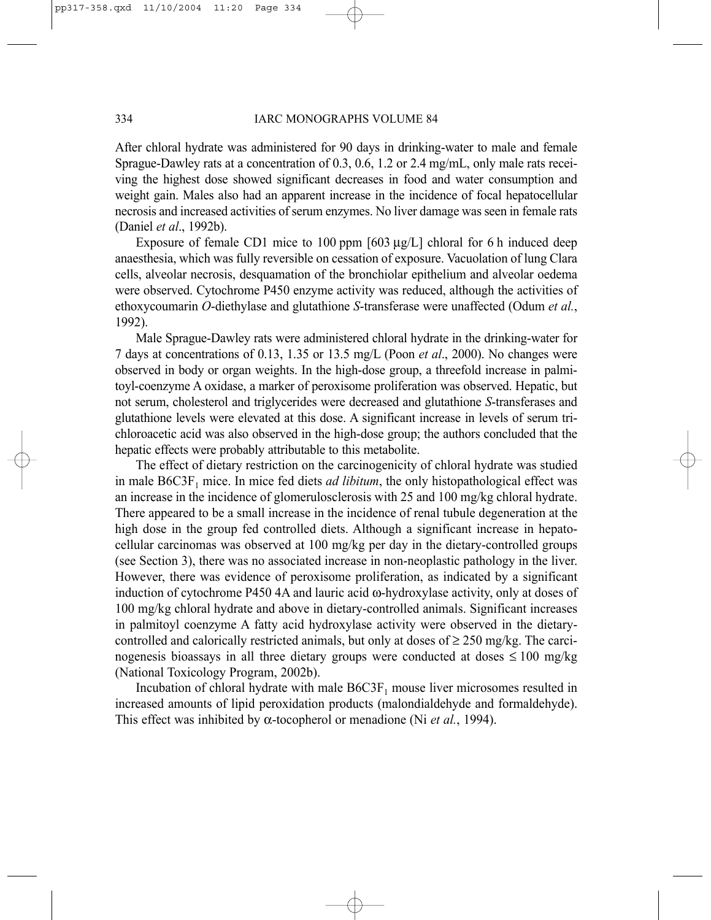After chloral hydrate was administered for 90 days in drinking-water to male and female Sprague-Dawley rats at a concentration of 0.3, 0.6, 1.2 or 2.4 mg/mL, only male rats receiving the highest dose showed significant decreases in food and water consumption and weight gain. Males also had an apparent increase in the incidence of focal hepatocellular necrosis and increased activities of serum enzymes. No liver damage was seen in female rats (Daniel *et al*., 1992b).

Exposure of female CD1 mice to 100 ppm [603 μg/L] chloral for 6 h induced deep anaesthesia, which was fully reversible on cessation of exposure. Vacuolation of lung Clara cells, alveolar necrosis, desquamation of the bronchiolar epithelium and alveolar oedema were observed. Cytochrome P450 enzyme activity was reduced, although the activities of ethoxycoumarin *O*-diethylase and glutathione *S*-transferase were unaffected (Odum *et al.*, 1992).

Male Sprague-Dawley rats were administered chloral hydrate in the drinking-water for 7 days at concentrations of 0.13, 1.35 or 13.5 mg/L (Poon *et al*., 2000). No changes were observed in body or organ weights. In the high-dose group, a threefold increase in palmitoyl-coenzyme A oxidase, a marker of peroxisome proliferation was observed. Hepatic, but not serum, cholesterol and triglycerides were decreased and glutathione *S*-transferases and glutathione levels were elevated at this dose. A significant increase in levels of serum trichloroacetic acid was also observed in the high-dose group; the authors concluded that the hepatic effects were probably attributable to this metabolite.

The effect of dietary restriction on the carcinogenicity of chloral hydrate was studied in male B6C3F$_1$ mice. In mice fed diets *ad libitum*, the only histopathological effect was an increase in the incidence of glomerulosclerosis with 25 and 100 mg/kg chloral hydrate. There appeared to be a small increase in the incidence of renal tubule degeneration at the high dose in the group fed controlled diets. Although a significant increase in hepatocellular carcinomas was observed at 100 mg/kg per day in the dietary-controlled groups (see Section 3), there was no associated increase in non-neoplastic pathology in the liver. However, there was evidence of peroxisome proliferation, as indicated by a significant induction of cytochrome P450 4A and lauric acid ω-hydroxylase activity, only at doses of 100 mg/kg chloral hydrate and above in dietary-controlled animals. Significant increases in palmitoyl coenzyme A fatty acid hydroxylase activity were observed in the dietary-controlled and calorically restricted animals, but only at doses of ≥ 250 mg/kg. The carcinogenesis bioassays in all three dietary groups were conducted at doses ≤ 100 mg/kg (National Toxicology Program, 2002b).

Incubation of chloral hydrate with male B6C3F$_1$ mouse liver microsomes resulted in increased amounts of lipid peroxidation products (malondialdehyde and formaldehyde). This effect was inhibited by α-tocopherol or menadione (Ni *et al.*, 1994).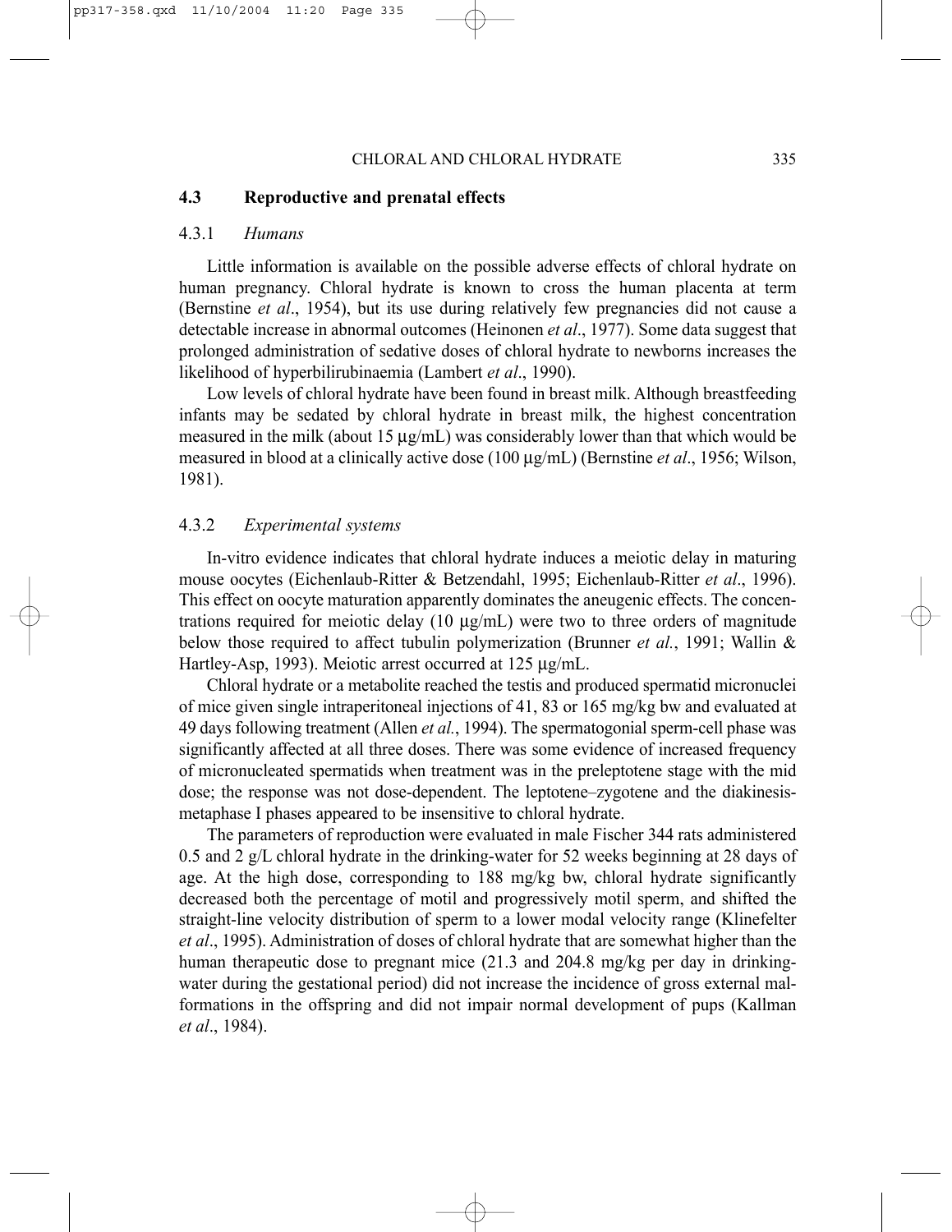## 4.3 Reproductive and prenatal effects

### 4.3.1 *Humans*

Little information is available on the possible adverse effects of chloral hydrate on human pregnancy. Chloral hydrate is known to cross the human placenta at term (Bernstine *et al*., 1954), but its use during relatively few pregnancies did not cause a detectable increase in abnormal outcomes (Heinonen *et al*., 1977). Some data suggest that prolonged administration of sedative doses of chloral hydrate to newborns increases the likelihood of hyperbilirubinaemia (Lambert *et al*., 1990).

Low levels of chloral hydrate have been found in breast milk. Although breastfeeding infants may be sedated by chloral hydrate in breast milk, the highest concentration measured in the milk (about 15 µg/mL) was considerably lower than that which would be measured in blood at a clinically active dose (100 µg/mL) (Bernstine *et al*., 1956; Wilson, 1981).

### 4.3.2 *Experimental systems*

In-vitro evidence indicates that chloral hydrate induces a meiotic delay in maturing mouse oocytes (Eichenlaub-Ritter & Betzendahl, 1995; Eichenlaub-Ritter *et al*., 1996). This effect on oocyte maturation apparently dominates the aneugenic effects. The concentrations required for meiotic delay (10 µg/mL) were two to three orders of magnitude below those required to affect tubulin polymerization (Brunner *et al.*, 1991; Wallin & Hartley-Asp, 1993). Meiotic arrest occurred at 125 µg/mL.

Chloral hydrate or a metabolite reached the testis and produced spermatid micronuclei of mice given single intraperitoneal injections of 41, 83 or 165 mg/kg bw and evaluated at 49 days following treatment (Allen *et al.*, 1994). The spermatogonial sperm-cell phase was significantly affected at all three doses. There was some evidence of increased frequency of micronucleated spermatids when treatment was in the preleptotene stage with the mid dose; the response was not dose-dependent. The leptotene–zygotene and the diakinesis-metaphase I phases appeared to be insensitive to chloral hydrate.

The parameters of reproduction were evaluated in male Fischer 344 rats administered 0.5 and 2 g/L chloral hydrate in the drinking-water for 52 weeks beginning at 28 days of age. At the high dose, corresponding to 188 mg/kg bw, chloral hydrate significantly decreased both the percentage of motil and progressively motil sperm, and shifted the straight-line velocity distribution of sperm to a lower modal velocity range (Klinefelter *et al*., 1995). Administration of doses of chloral hydrate that are somewhat higher than the human therapeutic dose to pregnant mice (21.3 and 204.8 mg/kg per day in drinking-water during the gestational period) did not increase the incidence of gross external malformations in the offspring and did not impair normal development of pups (Kallman *et al*., 1984).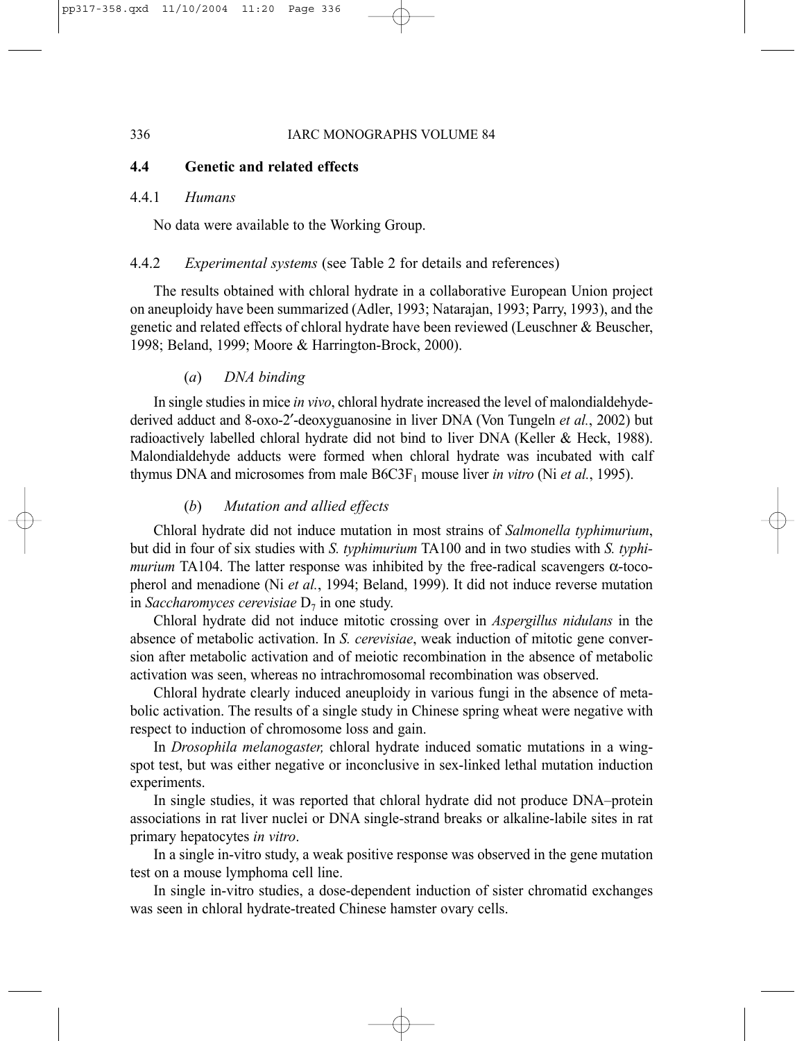## 4.4 Genetic and related effects

### 4.4.1 *Humans*

No data were available to the Working Group.

### 4.4.2 *Experimental systems* (see Table 2 for details and references)

The results obtained with chloral hydrate in a collaborative European Union project on aneuploidy have been summarized (Adler, 1993; Natarajan, 1993; Parry, 1993), and the genetic and related effects of chloral hydrate have been reviewed (Leuschner & Beuscher, 1998; Beland, 1999; Moore & Harrington-Brock, 2000).

#### (*a*) *DNA binding*

In single studies in mice *in vivo*, chloral hydrate increased the level of malondialdehyde-derived adduct and 8-oxo-2′-deoxyguanosine in liver DNA (Von Tungeln *et al.*, 2002) but radioactively labelled chloral hydrate did not bind to liver DNA (Keller & Heck, 1988). Malondialdehyde adducts were formed when chloral hydrate was incubated with calf thymus DNA and microsomes from male $B6C3F_1$ mouse liver *in vitro* (Ni *et al.*, 1995).

#### (*b*) *Mutation and allied effects*

Chloral hydrate did not induce mutation in most strains of *Salmonella typhimurium*, but did in four of six studies with *S. typhimurium* TA100 and in two studies with *S. typhimurium* TA104. The latter response was inhibited by the free-radical scavengers α-tocopherol and menadione (Ni *et al.*, 1994; Beland, 1999). It did not induce reverse mutation in *Saccharomyces cerevisiae* $D_7$ in one study.

Chloral hydrate did not induce mitotic crossing over in *Aspergillus nidulans* in the absence of metabolic activation. In *S. cerevisiae*, weak induction of mitotic gene conversion after metabolic activation and of meiotic recombination in the absence of metabolic activation was seen, whereas no intrachromosomal recombination was observed.

Chloral hydrate clearly induced aneuploidy in various fungi in the absence of metabolic activation. The results of a single study in Chinese spring wheat were negative with respect to induction of chromosome loss and gain.

In *Drosophila melanogaster,* chloral hydrate induced somatic mutations in a wing-spot test, but was either negative or inconclusive in sex-linked lethal mutation induction experiments.

In single studies, it was reported that chloral hydrate did not produce DNA–protein associations in rat liver nuclei or DNA single-strand breaks or alkaline-labile sites in rat primary hepatocytes *in vitro*.

In a single in-vitro study, a weak positive response was observed in the gene mutation test on a mouse lymphoma cell line.

In single in-vitro studies, a dose-dependent induction of sister chromatid exchanges was seen in chloral hydrate-treated Chinese hamster ovary cells.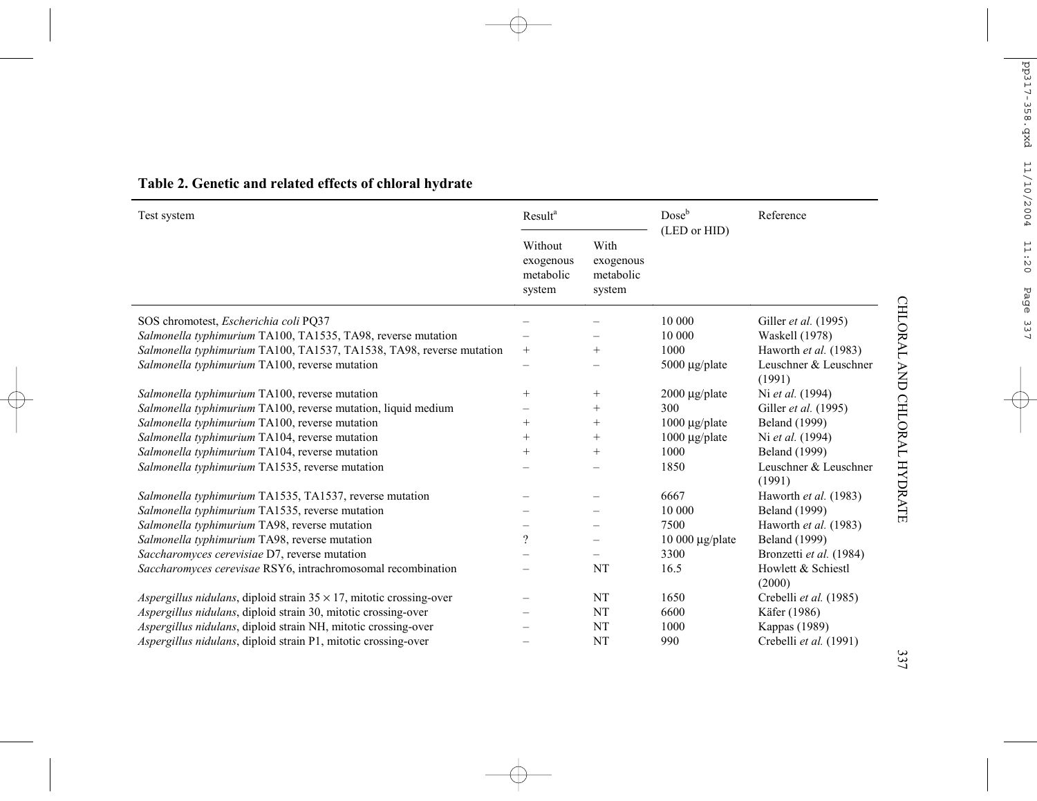**Table 2. Genetic and related effects of chloral hydrate**

| Test system | Result[a] | | Dose[b] (LED or HID) | Reference |
|---|---|---|---|---|
| | Without exogenous metabolic system | With exogenous metabolic system | | |
| SOS chromotest, *Escherichia coli* PQ37 | – | – | 10 000 | Giller *et al.* (1995) |
| *Salmonella typhimurium* TA100, TA1535, TA98, reverse mutation | – | – | 10 000 | Waskell (1978) |
| *Salmonella typhimurium* TA100, TA1537, TA1538, TA98, reverse mutation | + | + | 1000 | Haworth *et al.* (1983) |
| *Salmonella typhimurium* TA100, reverse mutation | – | – | 5000 μg/plate | Leuschner & Leuschner (1991) |
| *Salmonella typhimurium* TA100, reverse mutation | + | + | 2000 μg/plate | Ni *et al.* (1994) |
| *Salmonella typhimurium* TA100, reverse mutation, liquid medium | – | + | 300 | Giller *et al.* (1995) |
| *Salmonella typhimurium* TA100, reverse mutation | + | + | 1000 μg/plate | Beland (1999) |
| *Salmonella typhimurium* TA104, reverse mutation | + | + | 1000 μg/plate | Ni *et al.* (1994) |
| *Salmonella typhimurium* TA104, reverse mutation | + | + | 1000 | Beland (1999) |
| *Salmonella typhimurium* TA1535, reverse mutation | – | – | 1850 | Leuschner & Leuschner (1991) |
| *Salmonella typhimurium* TA1535, TA1537, reverse mutation | – | – | 6667 | Haworth *et al.* (1983) |
| *Salmonella typhimurium* TA1535, reverse mutation | – | – | 10 000 | Beland (1999) |
| *Salmonella typhimurium* TA98, reverse mutation | – | – | 7500 | Haworth *et al.* (1983) |
| *Salmonella typhimurium* TA98, reverse mutation | ? | – | 10 000 μg/plate | Beland (1999) |
| *Saccharomyces cerevisiae* D7, reverse mutation | – | – | 3300 | Bronzetti *et al.* (1984) |
| *Saccharomyces cerevisae* RSY6, intrachromosomal recombination | – | NT | 16.5 | Howlett & Schiestl (2000) |
| *Aspergillus nidulans*, diploid strain 35 × 17, mitotic crossing-over | – | NT | 1650 | Crebelli *et al.* (1985) |
| *Aspergillus nidulans*, diploid strain 30, mitotic crossing-over | – | NT | 6600 | Käfer (1986) |
| *Aspergillus nidulans*, diploid strain NH, mitotic crossing-over | – | NT | 1000 | Kappas (1989) |
| *Aspergillus nidulans*, diploid strain P1, mitotic crossing-over | – | NT | 990 | Crebelli *et al.* (1991) |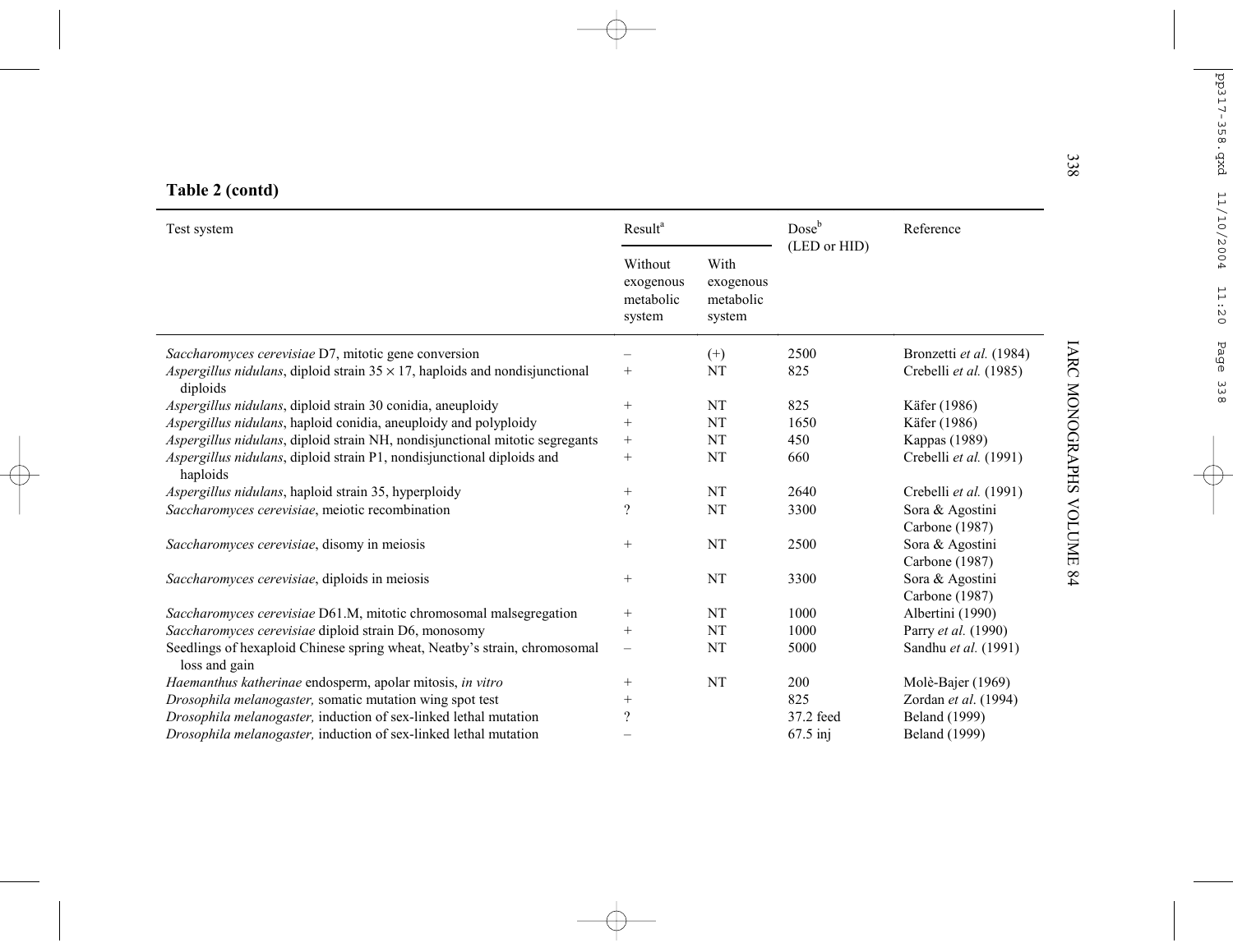**Table 2 (contd)**

| Test system | Result[a] | | Dose[b] (LED or HID) | Reference |
|---|---|---|---|---|
| | Without exogenous metabolic system | With exogenous metabolic system | | |
| *Saccharomyces cerevisiae* D7, mitotic gene conversion | – | (+) | 2500 | Bronzetti *et al.* (1984) |
| *Aspergillus nidulans*, diploid strain 35 × 17, haploids and nondisjunctional diploids | + | NT | 825 | Crebelli *et al.* (1985) |
| *Aspergillus nidulans*, diploid strain 30 conidia, aneuploidy | + | NT | 825 | Käfer (1986) |
| *Aspergillus nidulans*, haploid conidia, aneuploidy and polyploidy | + | NT | 1650 | Käfer (1986) |
| *Aspergillus nidulans*, diploid strain NH, nondisjunctional mitotic segregants | + | NT | 450 | Kappas (1989) |
| *Aspergillus nidulans*, diploid strain P1, nondisjunctional diploids and haploids | + | NT | 660 | Crebelli *et al.* (1991) |
| *Aspergillus nidulans*, haploid strain 35, hyperploidy | + | NT | 2640 | Crebelli *et al.* (1991) |
| *Saccharomyces cerevisiae*, meiotic recombination | ? | NT | 3300 | Sora & Agostini Carbone (1987) |
| *Saccharomyces cerevisiae*, disomy in meiosis | + | NT | 2500 | Sora & Agostini Carbone (1987) |
| *Saccharomyces cerevisiae*, diploids in meiosis | + | NT | 3300 | Sora & Agostini Carbone (1987) |
| *Saccharomyces cerevisiae* D61.M, mitotic chromosomal malsegregation | + | NT | 1000 | Albertini (1990) |
| *Saccharomyces cerevisiae* diploid strain D6, monosomy | + | NT | 1000 | Parry *et al.* (1990) |
| Seedlings of hexaploid Chinese spring wheat, Neatby's strain, chromosomal loss and gain | – | NT | 5000 | Sandhu *et al.* (1991) |
| *Haemanthus katherinae* endosperm, apolar mitosis, *in vitro* | + | NT | 200 | Molè-Bajer (1969) |
| *Drosophila melanogaster,* somatic mutation wing spot test | + | | 825 | Zordan *et al.* (1994) |
| *Drosophila melanogaster,* induction of sex-linked lethal mutation | ? | | 37.2 feed | Beland (1999) |
| *Drosophila melanogaster,* induction of sex-linked lethal mutation | – | | 67.5 inj | Beland (1999) |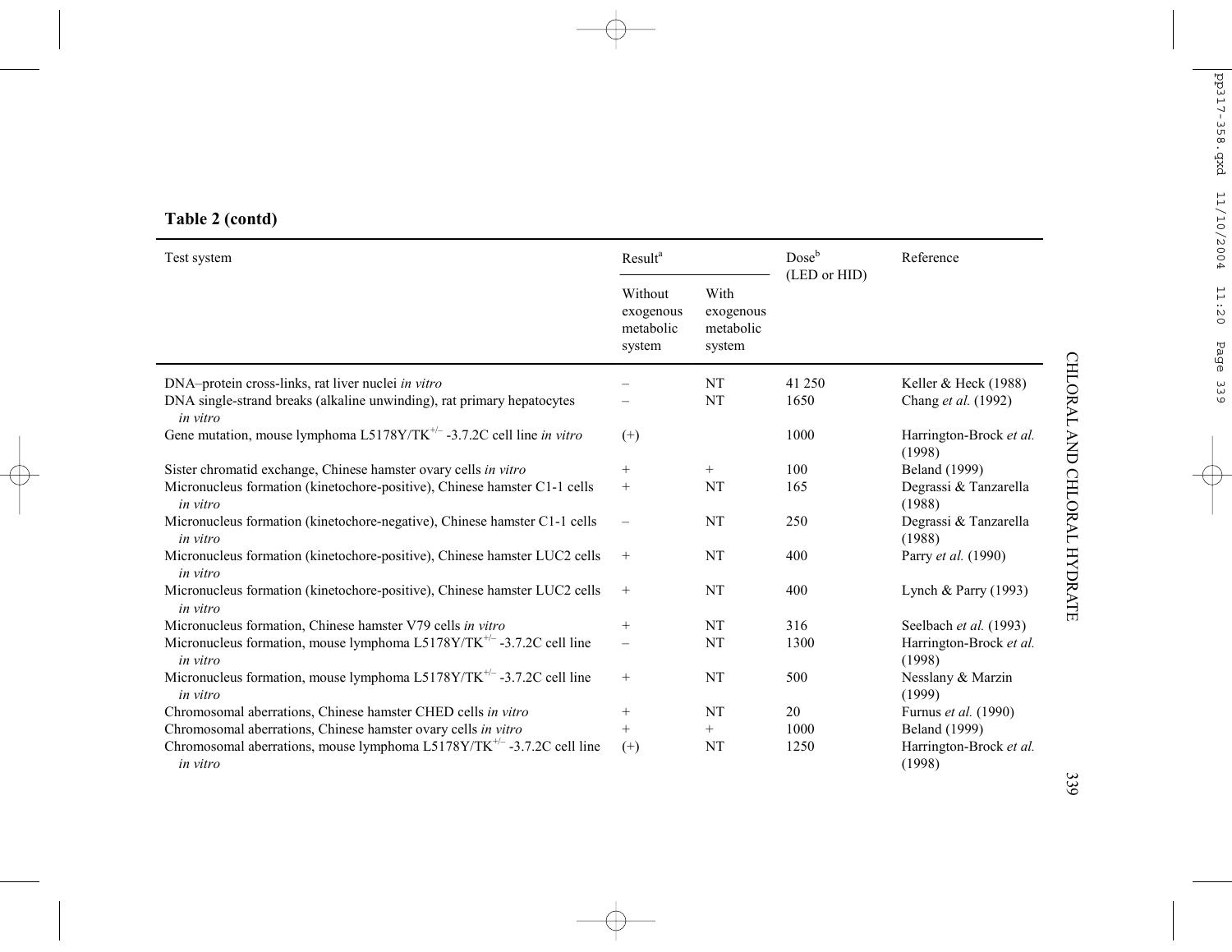**Table 2 (contd)**

| Test system | Result[a] | | Dose[b] (LED or HID) | Reference |
|---|---|---|---|---|
| | Without exogenous metabolic system | With exogenous metabolic system | | |
| DNA–protein cross-links, rat liver nuclei *in vitro* | – | NT | 41 250 | Keller & Heck (1988) |
| DNA single-strand breaks (alkaline unwinding), rat primary hepatocytes *in vitro* | – | NT | 1650 | Chang *et al.* (1992) |
| Gene mutation, mouse lymphoma L5178Y/TK$^{+/-}$ -3.7.2C cell line *in vitro* | (+) | | 1000 | Harrington-Brock *et al.* (1998) |
| Sister chromatid exchange, Chinese hamster ovary cells *in vitro* | + | + | 100 | Beland (1999) |
| Micronucleus formation (kinetochore-positive), Chinese hamster C1-1 cells *in vitro* | + | NT | 165 | Degrassi & Tanzarella (1988) |
| Micronucleus formation (kinetochore-negative), Chinese hamster C1-1 cells *in vitro* | – | NT | 250 | Degrassi & Tanzarella (1988) |
| Micronucleus formation (kinetochore-positive), Chinese hamster LUC2 cells *in vitro* | + | NT | 400 | Parry *et al.* (1990) |
| Micronucleus formation (kinetochore-positive), Chinese hamster LUC2 cells *in vitro* | + | NT | 400 | Lynch & Parry (1993) |
| Micronucleus formation, Chinese hamster V79 cells *in vitro* | + | NT | 316 | Seelbach *et al.* (1993) |
| Micronucleus formation, mouse lymphoma L5178Y/TK$^{+/-}$ -3.7.2C cell line *in vitro* | – | NT | 1300 | Harrington-Brock *et al.* (1998) |
| Micronucleus formation, mouse lymphoma L5178Y/TK$^{+/-}$ -3.7.2C cell line *in vitro* | + | NT | 500 | Nesslany & Marzin (1999) |
| Chromosomal aberrations, Chinese hamster CHED cells *in vitro* | + | NT | 20 | Furnus *et al.* (1990) |
| Chromosomal aberrations, Chinese hamster ovary cells *in vitro* | + | + | 1000 | Beland (1999) |
| Chromosomal aberrations, mouse lymphoma L5178Y/TK$^{+/-}$ -3.7.2C cell line *in vitro* | (+) | NT | 1250 | Harrington-Brock *et al.* (1998) |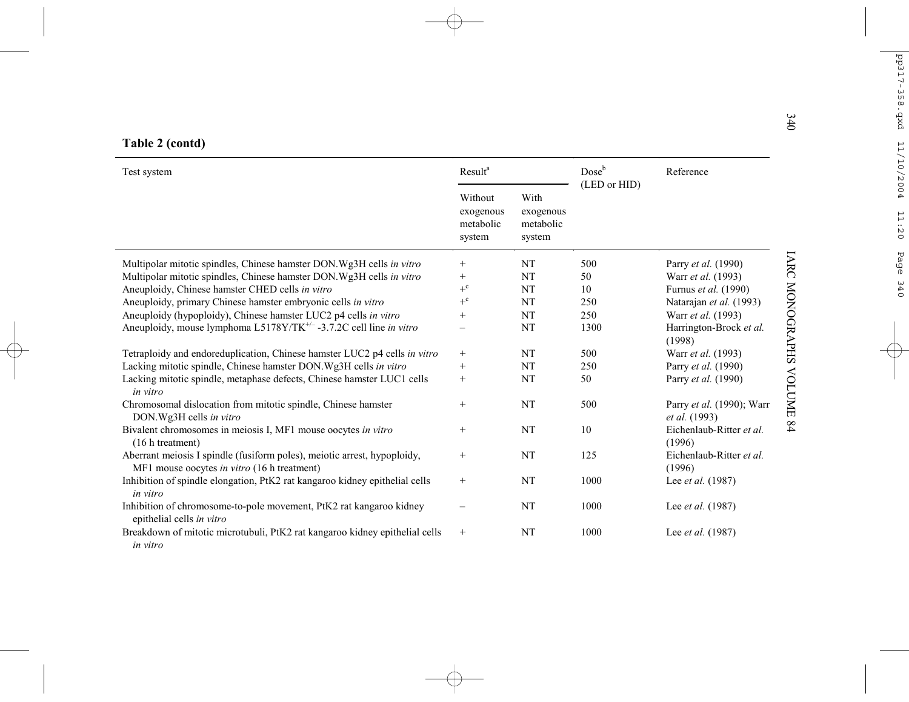**Table 2 (contd)**

| Test system | Result[a] | | Dose[b] (LED or HID) | Reference |
|---|---|---|---|---|
| | Without exogenous metabolic system | With exogenous metabolic system | | |
| Multipolar mitotic spindles, Chinese hamster DON.Wg3H cells *in vitro* | + | NT | 500 | Parry *et al.* (1990) |
| Multipolar mitotic spindles, Chinese hamster DON.Wg3H cells *in vitro* | + | NT | 50 | Warr *et al.* (1993) |
| Aneuploidy, Chinese hamster CHED cells *in vitro* | +[c] | NT | 10 | Furnus *et al.* (1990) |
| Aneuploidy, primary Chinese hamster embryonic cells *in vitro* | +[c] | NT | 250 | Natarajan *et al.* (1993) |
| Aneuploidy (hypoploidy), Chinese hamster LUC2 p4 cells *in vitro* | + | NT | 250 | Warr *et al.* (1993) |
| Aneuploidy, mouse lymphoma L5178Y/TK$^{+/-}$ -3.7.2C cell line *in vitro* | – | NT | 1300 | Harrington-Brock *et al.* (1998) |
| Tetraploidy and endoreduplication, Chinese hamster LUC2 p4 cells *in vitro* | + | NT | 500 | Warr *et al.* (1993) |
| Lacking mitotic spindle, Chinese hamster DON.Wg3H cells *in vitro* | + | NT | 250 | Parry *et al.* (1990) |
| Lacking mitotic spindle, metaphase defects, Chinese hamster LUC1 cells *in vitro* | + | NT | 50 | Parry *et al.* (1990) |
| Chromosomal dislocation from mitotic spindle, Chinese hamster DON.Wg3H cells *in vitro* | + | NT | 500 | Parry *et al.* (1990); Warr *et al.* (1993) |
| Bivalent chromosomes in meiosis I, MF1 mouse oocytes *in vitro* (16 h treatment) | + | NT | 10 | Eichenlaub-Ritter *et al.* (1996) |
| Aberrant meiosis I spindle (fusiform poles), meiotic arrest, hypoploidy, MF1 mouse oocytes *in vitro* (16 h treatment) | + | NT | 125 | Eichenlaub-Ritter *et al.* (1996) |
| Inhibition of spindle elongation, PtK2 rat kangaroo kidney epithelial cells *in vitro* | + | NT | 1000 | Lee *et al.* (1987) |
| Inhibition of chromosome-to-pole movement, PtK2 rat kangaroo kidney epithelial cells *in vitro* | – | NT | 1000 | Lee *et al.* (1987) |
| Breakdown of mitotic microtubuli, PtK2 rat kangaroo kidney epithelial cells *in vitro* | + | NT | 1000 | Lee *et al.* (1987) |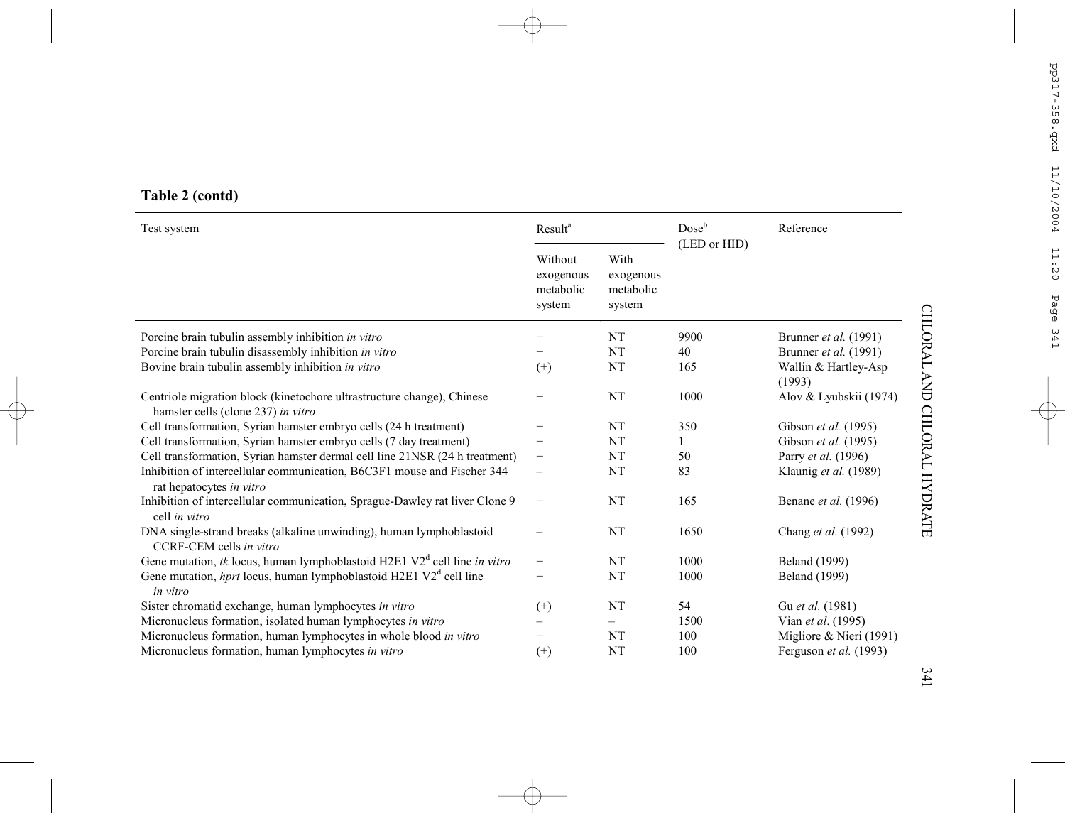**Table 2 (contd)**

| Test system | Result[a] | | Dose[b] (LED or HID) | Reference |
|---|---|---|---|---|
| | Without exogenous metabolic system | With exogenous metabolic system | | |
| Porcine brain tubulin assembly inhibition *in vitro* | + | NT | 9900 | Brunner *et al.* (1991) |
| Porcine brain tubulin disassembly inhibition *in vitro* | + | NT | 40 | Brunner *et al.* (1991) |
| Bovine brain tubulin assembly inhibition *in vitro* | (+) | NT | 165 | Wallin & Hartley-Asp (1993) |
| Centriole migration block (kinetochore ultrastructure change), Chinese hamster cells (clone 237) *in vitro* | + | NT | 1000 | Alov & Lyubskii (1974) |
| Cell transformation, Syrian hamster embryo cells (24 h treatment) | + | NT | 350 | Gibson *et al.* (1995) |
| Cell transformation, Syrian hamster embryo cells (7 day treatment) | + | NT | 1 | Gibson *et al.* (1995) |
| Cell transformation, Syrian hamster dermal cell line 21NSR (24 h treatment) | + | NT | 50 | Parry *et al.* (1996) |
| Inhibition of intercellular communication, B6C3F1 mouse and Fischer 344 rat hepatocytes *in vitro* | – | NT | 83 | Klaunig *et al.* (1989) |
| Inhibition of intercellular communication, Sprague-Dawley rat liver Clone 9 cell *in vitro* | + | NT | 165 | Benane *et al.* (1996) |
| DNA single-strand breaks (alkaline unwinding), human lymphoblastoid CCRF-CEM cells *in vitro* | – | NT | 1650 | Chang *et al.* (1992) |
| Gene mutation, *tk* locus, human lymphoblastoid H2E1 V2[d] cell line *in vitro* | + | NT | 1000 | Beland (1999) |
| Gene mutation, *hprt* locus, human lymphoblastoid H2E1 V2[d] cell line *in vitro* | + | NT | 1000 | Beland (1999) |
| Sister chromatid exchange, human lymphocytes *in vitro* | (+) | NT | 54 | Gu *et al.* (1981) |
| Micronucleus formation, isolated human lymphocytes *in vitro* | – | – | 1500 | Vian *et al*. (1995) |
| Micronucleus formation, human lymphocytes in whole blood *in vitro* | + | NT | 100 | Migliore & Nieri (1991) |
| Micronucleus formation, human lymphocytes *in vitro* | (+) | NT | 100 | Ferguson *et al.* (1993) |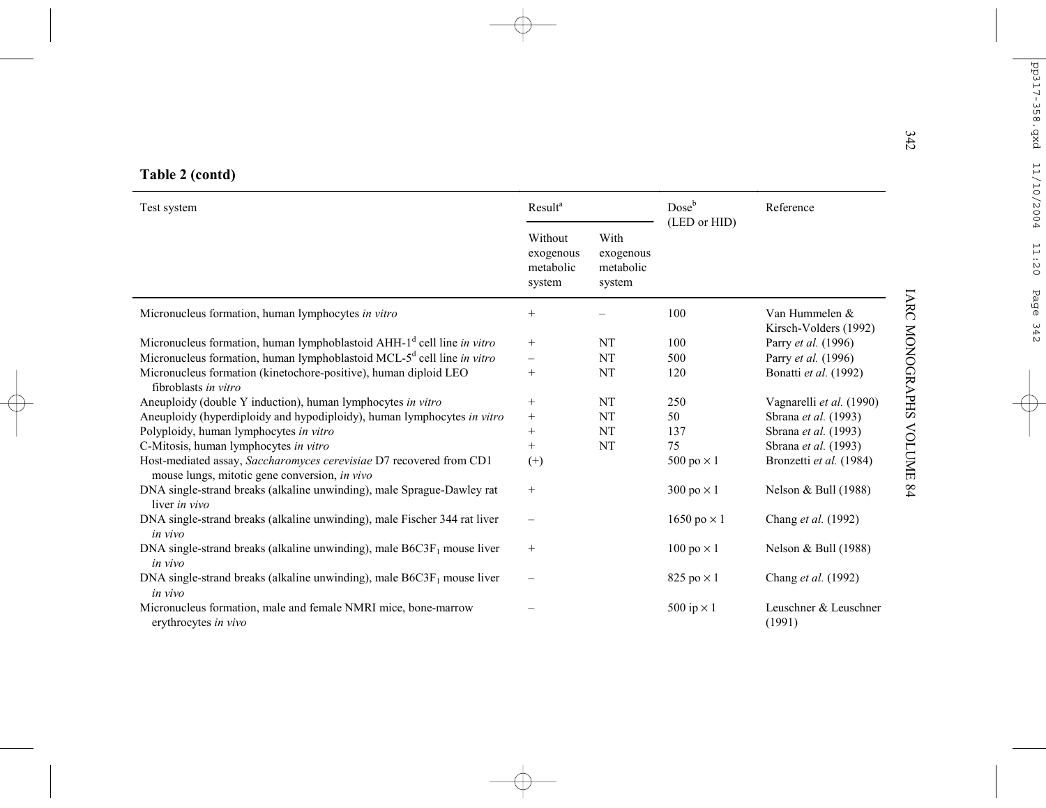**Table 2 (contd)**

| Test system | Result[a] | | Dose[b] (LED or HID) | Reference |
|---|---|---|---|---|
| | Without exogenous metabolic system | With exogenous metabolic system | | |
| Micronucleus formation, human lymphocytes *in vitro* | + | – | 100 | Van Hummelen & Kirsch-Volders (1992) |
| Micronucleus formation, human lymphoblastoid AHH-1[d] cell line *in vitro* | + | NT | 100 | Parry *et al.* (1996) |
| Micronucleus formation, human lymphoblastoid MCL-5[d] cell line *in vitro* | – | NT | 500 | Parry *et al.* (1996) |
| Micronucleus formation (kinetochore-positive), human diploid LEO fibroblasts *in vitro* | + | NT | 120 | Bonatti *et al.* (1992) |
| Aneuploidy (double Y induction), human lymphocytes *in vitro* | + | NT | 250 | Vagnarelli *et al.* (1990) |
| Aneuploidy (hyperdiploidy and hypodiploidy), human lymphocytes *in vitro* | + | NT | 50 | Sbrana *et al.* (1993) |
| Polyploidy, human lymphocytes *in vitro* | + | NT | 137 | Sbrana *et al.* (1993) |
| C-Mitosis, human lymphocytes *in vitro* | + | NT | 75 | Sbrana *et al.* (1993) |
| Host-mediated assay, *Saccharomyces cerevisiae* D7 recovered from CD1 mouse lungs, mitotic gene conversion, *in vivo* | (+) | | 500 po × 1 | Bronzetti *et al.* (1984) |
| DNA single-strand breaks (alkaline unwinding), male Sprague-Dawley rat liver *in vivo* | + | | 300 po × 1 | Nelson & Bull (1988) |
| DNA single-strand breaks (alkaline unwinding), male Fischer 344 rat liver *in vivo* | – | | 1650 po × 1 | Chang *et al.* (1992) |
| DNA single-strand breaks (alkaline unwinding), male $B6C3F_1$ mouse liver *in vivo* | + | | 100 po × 1 | Nelson & Bull (1988) |
| DNA single-strand breaks (alkaline unwinding), male $B6C3F_1$ mouse liver *in vivo* | – | | 825 po × 1 | Chang *et al.* (1992) |
| Micronucleus formation, male and female NMRI mice, bone-marrow erythrocytes *in vivo* | – | | 500 ip × 1 | Leuschner & Leuschner (1991) |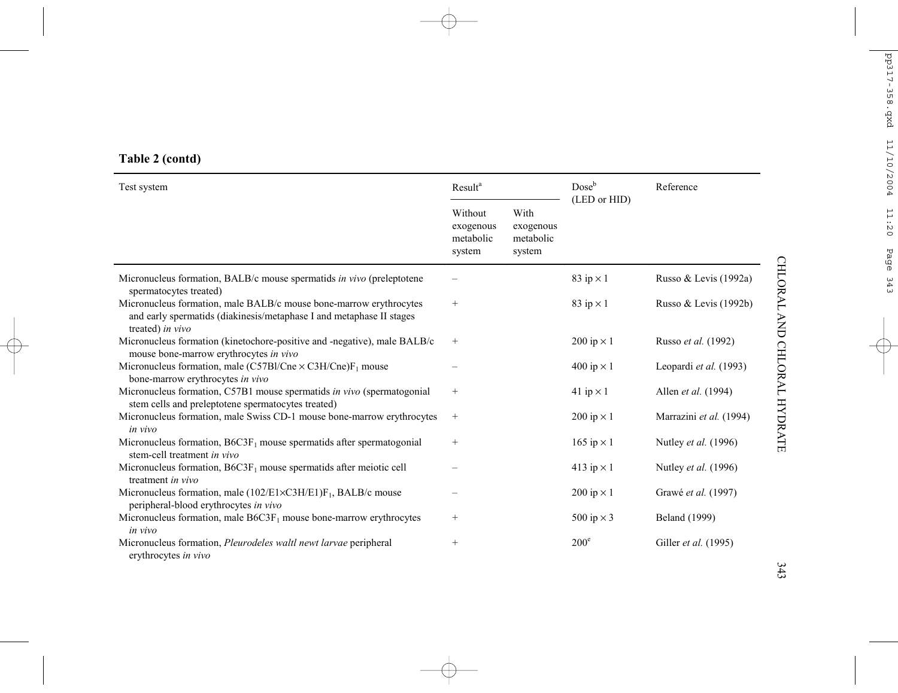**Table 2 (contd)**

| Test system | Result[a] | | Dose[b] (LED or HID) | Reference |
|---|---|---|---|---|
| | Without exogenous metabolic system | With exogenous metabolic system | | |
| Micronucleus formation, BALB/c mouse spermatids *in vivo* (preleptotene spermatocytes treated) | – | | 83 ip × 1 | Russo & Levis (1992a) |
| Micronucleus formation, male BALB/c mouse bone-marrow erythrocytes and early spermatids (diakinesis/metaphase I and metaphase II stages treated) *in vivo* | + | | 83 ip × 1 | Russo & Levis (1992b) |
| Micronucleus formation (kinetochore-positive and -negative), male BALB/c mouse bone-marrow erythrocytes *in vivo* | + | | 200 ip × 1 | Russo *et al.* (1992) |
| Micronucleus formation, male (C57Bl/Cne × C3H/Cne)$F_1$ mouse bone-marrow erythrocytes *in vivo* | – | | 400 ip × 1 | Leopardi *et al.* (1993) |
| Micronucleus formation, C57B1 mouse spermatids *in vivo* (spermatogonial stem cells and preleptotene spermatocytes treated) | + | | 41 ip × 1 | Allen *et al.* (1994) |
| Micronucleus formation, male Swiss CD-1 mouse bone-marrow erythrocytes *in vivo* | + | | 200 ip × 1 | Marrazini *et al.* (1994) |
| Micronucleus formation, B6C3$F_1$ mouse spermatids after spermatogonial stem-cell treatment *in vivo* | + | | 165 ip × 1 | Nutley *et al.* (1996) |
| Micronucleus formation, B6C3$F_1$ mouse spermatids after meiotic cell treatment *in vivo* | – | | 413 ip × 1 | Nutley *et al.* (1996) |
| Micronucleus formation, male (102/E1×C3H/E1)$F_1$, BALB/c mouse peripheral-blood erythrocytes *in vivo* | – | | 200 ip × 1 | Grawé *et al.* (1997) |
| Micronucleus formation, male B6C3$F_1$ mouse bone-marrow erythrocytes *in vivo* | + | | 500 ip × 3 | Beland (1999) |
| Micronucleus formation, *Pleurodeles waltl newt larvae* peripheral erythrocytes *in vivo* | + | | 200[e] | Giller *et al.* (1995) |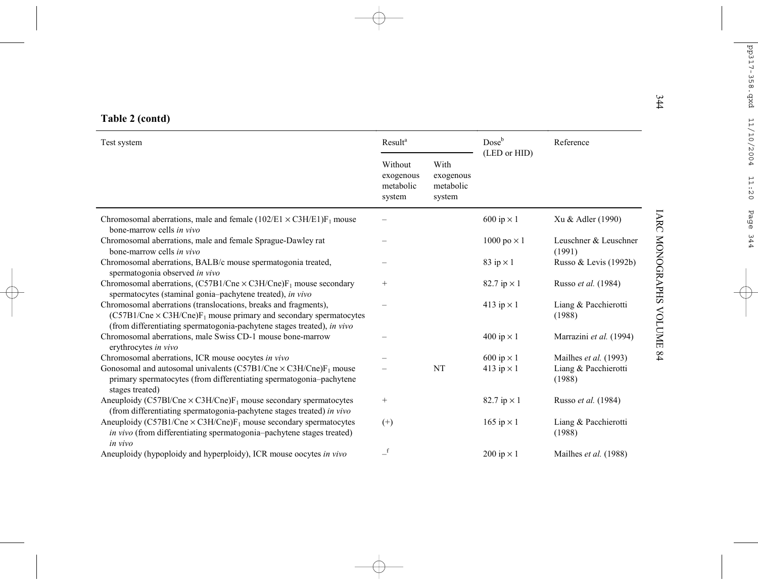**Table 2 (contd)**

| Test system | Result[a] | | Dose[b] (LED or HID) | Reference |
|---|---|---|---|---|
| | Without exogenous metabolic system | With exogenous metabolic system | | |
| Chromosomal aberrations, male and female (102/E1 × C3H/E1)$F_1$ mouse bone-marrow cells *in vivo* | – | | 600 ip × 1 | Xu & Adler (1990) |
| Chromosomal aberrations, male and female Sprague-Dawley rat bone-marrow cells *in vivo* | – | | 1000 po × 1 | Leuschner & Leuschner (1991) |
| Chromosomal aberrations, BALB/c mouse spermatogonia treated, spermatogonia observed *in vivo* | – | | 83 ip × 1 | Russo & Levis (1992b) |
| Chromosomal aberrations, (C57B1/Cne × C3H/Cne)$F_1$ mouse secondary spermatocytes (staminal gonia–pachytene treated), *in vivo* | + | | 82.7 ip × 1 | Russo *et al.* (1984) |
| Chromosomal aberrations (translocations, breaks and fragments), (C57B1/Cne × C3H/Cne)$F_1$ mouse primary and secondary spermatocytes (from differentiating spermatogonia-pachytene stages treated), *in vivo* | – | | 413 ip × 1 | Liang & Pacchierotti (1988) |
| Chromosomal aberrations, male Swiss CD-1 mouse bone-marrow erythrocytes *in vivo* | – | | 400 ip × 1 | Marrazini *et al.* (1994) |
| Chromosomal aberrations, ICR mouse oocytes *in vivo* | – | | 600 ip × 1 | Mailhes *et al.* (1993) |
| Gonosomal and autosomal univalents (C57B1/Cne × C3H/Cne)$F_1$ mouse primary spermatocytes (from differentiating spermatogonia–pachytene stages treated) | – | NT | 413 ip × 1 | Liang & Pacchierotti (1988) |
| Aneuploidy (C57Bl/Cne × C3H/Cne)$F_1$ mouse secondary spermatocytes (from differentiating spermatogonia-pachytene stages treated) *in vivo* | + | | 82.7 ip × 1 | Russo *et al.* (1984) |
| Aneuploidy (C57B1/Cne × C3H/Cne)$F_1$ mouse secondary spermatocytes *in vivo* (from differentiating spermatogonia–pachytene stages treated) *in vivo* | (+) | | 165 ip × 1 | Liang & Pacchierotti (1988) |
| Aneuploidy (hypoploidy and hyperploidy), ICR mouse oocytes *in vivo* | –[f] | | 200 ip × 1 | Mailhes *et al.* (1988) |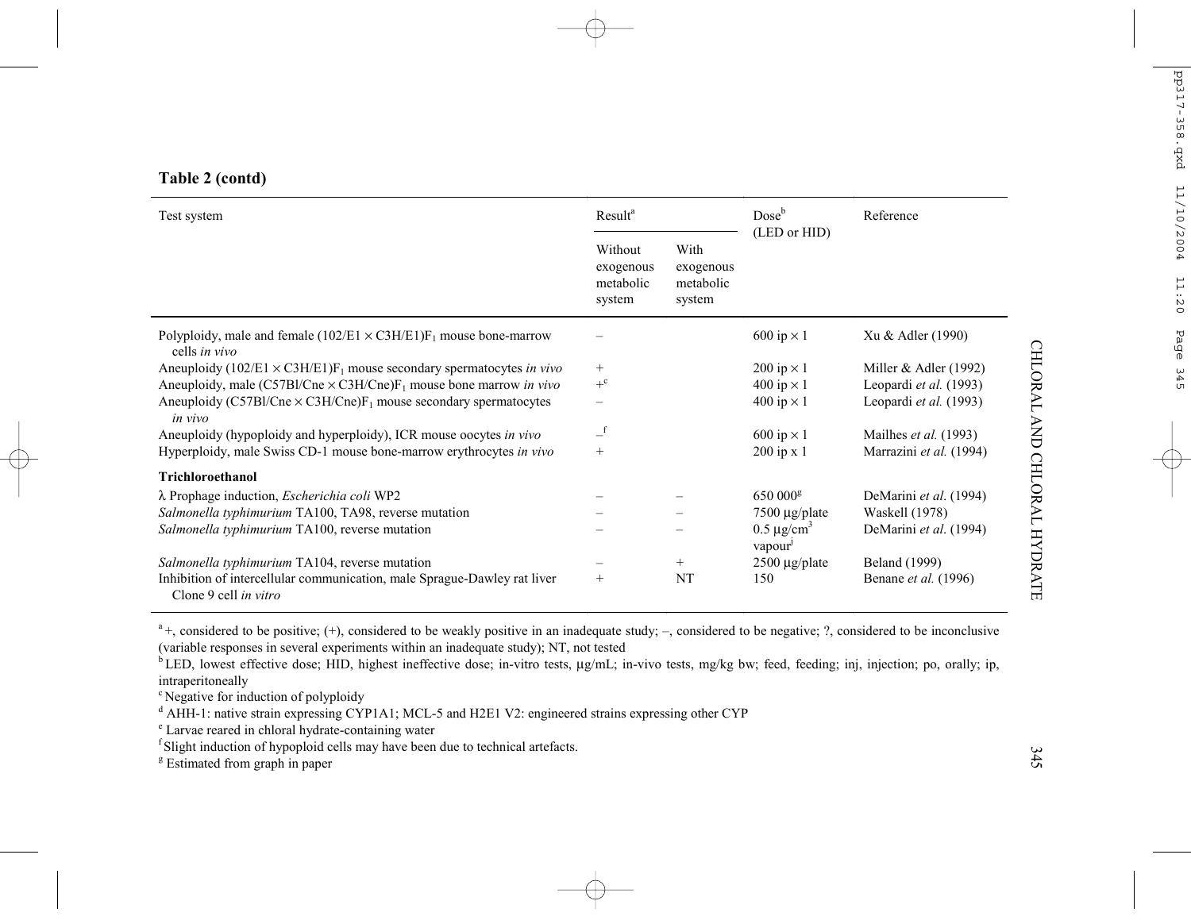**Table 2 (contd)**

| Test system | Result[a] | | Dose[b] (LED or HID) | Reference |
|---|---|---|---|---|
| | Without exogenous metabolic system | With exogenous metabolic system | | |
| Polyploidy, male and female $(102/E1 \times C3H/E1)F_1$ mouse bone-marrow cells *in vivo* | – | | 600 ip × 1 | Xu & Adler (1990) |
| Aneuploidy $(102/E1 \times C3H/E1)F_1$ mouse secondary spermatocytes *in vivo* | + | | 200 ip × 1 | Miller & Adler (1992) |
| Aneuploidy, male $(C57Bl/Cne \times C3H/Cne)F_1$ mouse bone marrow *in vivo* | +[c] | | 400 ip × 1 | Leopardi *et al.* (1993) |
| Aneuploidy $(C57Bl/Cne \times C3H/Cne)F_1$ mouse secondary spermatocytes *in vivo* | – | | 400 ip × 1 | Leopardi *et al.* (1993) |
| Aneuploidy (hypoploidy and hyperploidy), ICR mouse oocytes *in vivo* | –[f] | | 600 ip × 1 | Mailhes *et al.* (1993) |
| Hyperploidy, male Swiss CD-1 mouse bone-marrow erythrocytes *in vivo* | + | | 200 ip x 1 | Marrazini *et al.* (1994) |
| **Trichloroethanol** | | | | |
| λ Prophage induction, *Escherichia coli* WP2 | – | – | 650 000[g] | DeMarini *et al*. (1994) |
| *Salmonella typhimurium* TA100, TA98, reverse mutation | – | – | 7500 μg/plate | Waskell (1978) |
| *Salmonella typhimurium* TA100, reverse mutation | – | – | 0.5 μg/cm³ vapour[j] | DeMarini *et al*. (1994) |
| *Salmonella typhimurium* TA104, reverse mutation | – | + | 2500 μg/plate | Beland (1999) |
| Inhibition of intercellular communication, male Sprague-Dawley rat liver Clone 9 cell *in vitro* | + | NT | 150 | Benane *et al.* (1996) |

[a] +, considered to be positive; (+), considered to be weakly positive in an inadequate study; –, considered to be negative; ?, considered to be inconclusive (variable responses in several experiments within an inadequate study); NT, not tested

[b] LED, lowest effective dose; HID, highest ineffective dose; in-vitro tests, μg/mL; in-vivo tests, mg/kg bw; feed, feeding; inj, injection; po, orally; ip, intraperitoneally

[c] Negative for induction of polyploidy

[d] AHH-1: native strain expressing CYP1A1; MCL-5 and H2E1 V2: engineered strains expressing other CYP

[e] Larvae reared in chloral hydrate-containing water

[f] Slight induction of hypoploid cells may have been due to technical artefacts.

[g] Estimated from graph in paper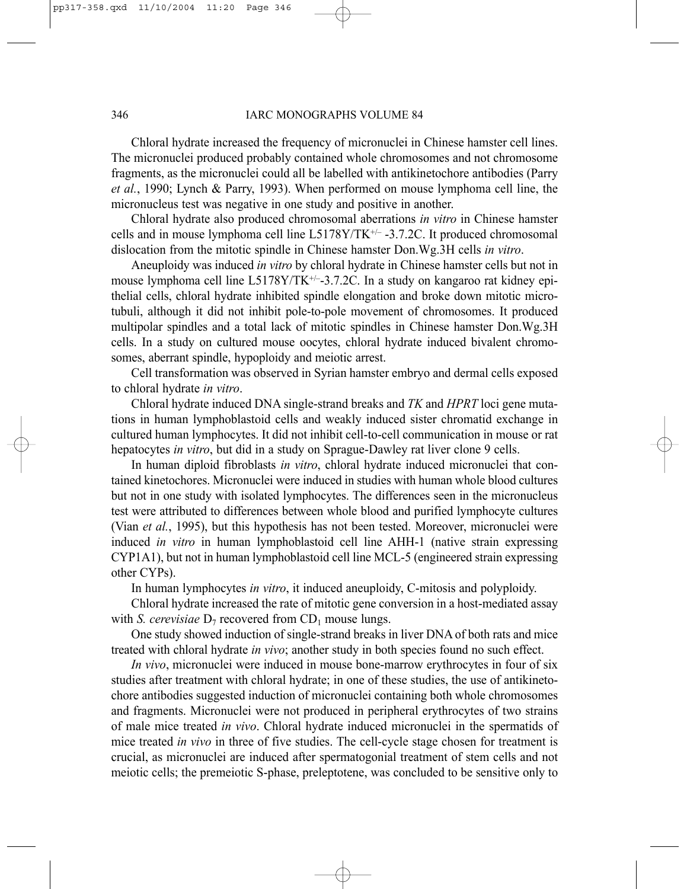Chloral hydrate increased the frequency of micronuclei in Chinese hamster cell lines. The micronuclei produced probably contained whole chromosomes and not chromosome fragments, as the micronuclei could all be labelled with antikinetochore antibodies (Parry *et al.*, 1990; Lynch & Parry, 1993). When performed on mouse lymphoma cell line, the micronucleus test was negative in one study and positive in another.

Chloral hydrate also produced chromosomal aberrations *in vitro* in Chinese hamster cells and in mouse lymphoma cell line L5178Y/TK$^{+/-}$ -3.7.2C. It produced chromosomal dislocation from the mitotic spindle in Chinese hamster Don.Wg.3H cells *in vitro*.

Aneuploidy was induced *in vitro* by chloral hydrate in Chinese hamster cells but not in mouse lymphoma cell line L5178Y/TK$^{+/-}$-3.7.2C. In a study on kangaroo rat kidney epithelial cells, chloral hydrate inhibited spindle elongation and broke down mitotic microtubuli, although it did not inhibit pole-to-pole movement of chromosomes. It produced multipolar spindles and a total lack of mitotic spindles in Chinese hamster Don.Wg.3H cells. In a study on cultured mouse oocytes, chloral hydrate induced bivalent chromosomes, aberrant spindle, hypoploidy and meiotic arrest.

Cell transformation was observed in Syrian hamster embryo and dermal cells exposed to chloral hydrate *in vitro*.

Chloral hydrate induced DNA single-strand breaks and *TK* and *HPRT* loci gene mutations in human lymphoblastoid cells and weakly induced sister chromatid exchange in cultured human lymphocytes. It did not inhibit cell-to-cell communication in mouse or rat hepatocytes *in vitro*, but did in a study on Sprague-Dawley rat liver clone 9 cells.

In human diploid fibroblasts *in vitro*, chloral hydrate induced micronuclei that contained kinetochores. Micronuclei were induced in studies with human whole blood cultures but not in one study with isolated lymphocytes. The differences seen in the micronucleus test were attributed to differences between whole blood and purified lymphocyte cultures (Vian *et al.*, 1995), but this hypothesis has not been tested. Moreover, micronuclei were induced *in vitro* in human lymphoblastoid cell line AHH-1 (native strain expressing CYP1A1), but not in human lymphoblastoid cell line MCL-5 (engineered strain expressing other CYPs).

In human lymphocytes *in vitro*, it induced aneuploidy, C-mitosis and polyploidy.

Chloral hydrate increased the rate of mitotic gene conversion in a host-mediated assay with *S. cerevisiae* $D_7$ recovered from $CD_1$ mouse lungs.

One study showed induction of single-strand breaks in liver DNA of both rats and mice treated with chloral hydrate *in vivo*; another study in both species found no such effect.

*In vivo*, micronuclei were induced in mouse bone-marrow erythrocytes in four of six studies after treatment with chloral hydrate; in one of these studies, the use of antikinetochore antibodies suggested induction of micronuclei containing both whole chromosomes and fragments. Micronuclei were not produced in peripheral erythrocytes of two strains of male mice treated *in vivo*. Chloral hydrate induced micronuclei in the spermatids of mice treated *in vivo* in three of five studies. The cell-cycle stage chosen for treatment is crucial, as micronuclei are induced after spermatogonial treatment of stem cells and not meiotic cells; the premeiotic S-phase, preleptotene, was concluded to be sensitive only to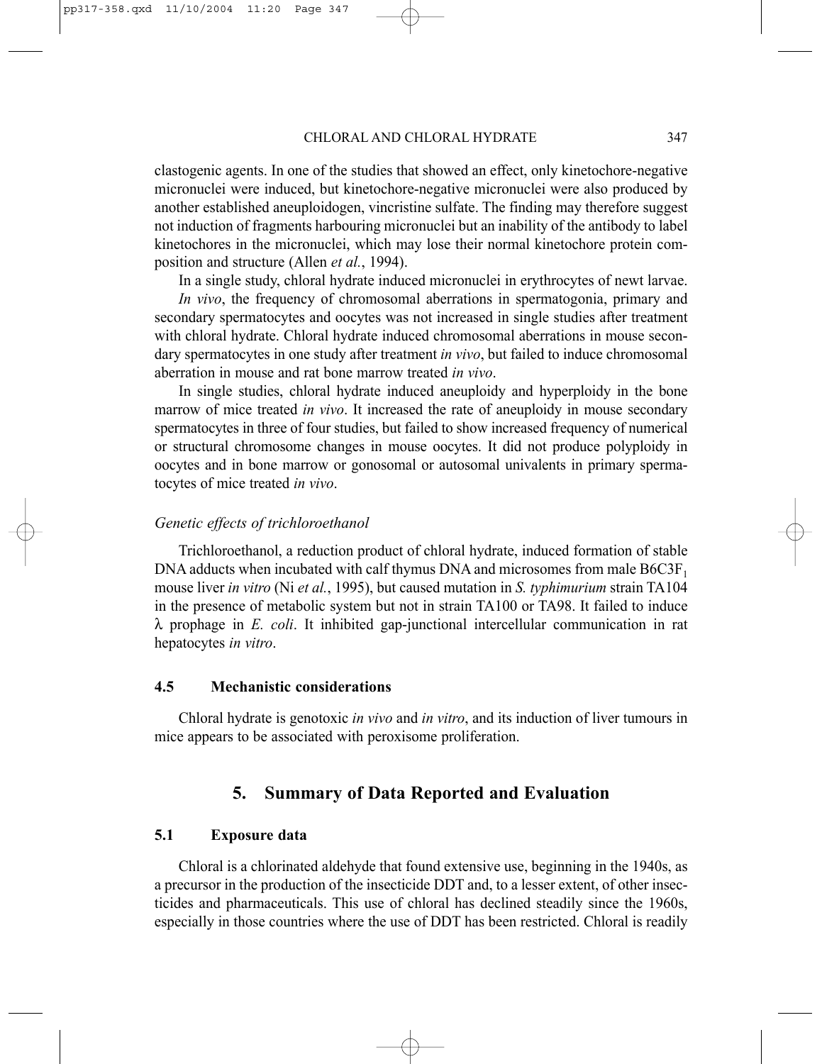clastogenic agents. In one of the studies that showed an effect, only kinetochore-negative micronuclei were induced, but kinetochore-negative micronuclei were also produced by another established aneuploidogen, vincristine sulfate. The finding may therefore suggest not induction of fragments harbouring micronuclei but an inability of the antibody to label kinetochores in the micronuclei, which may lose their normal kinetochore protein composition and structure (Allen *et al.*, 1994).

In a single study, chloral hydrate induced micronuclei in erythrocytes of newt larvae.

*In vivo*, the frequency of chromosomal aberrations in spermatogonia, primary and secondary spermatocytes and oocytes was not increased in single studies after treatment with chloral hydrate. Chloral hydrate induced chromosomal aberrations in mouse secondary spermatocytes in one study after treatment *in vivo*, but failed to induce chromosomal aberration in mouse and rat bone marrow treated *in vivo*.

In single studies, chloral hydrate induced aneuploidy and hyperploidy in the bone marrow of mice treated *in vivo*. It increased the rate of aneuploidy in mouse secondary spermatocytes in three of four studies, but failed to show increased frequency of numerical or structural chromosome changes in mouse oocytes. It did not produce polyploidy in oocytes and in bone marrow or gonosomal or autosomal univalents in primary spermatocytes of mice treated *in vivo*.

*Genetic effects of trichloroethanol*

Trichloroethanol, a reduction product of chloral hydrate, induced formation of stable DNA adducts when incubated with calf thymus DNA and microsomes from male $B6C3F_1$ mouse liver *in vitro* (Ni *et al.*, 1995), but caused mutation in *S. typhimurium* strain TA104 in the presence of metabolic system but not in strain TA100 or TA98. It failed to induce λ prophage in *E. coli*. It inhibited gap-junctional intercellular communication in rat hepatocytes *in vitro*.

### 4.5 Mechanistic considerations

Chloral hydrate is genotoxic *in vivo* and *in vitro*, and its induction of liver tumours in mice appears to be associated with peroxisome proliferation.

## 5. Summary of Data Reported and Evaluation

### 5.1 Exposure data

Chloral is a chlorinated aldehyde that found extensive use, beginning in the 1940s, as a precursor in the production of the insecticide DDT and, to a lesser extent, of other insecticides and pharmaceuticals. This use of chloral has declined steadily since the 1960s, especially in those countries where the use of DDT has been restricted. Chloral is readily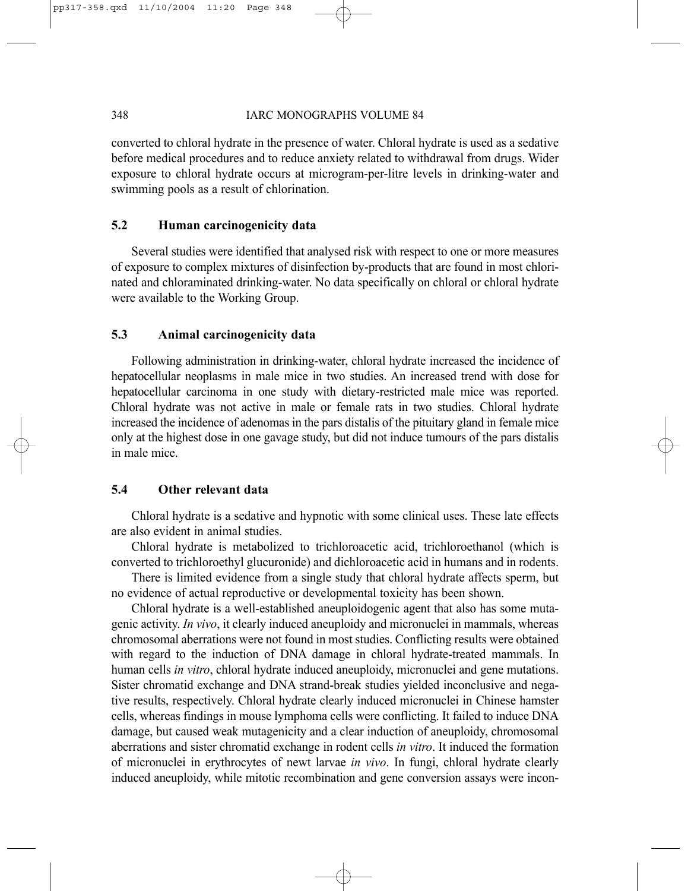converted to chloral hydrate in the presence of water. Chloral hydrate is used as a sedative before medical procedures and to reduce anxiety related to withdrawal from drugs. Wider exposure to chloral hydrate occurs at microgram-per-litre levels in drinking-water and swimming pools as a result of chlorination.

### 5.2 Human carcinogenicity data

Several studies were identified that analysed risk with respect to one or more measures of exposure to complex mixtures of disinfection by-products that are found in most chlorinated and chloraminated drinking-water. No data specifically on chloral or chloral hydrate were available to the Working Group.

### 5.3 Animal carcinogenicity data

Following administration in drinking-water, chloral hydrate increased the incidence of hepatocellular neoplasms in male mice in two studies. An increased trend with dose for hepatocellular carcinoma in one study with dietary-restricted male mice was reported. Chloral hydrate was not active in male or female rats in two studies. Chloral hydrate increased the incidence of adenomas in the pars distalis of the pituitary gland in female mice only at the highest dose in one gavage study, but did not induce tumours of the pars distalis in male mice.

### 5.4 Other relevant data

Chloral hydrate is a sedative and hypnotic with some clinical uses. These late effects are also evident in animal studies.

Chloral hydrate is metabolized to trichloroacetic acid, trichloroethanol (which is converted to trichloroethyl glucuronide) and dichloroacetic acid in humans and in rodents.

There is limited evidence from a single study that chloral hydrate affects sperm, but no evidence of actual reproductive or developmental toxicity has been shown.

Chloral hydrate is a well-established aneuploidogenic agent that also has some mutagenic activity. *In vivo*, it clearly induced aneuploidy and micronuclei in mammals, whereas chromosomal aberrations were not found in most studies. Conflicting results were obtained with regard to the induction of DNA damage in chloral hydrate-treated mammals. In human cells *in vitro*, chloral hydrate induced aneuploidy, micronuclei and gene mutations. Sister chromatid exchange and DNA strand-break studies yielded inconclusive and negative results, respectively. Chloral hydrate clearly induced micronuclei in Chinese hamster cells, whereas findings in mouse lymphoma cells were conflicting. It failed to induce DNA damage, but caused weak mutagenicity and a clear induction of aneuploidy, chromosomal aberrations and sister chromatid exchange in rodent cells *in vitro*. It induced the formation of micronuclei in erythrocytes of newt larvae *in vivo*. In fungi, chloral hydrate clearly induced aneuploidy, while mitotic recombination and gene conversion assays were incon-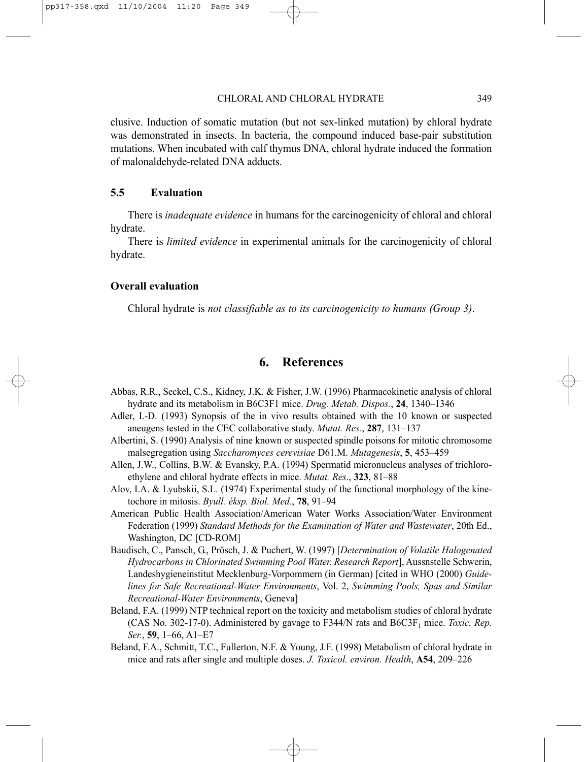clusive. Induction of somatic mutation (but not sex-linked mutation) by chloral hydrate was demonstrated in insects. In bacteria, the compound induced base-pair substitution mutations. When incubated with calf thymus DNA, chloral hydrate induced the formation of malonaldehyde-related DNA adducts.

### 5.5 Evaluation

There is *inadequate evidence* in humans for the carcinogenicity of chloral and chloral hydrate.

There is *limited evidence* in experimental animals for the carcinogenicity of chloral hydrate.

#### Overall evaluation

Chloral hydrate is *not classifiable as to its carcinogenicity to humans (Group 3)*.

## 6. References

Abbas, R.R., Seckel, C.S., Kidney, J.K. & Fisher, J.W. (1996) Pharmacokinetic analysis of chloral hydrate and its metabolism in B6C3F1 mice. *Drug. Metab. Dispos.*, **24**, 1340–1346

Adler, I.-D. (1993) Synopsis of the in vivo results obtained with the 10 known or suspected aneugens tested in the CEC collaborative study. *Mutat. Res.*, **287**, 131–137

Albertini, S. (1990) Analysis of nine known or suspected spindle poisons for mitotic chromosome malsegregation using *Saccharomyces cerevisiae* D61.M. *Mutagenesis*, **5**, 453–459

Allen, J.W., Collins, B.W. & Evansky, P.A. (1994) Spermatid micronucleus analyses of trichloroethylene and chloral hydrate effects in mice. *Mutat. Res*., **323**, 81–88

Alov, I.A. & Lyubskii, S.L. (1974) Experimental study of the functional morphology of the kinetochore in mitosis. *Byull. éksp. Biol. Med.*, **78**, 91–94

American Public Health Association/American Water Works Association/Water Environment Federation (1999) *Standard Methods for the Examination of Water and Wastewater*, 20th Ed., Washington, DC [CD-ROM]

Baudisch, C., Pansch, G., Prösch, J. & Puchert, W. (1997) [*Determination of Volatile Halogenated Hydrocarbons in Chlorinated Swimming Pool Water. Research Report*], Aussnstelle Schwerin, Landeshygieneinstitut Mecklenburg-Vorpommern (in German) [cited in WHO (2000) *Guidelines for Safe Recreational-Water Environments*, Vol. 2, *Swimming Pools, Spas and Similar Recreational-Water Environments*, Geneva]

Beland, F.A. (1999) NTP technical report on the toxicity and metabolism studies of chloral hydrate (CAS No. 302-17-0). Administered by gavage to F344/N rats and $B6C3F_1$ mice. *Toxic. Rep. Ser.*, **59**, 1–66, A1–E7

Beland, F.A., Schmitt, T.C., Fullerton, N.F. & Young, J.F. (1998) Metabolism of chloral hydrate in mice and rats after single and multiple doses. *J. Toxicol. environ. Health*, **A54**, 209–226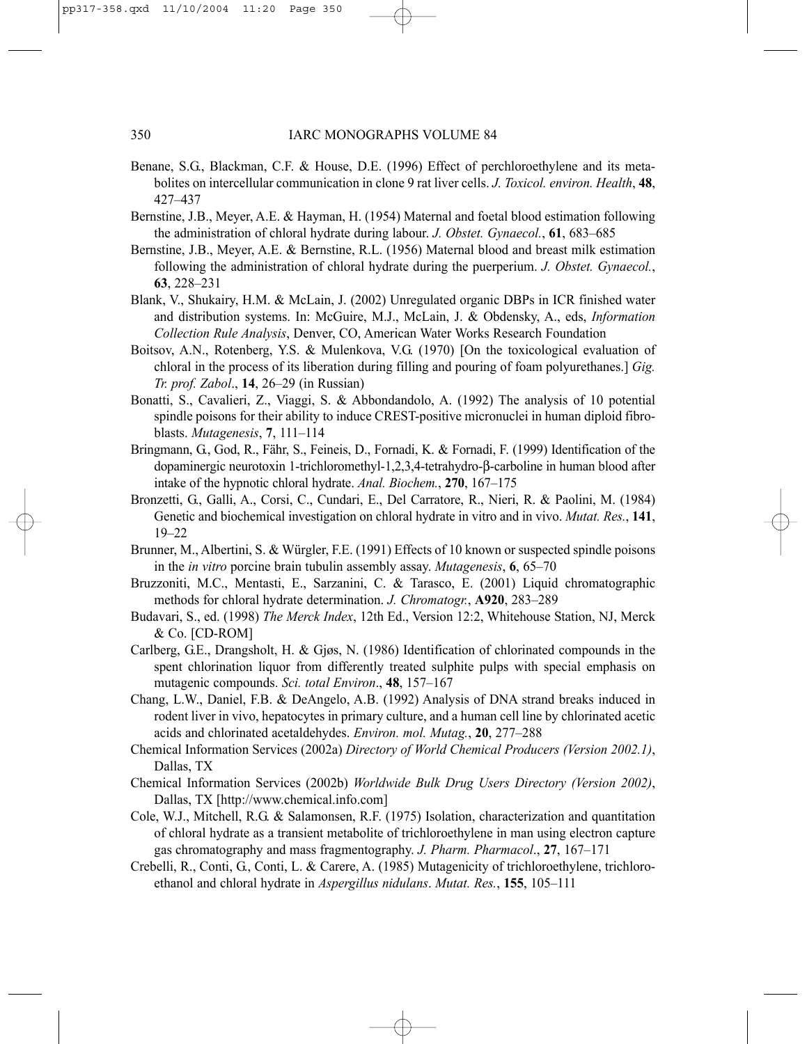Benane, S.G., Blackman, C.F. & House, D.E. (1996) Effect of perchloroethylene and its metabolites on intercellular communication in clone 9 rat liver cells. *J. Toxicol. environ. Health*, **48**, 427–437

Bernstine, J.B., Meyer, A.E. & Hayman, H. (1954) Maternal and foetal blood estimation following the administration of chloral hydrate during labour. *J. Obstet. Gynaecol.*, **61**, 683–685

Bernstine, J.B., Meyer, A.E. & Bernstine, R.L. (1956) Maternal blood and breast milk estimation following the administration of chloral hydrate during the puerperium. *J. Obstet. Gynaecol.*, **63**, 228–231

Blank, V., Shukairy, H.M. & McLain, J. (2002) Unregulated organic DBPs in ICR finished water and distribution systems. In: McGuire, M.J., McLain, J. & Obdensky, A., eds, *Information Collection Rule Analysis*, Denver, CO, American Water Works Research Foundation

Boitsov, A.N., Rotenberg, Y.S. & Mulenkova, V.G. (1970) [On the toxicological evaluation of chloral in the process of its liberation during filling and pouring of foam polyurethanes.] *Gig. Tr. prof. Zabol*., **14**, 26–29 (in Russian)

Bonatti, S., Cavalieri, Z., Viaggi, S. & Abbondandolo, A. (1992) The analysis of 10 potential spindle poisons for their ability to induce CREST-positive micronuclei in human diploid fibroblasts. *Mutagenesis*, **7**, 111–114

Bringmann, G., God, R., Fähr, S., Feineis, D., Fornadi, K. & Fornadi, F. (1999) Identification of the dopaminergic neurotoxin 1-trichloromethyl-1,2,3,4-tetrahydro-β-carboline in human blood after intake of the hypnotic chloral hydrate. *Anal. Biochem.*, **270**, 167–175

Bronzetti, G., Galli, A., Corsi, C., Cundari, E., Del Carratore, R., Nieri, R. & Paolini, M. (1984) Genetic and biochemical investigation on chloral hydrate in vitro and in vivo. *Mutat. Res.*, **141**, 19–22

Brunner, M., Albertini, S. & Würgler, F.E. (1991) Effects of 10 known or suspected spindle poisons in the *in vitro* porcine brain tubulin assembly assay. *Mutagenesis*, **6**, 65–70

Bruzzoniti, M.C., Mentasti, E., Sarzanini, C. & Tarasco, E. (2001) Liquid chromatographic methods for chloral hydrate determination. *J. Chromatogr.*, **A920**, 283–289

Budavari, S., ed. (1998) *The Merck Index*, 12th Ed., Version 12:2, Whitehouse Station, NJ, Merck & Co. [CD-ROM]

Carlberg, G.E., Drangsholt, H. & Gjøs, N. (1986) Identification of chlorinated compounds in the spent chlorination liquor from differently treated sulphite pulps with special emphasis on mutagenic compounds. *Sci. total Environ*., **48**, 157–167

Chang, L.W., Daniel, F.B. & DeAngelo, A.B. (1992) Analysis of DNA strand breaks induced in rodent liver in vivo, hepatocytes in primary culture, and a human cell line by chlorinated acetic acids and chlorinated acetaldehydes. *Environ. mol. Mutag.*, **20**, 277–288

Chemical Information Services (2002a) *Directory of World Chemical Producers (Version 2002.1)*, Dallas, TX

Chemical Information Services (2002b) *Worldwide Bulk Drug Users Directory (Version 2002)*, Dallas, TX [http://www.chemical.info.com]

Cole, W.J., Mitchell, R.G. & Salamonsen, R.F. (1975) Isolation, characterization and quantitation of chloral hydrate as a transient metabolite of trichloroethylene in man using electron capture gas chromatography and mass fragmentography. *J. Pharm. Pharmacol*., **27**, 167–171

Crebelli, R., Conti, G., Conti, L. & Carere, A. (1985) Mutagenicity of trichloroethylene, trichloroethanol and chloral hydrate in *Aspergillus nidulans*. *Mutat. Res.*, **155**, 105–111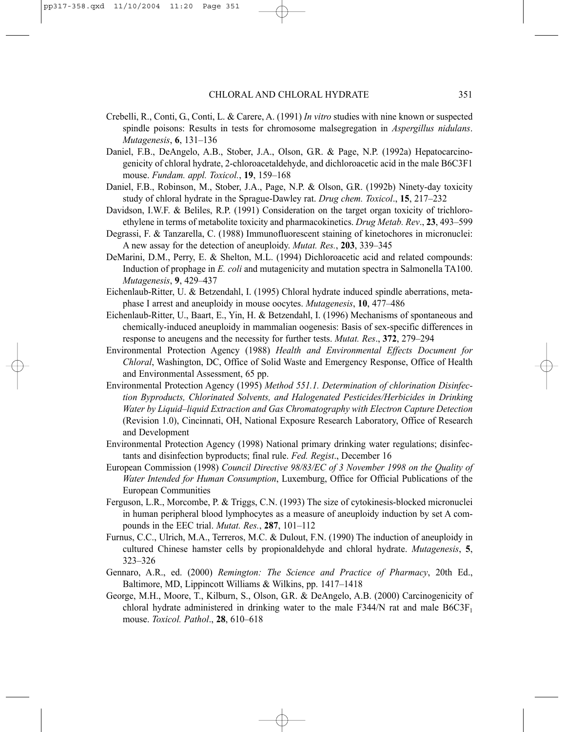Crebelli, R., Conti, G., Conti, L. & Carere, A. (1991) *In vitro* studies with nine known or suspected spindle poisons: Results in tests for chromosome malsegregation in *Aspergillus nidulans*. *Mutagenesis*, **6**, 131–136

Daniel, F.B., DeAngelo, A.B., Stober, J.A., Olson, G.R. & Page, N.P. (1992a) Hepatocarcinogenicity of chloral hydrate, 2-chloroacetaldehyde, and dichloroacetic acid in the male B6C3F1 mouse. *Fundam. appl. Toxicol.*, **19**, 159–168

Daniel, F.B., Robinson, M., Stober, J.A., Page, N.P. & Olson, G.R. (1992b) Ninety-day toxicity study of chloral hydrate in the Sprague-Dawley rat. *Drug chem. Toxicol*., **15**, 217–232

Davidson, I.W.F. & Beliles, R.P. (1991) Consideration on the target organ toxicity of trichloroethylene in terms of metabolite toxicity and pharmacokinetics. *Drug Metab. Rev*., **23**, 493–599

Degrassi, F. & Tanzarella, C. (1988) Immunofluorescent staining of kinetochores in micronuclei: A new assay for the detection of aneuploidy. *Mutat. Res.*, **203**, 339–345

DeMarini, D.M., Perry, E. & Shelton, M.L. (1994) Dichloroacetic acid and related compounds: Induction of prophage in *E. coli* and mutagenicity and mutation spectra in Salmonella TA100. *Mutagenesis*, **9**, 429–437

Eichenlaub-Ritter, U. & Betzendahl, I. (1995) Chloral hydrate induced spindle aberrations, metaphase I arrest and aneuploidy in mouse oocytes. *Mutagenesis*, **10**, 477–486

Eichenlaub-Ritter, U., Baart, E., Yin, H. & Betzendahl, I. (1996) Mechanisms of spontaneous and chemically-induced aneuploidy in mammalian oogenesis: Basis of sex-specific differences in response to aneugens and the necessity for further tests. *Mutat. Res*., **372**, 279–294

Environmental Protection Agency (1988) *Health and Environmental Effects Document for Chloral*, Washington, DC, Office of Solid Waste and Emergency Response, Office of Health and Environmental Assessment, 65 pp.

Environmental Protection Agency (1995) *Method 551.1. Determination of chlorination Disinfection Byproducts, Chlorinated Solvents, and Halogenated Pesticides/Herbicides in Drinking Water by Liquid–liquid Extraction and Gas Chromatography with Electron Capture Detection* (Revision 1.0), Cincinnati, OH, National Exposure Research Laboratory, Office of Research and Development

Environmental Protection Agency (1998) National primary drinking water regulations; disinfectants and disinfection byproducts; final rule. *Fed. Regist*., December 16

European Commission (1998) *Council Directive 98/83/EC of 3 November 1998 on the Quality of Water Intended for Human Consumption*, Luxemburg, Office for Official Publications of the European Communities

Ferguson, L.R., Morcombe, P. & Triggs, C.N. (1993) The size of cytokinesis-blocked micronuclei in human peripheral blood lymphocytes as a measure of aneuploidy induction by set A compounds in the EEC trial. *Mutat. Res.*, **287**, 101–112

Furnus, C.C., Ulrich, M.A., Terreros, M.C. & Dulout, F.N. (1990) The induction of aneuploidy in cultured Chinese hamster cells by propionaldehyde and chloral hydrate. *Mutagenesis*, **5**, 323–326

Gennaro, A.R., ed. (2000) *Remington: The Science and Practice of Pharmacy*, 20th Ed., Baltimore, MD, Lippincott Williams & Wilkins, pp. 1417–1418

George, M.H., Moore, T., Kilburn, S., Olson, G.R. & DeAngelo, A.B. (2000) Carcinogenicity of chloral hydrate administered in drinking water to the male F344/N rat and male $B6C3F_1$ mouse. *Toxicol. Pathol*., **28**, 610–618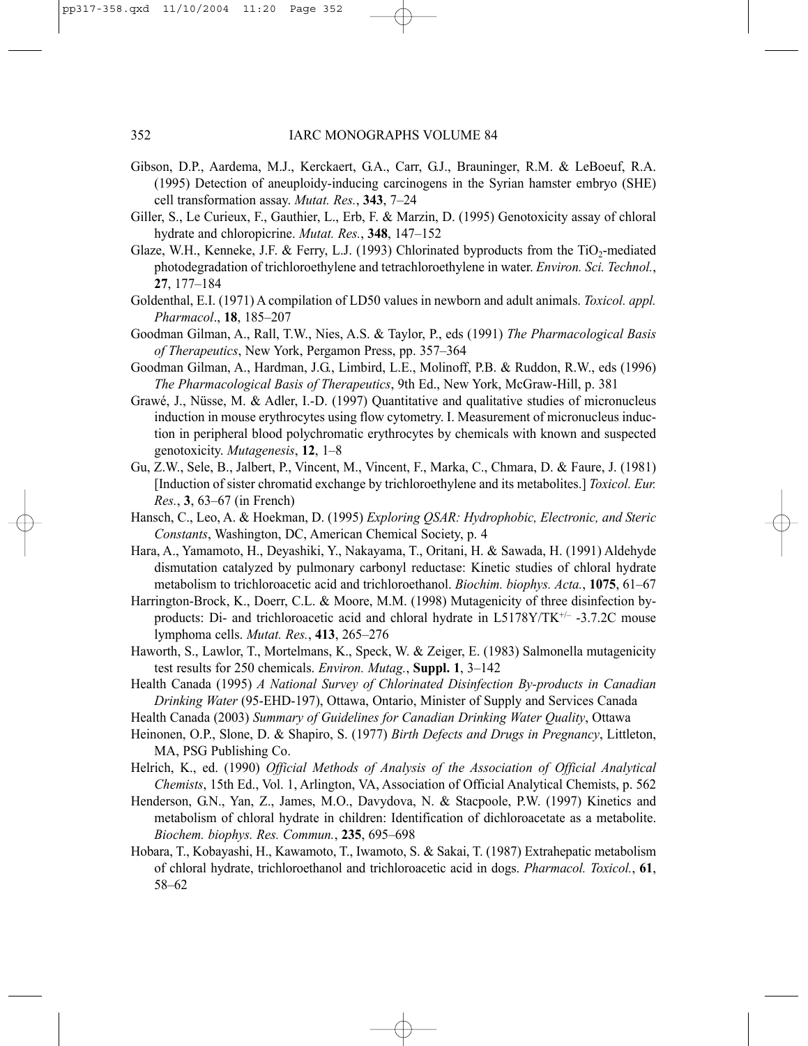Gibson, D.P., Aardema, M.J., Kerckaert, G.A., Carr, G.J., Brauninger, R.M. & LeBoeuf, R.A. (1995) Detection of aneuploidy-inducing carcinogens in the Syrian hamster embryo (SHE) cell transformation assay. *Mutat. Res.*, **343**, 7–24

Giller, S., Le Curieux, F., Gauthier, L., Erb, F. & Marzin, D. (1995) Genotoxicity assay of chloral hydrate and chloropicrine. *Mutat. Res.*, **348**, 147–152

Glaze, W.H., Kenneke, J.F. & Ferry, L.J. (1993) Chlorinated byproducts from the $TiO_2$-mediated photodegradation of trichloroethylene and tetrachloroethylene in water. *Environ. Sci. Technol.*, **27**, 177–184

Goldenthal, E.I. (1971) A compilation of LD50 values in newborn and adult animals. *Toxicol. appl. Pharmacol*., **18**, 185–207

Goodman Gilman, A., Rall, T.W., Nies, A.S. & Taylor, P., eds (1991) *The Pharmacological Basis of Therapeutics*, New York, Pergamon Press, pp. 357–364

Goodman Gilman, A., Hardman, J.G., Limbird, L.E., Molinoff, P.B. & Ruddon, R.W., eds (1996) *The Pharmacological Basis of Therapeutics*, 9th Ed., New York, McGraw-Hill, p. 381

Grawé, J., Nüsse, M. & Adler, I.-D. (1997) Quantitative and qualitative studies of micronucleus induction in mouse erythrocytes using flow cytometry. I. Measurement of micronucleus induction in peripheral blood polychromatic erythrocytes by chemicals with known and suspected genotoxicity. *Mutagenesis*, **12**, 1–8

Gu, Z.W., Sele, B., Jalbert, P., Vincent, M., Vincent, F., Marka, C., Chmara, D. & Faure, J. (1981) [Induction of sister chromatid exchange by trichloroethylene and its metabolites.] *Toxicol. Eur. Res.*, **3**, 63–67 (in French)

Hansch, C., Leo, A. & Hoekman, D. (1995) *Exploring QSAR: Hydrophobic, Electronic, and Steric Constants*, Washington, DC, American Chemical Society, p. 4

Hara, A., Yamamoto, H., Deyashiki, Y., Nakayama, T., Oritani, H. & Sawada, H. (1991) Aldehyde dismutation catalyzed by pulmonary carbonyl reductase: Kinetic studies of chloral hydrate metabolism to trichloroacetic acid and trichloroethanol. *Biochim. biophys. Acta.*, **1075**, 61–67

Harrington-Brock, K., Doerr, C.L. & Moore, M.M. (1998) Mutagenicity of three disinfection by-products: Di- and trichloroacetic acid and chloral hydrate in L5178Y/TK$^{+/-}$ -3.7.2C mouse lymphoma cells. *Mutat. Res.*, **413**, 265–276

Haworth, S., Lawlor, T., Mortelmans, K., Speck, W. & Zeiger, E. (1983) Salmonella mutagenicity test results for 250 chemicals. *Environ. Mutag.*, **Suppl. 1**, 3–142

Health Canada (1995) *A National Survey of Chlorinated Disinfection By-products in Canadian Drinking Water* (95-EHD-197), Ottawa, Ontario, Minister of Supply and Services Canada

Health Canada (2003) *Summary of Guidelines for Canadian Drinking Water Quality*, Ottawa

Heinonen, O.P., Slone, D. & Shapiro, S. (1977) *Birth Defects and Drugs in Pregnancy*, Littleton, MA, PSG Publishing Co.

Helrich, K., ed. (1990) *Official Methods of Analysis of the Association of Official Analytical Chemists*, 15th Ed., Vol. 1, Arlington, VA, Association of Official Analytical Chemists, p. 562

Henderson, G.N., Yan, Z., James, M.O., Davydova, N. & Stacpoole, P.W. (1997) Kinetics and metabolism of chloral hydrate in children: Identification of dichloroacetate as a metabolite. *Biochem. biophys. Res. Commun.*, **235**, 695–698

Hobara, T., Kobayashi, H., Kawamoto, T., Iwamoto, S. & Sakai, T. (1987) Extrahepatic metabolism of chloral hydrate, trichloroethanol and trichloroacetic acid in dogs. *Pharmacol. Toxicol.*, **61**, 58–62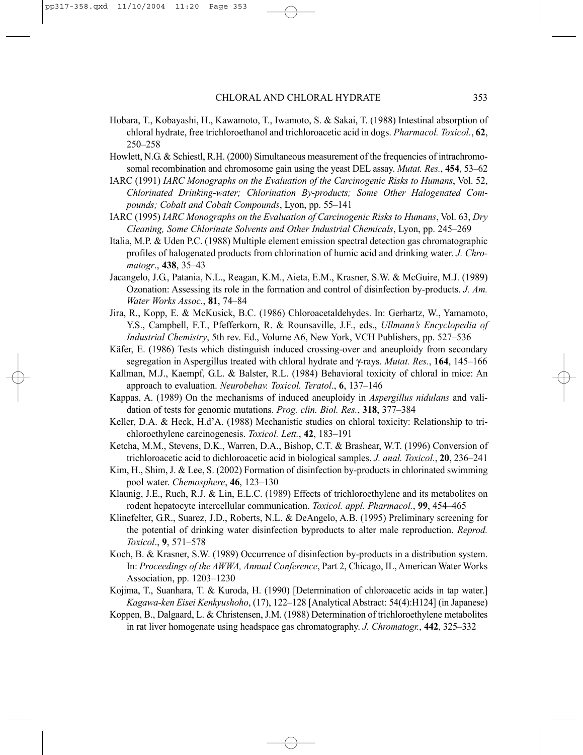Hobara, T., Kobayashi, H., Kawamoto, T., Iwamoto, S. & Sakai, T. (1988) Intestinal absorption of chloral hydrate, free trichloroethanol and trichloroacetic acid in dogs. *Pharmacol. Toxicol.*, **62**, 250–258

Howlett, N.G. & Schiestl, R.H. (2000) Simultaneous measurement of the frequencies of intrachromosomal recombination and chromosome gain using the yeast DEL assay. *Mutat. Res.*, **454**, 53–62

IARC (1991) *IARC Monographs on the Evaluation of the Carcinogenic Risks to Humans*, Vol. 52, *Chlorinated Drinking-water; Chlorination By-products; Some Other Halogenated Compounds; Cobalt and Cobalt Compounds*, Lyon, pp. 55–141

IARC (1995) *IARC Monographs on the Evaluation of Carcinogenic Risks to Humans*, Vol. 63, *Dry Cleaning, Some Chlorinate Solvents and Other Industrial Chemicals*, Lyon, pp. 245–269

Italia, M.P. & Uden P.C. (1988) Multiple element emission spectral detection gas chromatographic profiles of halogenated products from chlorination of humic acid and drinking water. *J. Chromatogr*., **438**, 35–43

Jacangelo, J.G., Patania, N.L., Reagan, K.M., Aieta, E.M., Krasner, S.W. & McGuire, M.J. (1989) Ozonation: Assessing its role in the formation and control of disinfection by-products. *J. Am. Water Works Assoc.*, **81**, 74–84

Jira, R., Kopp, E. & McKusick, B.C. (1986) Chloroacetaldehydes. In: Gerhartz, W., Yamamoto, Y.S., Campbell, F.T., Pfefferkorn, R. & Rounsaville, J.F., eds., *Ullmann's Encyclopedia of Industrial Chemistry*, 5th rev. Ed., Volume A6, New York, VCH Publishers, pp. 527–536

Käfer, E. (1986) Tests which distinguish induced crossing-over and aneuploidy from secondary segregation in Aspergillus treated with chloral hydrate and γ-rays. *Mutat. Res.*, **164**, 145–166

Kallman, M.J., Kaempf, G.L. & Balster, R.L. (1984) Behavioral toxicity of chloral in mice: An approach to evaluation. *Neurobehav. Toxicol. Teratol*., **6**, 137–146

Kappas, A. (1989) On the mechanisms of induced aneuploidy in *Aspergillus nidulans* and validation of tests for genomic mutations. *Prog. clin. Biol. Res.*, **318**, 377–384

Keller, D.A. & Heck, H.d'A. (1988) Mechanistic studies on chloral toxicity: Relationship to trichloroethylene carcinogenesis. *Toxicol. Lett.*, **42**, 183–191

Ketcha, M.M., Stevens, D.K., Warren, D.A., Bishop, C.T. & Brashear, W.T. (1996) Conversion of trichloroacetic acid to dichloroacetic acid in biological samples. *J. anal. Toxicol.*, **20**, 236–241

Kim, H., Shim, J. & Lee, S. (2002) Formation of disinfection by-products in chlorinated swimming pool water. *Chemosphere*, **46**, 123–130

Klaunig, J.E., Ruch, R.J. & Lin, E.L.C. (1989) Effects of trichloroethylene and its metabolites on rodent hepatocyte intercellular communication. *Toxicol. appl. Pharmacol.*, **99**, 454–465

Klinefelter, G.R., Suarez, J.D., Roberts, N.L. & DeAngelo, A.B. (1995) Preliminary screening for the potential of drinking water disinfection byproducts to alter male reproduction. *Reprod. Toxicol*., **9**, 571–578

Koch, B. & Krasner, S.W. (1989) Occurrence of disinfection by-products in a distribution system. In: *Proceedings of the AWWA, Annual Conference*, Part 2, Chicago, IL, American Water Works Association, pp. 1203–1230

Kojima, T., Suanhara, T. & Kuroda, H. (1990) [Determination of chloroacetic acids in tap water.] *Kagawa-ken Eisei Kenkyushoho*, (17), 122–128 [Analytical Abstract: 54(4):H124] (in Japanese)

Koppen, B., Dalgaard, L. & Christensen, J.M. (1988) Determination of trichloroethylene metabolites in rat liver homogenate using headspace gas chromatography. *J. Chromatogr.*, **442**, 325–332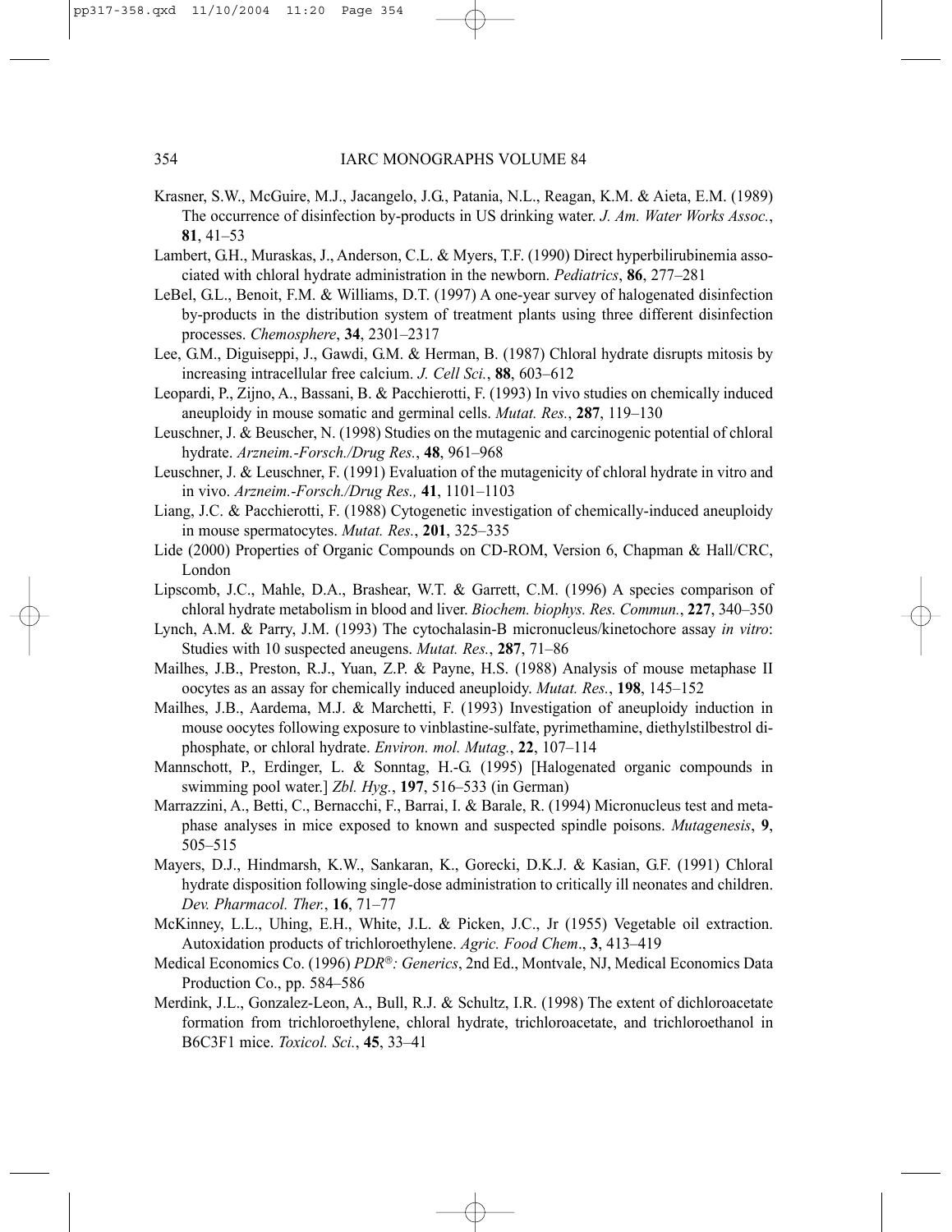Krasner, S.W., McGuire, M.J., Jacangelo, J.G., Patania, N.L., Reagan, K.M. & Aieta, E.M. (1989) The occurrence of disinfection by-products in US drinking water. *J. Am. Water Works Assoc.*, **81**, 41–53

Lambert, G.H., Muraskas, J., Anderson, C.L. & Myers, T.F. (1990) Direct hyperbilirubinemia associated with chloral hydrate administration in the newborn. *Pediatrics*, **86**, 277–281

LeBel, G.L., Benoit, F.M. & Williams, D.T. (1997) A one-year survey of halogenated disinfection by-products in the distribution system of treatment plants using three different disinfection processes. *Chemosphere*, **34**, 2301–2317

Lee, G.M., Diguiseppi, J., Gawdi, G.M. & Herman, B. (1987) Chloral hydrate disrupts mitosis by increasing intracellular free calcium. *J. Cell Sci.*, **88**, 603–612

Leopardi, P., Zijno, A., Bassani, B. & Pacchierotti, F. (1993) In vivo studies on chemically induced aneuploidy in mouse somatic and germinal cells. *Mutat. Res.*, **287**, 119–130

Leuschner, J. & Beuscher, N. (1998) Studies on the mutagenic and carcinogenic potential of chloral hydrate. *Arzneim.-Forsch./Drug Res.*, **48**, 961–968

Leuschner, J. & Leuschner, F. (1991) Evaluation of the mutagenicity of chloral hydrate in vitro and in vivo. *Arzneim.-Forsch./Drug Res.,* **41**, 1101–1103

Liang, J.C. & Pacchierotti, F. (1988) Cytogenetic investigation of chemically-induced aneuploidy in mouse spermatocytes. *Mutat. Res.*, **201**, 325–335

Lide (2000) Properties of Organic Compounds on CD-ROM, Version 6, Chapman & Hall/CRC, London

Lipscomb, J.C., Mahle, D.A., Brashear, W.T. & Garrett, C.M. (1996) A species comparison of chloral hydrate metabolism in blood and liver. *Biochem. biophys. Res. Commun.*, **227**, 340–350

Lynch, A.M. & Parry, J.M. (1993) The cytochalasin-B micronucleus/kinetochore assay *in vitro*: Studies with 10 suspected aneugens. *Mutat. Res.*, **287**, 71–86

Mailhes, J.B., Preston, R.J., Yuan, Z.P. & Payne, H.S. (1988) Analysis of mouse metaphase II oocytes as an assay for chemically induced aneuploidy. *Mutat. Res.*, **198**, 145–152

Mailhes, J.B., Aardema, M.J. & Marchetti, F. (1993) Investigation of aneuploidy induction in mouse oocytes following exposure to vinblastine-sulfate, pyrimethamine, diethylstilbestrol diphosphate, or chloral hydrate. *Environ. mol. Mutag.*, **22**, 107–114

Mannschott, P., Erdinger, L. & Sonntag, H.-G. (1995) [Halogenated organic compounds in swimming pool water.] *Zbl. Hyg.*, **197**, 516–533 (in German)

Marrazzini, A., Betti, C., Bernacchi, F., Barrai, I. & Barale, R. (1994) Micronucleus test and metaphase analyses in mice exposed to known and suspected spindle poisons. *Mutagenesis*, **9**, 505–515

Mayers, D.J., Hindmarsh, K.W., Sankaran, K., Gorecki, D.K.J. & Kasian, G.F. (1991) Chloral hydrate disposition following single-dose administration to critically ill neonates and children. *Dev. Pharmacol. Ther.*, **16**, 71–77

McKinney, L.L., Uhing, E.H., White, J.L. & Picken, J.C., Jr (1955) Vegetable oil extraction. Autoxidation products of trichloroethylene. *Agric. Food Chem*., **3**, 413–419

Medical Economics Co. (1996) *PDR®: Generics*, 2nd Ed., Montvale, NJ, Medical Economics Data Production Co., pp. 584–586

Merdink, J.L., Gonzalez-Leon, A., Bull, R.J. & Schultz, I.R. (1998) The extent of dichloroacetate formation from trichloroethylene, chloral hydrate, trichloroacetate, and trichloroethanol in B6C3F1 mice. *Toxicol. Sci.*, **45**, 33–41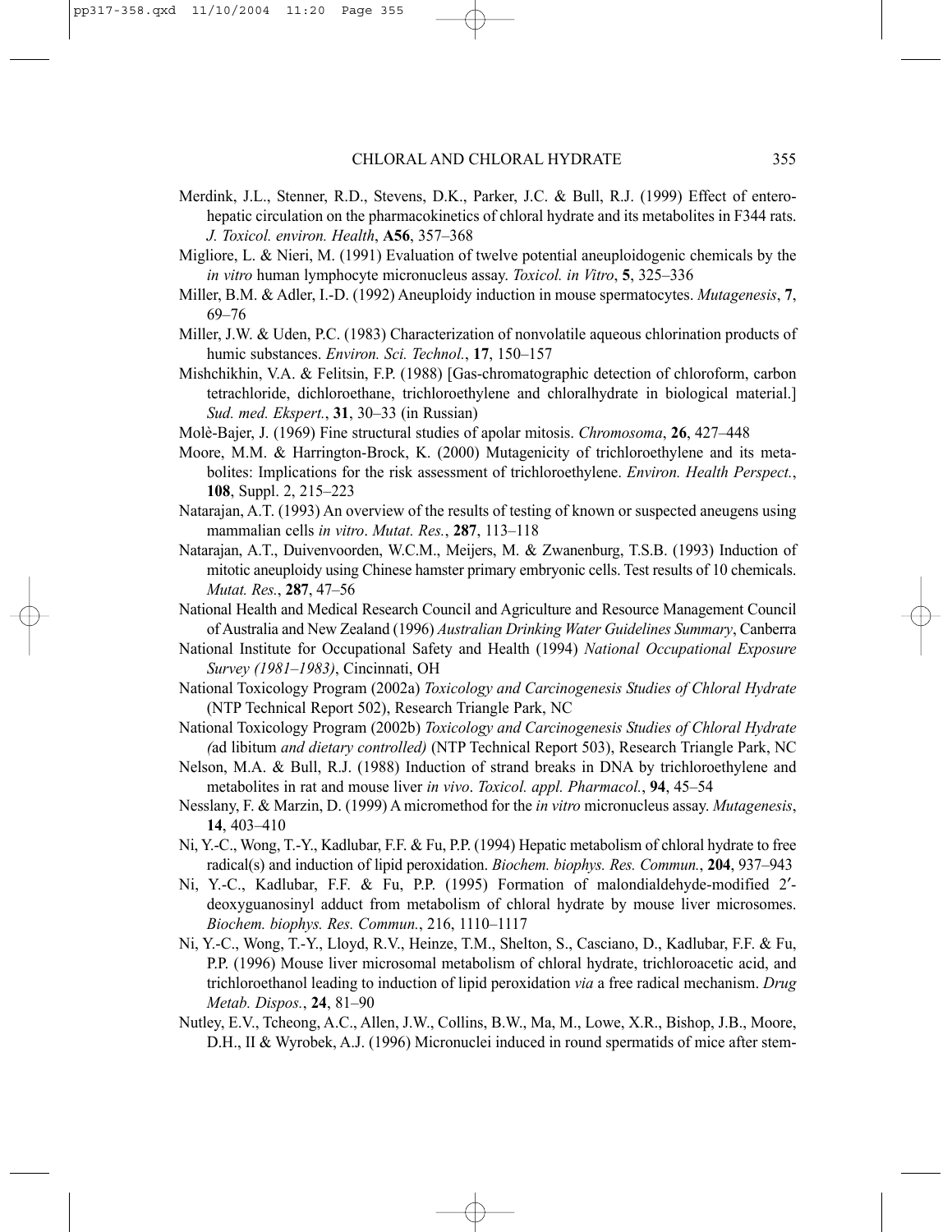Merdink, J.L., Stenner, R.D., Stevens, D.K., Parker, J.C. & Bull, R.J. (1999) Effect of enterohepatic circulation on the pharmacokinetics of chloral hydrate and its metabolites in F344 rats. *J. Toxicol. environ. Health*, **A56**, 357–368

Migliore, L. & Nieri, M. (1991) Evaluation of twelve potential aneuploidogenic chemicals by the *in vitro* human lymphocyte micronucleus assay. *Toxicol. in Vitro*, **5**, 325–336

Miller, B.M. & Adler, I.-D. (1992) Aneuploidy induction in mouse spermatocytes. *Mutagenesis*, **7**, 69–76

Miller, J.W. & Uden, P.C. (1983) Characterization of nonvolatile aqueous chlorination products of humic substances. *Environ. Sci. Technol.*, **17**, 150–157

Mishchikhin, V.A. & Felitsin, F.P. (1988) [Gas-chromatographic detection of chloroform, carbon tetrachloride, dichloroethane, trichloroethylene and chloralhydrate in biological material.] *Sud. med. Ekspert.*, **31**, 30–33 (in Russian)

Molè-Bajer, J. (1969) Fine structural studies of apolar mitosis. *Chromosoma*, **26**, 427–448

Moore, M.M. & Harrington-Brock, K. (2000) Mutagenicity of trichloroethylene and its metabolites: Implications for the risk assessment of trichloroethylene. *Environ. Health Perspect.*, **108**, Suppl. 2, 215–223

Natarajan, A.T. (1993) An overview of the results of testing of known or suspected aneugens using mammalian cells *in vitro*. *Mutat. Res.*, **287**, 113–118

Natarajan, A.T., Duivenvoorden, W.C.M., Meijers, M. & Zwanenburg, T.S.B. (1993) Induction of mitotic aneuploidy using Chinese hamster primary embryonic cells. Test results of 10 chemicals. *Mutat. Res.*, **287**, 47–56

National Health and Medical Research Council and Agriculture and Resource Management Council of Australia and New Zealand (1996) *Australian Drinking Water Guidelines Summary*, Canberra

National Institute for Occupational Safety and Health (1994) *National Occupational Exposure Survey (1981–1983)*, Cincinnati, OH

National Toxicology Program (2002a) *Toxicology and Carcinogenesis Studies of Chloral Hydrate* (NTP Technical Report 502), Research Triangle Park, NC

National Toxicology Program (2002b) *Toxicology and Carcinogenesis Studies of Chloral Hydrate (*ad libitum *and dietary controlled)* (NTP Technical Report 503), Research Triangle Park, NC

Nelson, M.A. & Bull, R.J. (1988) Induction of strand breaks in DNA by trichloroethylene and metabolites in rat and mouse liver *in vivo*. *Toxicol. appl. Pharmacol.*, **94**, 45–54

Nesslany, F. & Marzin, D. (1999) A micromethod for the *in vitro* micronucleus assay. *Mutagenesis*, **14**, 403–410

Ni, Y.-C., Wong, T.-Y., Kadlubar, F.F. & Fu, P.P. (1994) Hepatic metabolism of chloral hydrate to free radical(s) and induction of lipid peroxidation. *Biochem. biophys. Res. Commun.*, **204**, 937–943

Ni, Y.-C., Kadlubar, F.F. & Fu, P.P. (1995) Formation of malondialdehyde-modified 2′-deoxyguanosinyl adduct from metabolism of chloral hydrate by mouse liver microsomes. *Biochem. biophys. Res. Commun.*, 216, 1110–1117

Ni, Y.-C., Wong, T.-Y., Lloyd, R.V., Heinze, T.M., Shelton, S., Casciano, D., Kadlubar, F.F. & Fu, P.P. (1996) Mouse liver microsomal metabolism of chloral hydrate, trichloroacetic acid, and trichloroethanol leading to induction of lipid peroxidation *via* a free radical mechanism. *Drug Metab. Dispos.*, **24**, 81–90

Nutley, E.V., Tcheong, A.C., Allen, J.W., Collins, B.W., Ma, M., Lowe, X.R., Bishop, J.B., Moore, D.H., II & Wyrobek, A.J. (1996) Micronuclei induced in round spermatids of mice after stem-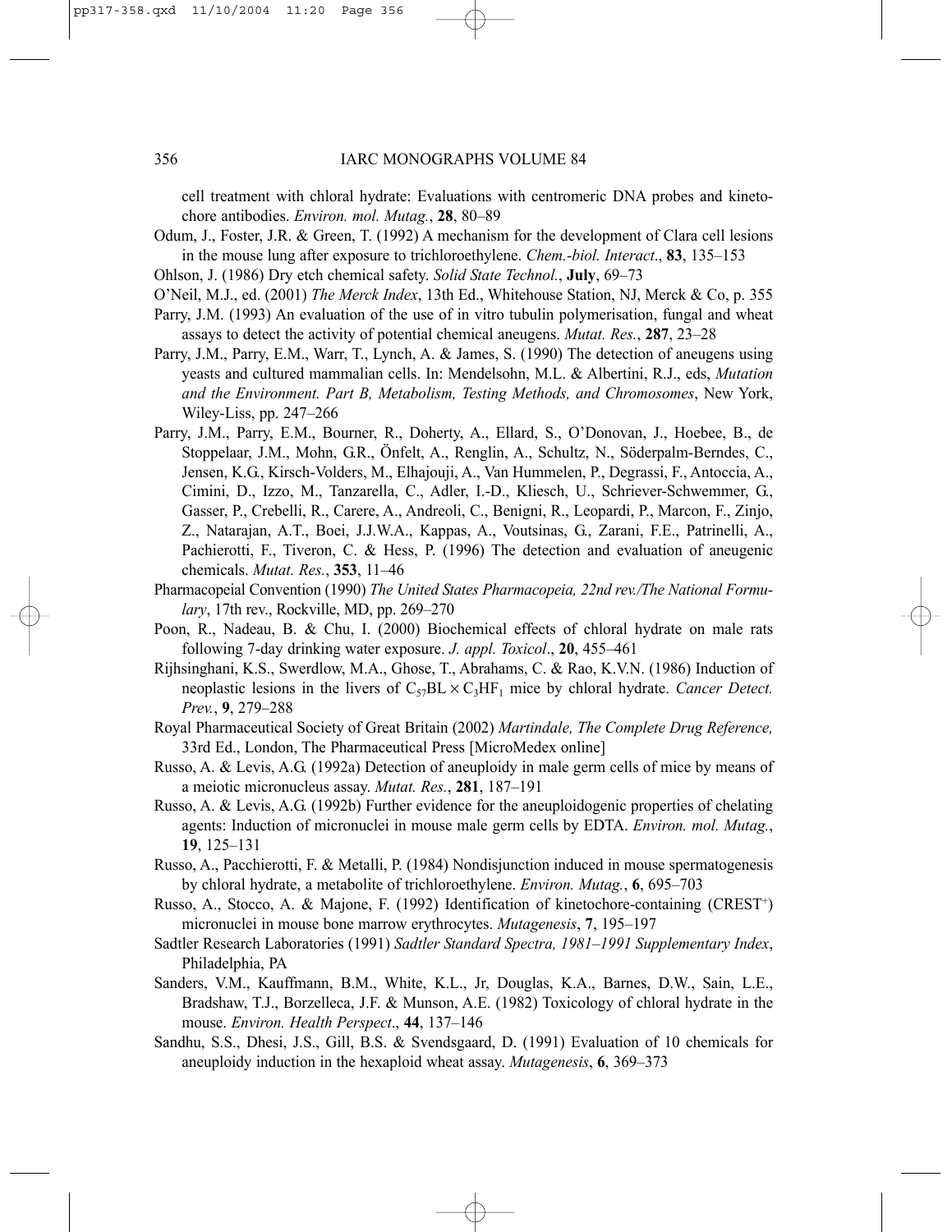cell treatment with chloral hydrate: Evaluations with centromeric DNA probes and kinetochore antibodies. *Environ. mol. Mutag.*, **28**, 80–89

Odum, J., Foster, J.R. & Green, T. (1992) A mechanism for the development of Clara cell lesions in the mouse lung after exposure to trichloroethylene. *Chem.-biol. Interact*., **83**, 135–153

Ohlson, J. (1986) Dry etch chemical safety. *Solid State Technol.*, **July**, 69–73

O'Neil, M.J., ed. (2001) *The Merck Index*, 13th Ed., Whitehouse Station, NJ, Merck & Co, p. 355

Parry, J.M. (1993) An evaluation of the use of in vitro tubulin polymerisation, fungal and wheat assays to detect the activity of potential chemical aneugens. *Mutat. Res.*, **287**, 23–28

Parry, J.M., Parry, E.M., Warr, T., Lynch, A. & James, S. (1990) The detection of aneugens using yeasts and cultured mammalian cells. In: Mendelsohn, M.L. & Albertini, R.J., eds, *Mutation and the Environment. Part B, Metabolism, Testing Methods, and Chromosomes*, New York, Wiley-Liss, pp. 247–266

Parry, J.M., Parry, E.M., Bourner, R., Doherty, A., Ellard, S., O'Donovan, J., Hoebee, B., de Stoppelaar, J.M., Mohn, G.R., Önfelt, A., Renglin, A., Schultz, N., Söderpalm-Berndes, C., Jensen, K.G., Kirsch-Volders, M., Elhajouji, A., Van Hummelen, P., Degrassi, F., Antoccia, A., Cimini, D., Izzo, M., Tanzarella, C., Adler, I.-D., Kliesch, U., Schriever-Schwemmer, G., Gasser, P., Crebelli, R., Carere, A., Andreoli, C., Benigni, R., Leopardi, P., Marcon, F., Zinjo, Z., Natarajan, A.T., Boei, J.J.W.A., Kappas, A., Voutsinas, G., Zarani, F.E., Patrinelli, A., Pachierotti, F., Tiveron, C. & Hess, P. (1996) The detection and evaluation of aneugenic chemicals. *Mutat. Res.*, **353**, 11–46

Pharmacopeial Convention (1990) *The United States Pharmacopeia, 22nd rev./The National Formulary*, 17th rev., Rockville, MD, pp. 269–270

Poon, R., Nadeau, B. & Chu, I. (2000) Biochemical effects of chloral hydrate on male rats following 7-day drinking water exposure. *J. appl. Toxicol*., **20**, 455–461

Rijhsinghani, K.S., Swerdlow, M.A., Ghose, T., Abrahams, C. & Rao, K.V.N. (1986) Induction of neoplastic lesions in the livers of $C_{57}BL \times C_3HF_1$ mice by chloral hydrate. *Cancer Detect. Prev.*, **9**, 279–288

Royal Pharmaceutical Society of Great Britain (2002) *Martindale, The Complete Drug Reference,* 33rd Ed., London, The Pharmaceutical Press [MicroMedex online]

Russo, A. & Levis, A.G. (1992a) Detection of aneuploidy in male germ cells of mice by means of a meiotic micronucleus assay. *Mutat. Res.*, **281**, 187–191

Russo, A. & Levis, A.G. (1992b) Further evidence for the aneuploidogenic properties of chelating agents: Induction of micronuclei in mouse male germ cells by EDTA. *Environ. mol. Mutag.*, **19**, 125–131

Russo, A., Pacchierotti, F. & Metalli, P. (1984) Nondisjunction induced in mouse spermatogenesis by chloral hydrate, a metabolite of trichloroethylene. *Environ. Mutag.*, **6**, 695–703

Russo, A., Stocco, A. & Majone, F. (1992) Identification of kinetochore-containing ($CREST^+$) micronuclei in mouse bone marrow erythrocytes. *Mutagenesis*, **7**, 195–197

Sadtler Research Laboratories (1991) *Sadtler Standard Spectra, 1981–1991 Supplementary Index*, Philadelphia, PA

Sanders, V.M., Kauffmann, B.M., White, K.L., Jr, Douglas, K.A., Barnes, D.W., Sain, L.E., Bradshaw, T.J., Borzelleca, J.F. & Munson, A.E. (1982) Toxicology of chloral hydrate in the mouse. *Environ. Health Perspect*., **44**, 137–146

Sandhu, S.S., Dhesi, J.S., Gill, B.S. & Svendsgaard, D. (1991) Evaluation of 10 chemicals for aneuploidy induction in the hexaploid wheat assay. *Mutagenesis*, **6**, 369–373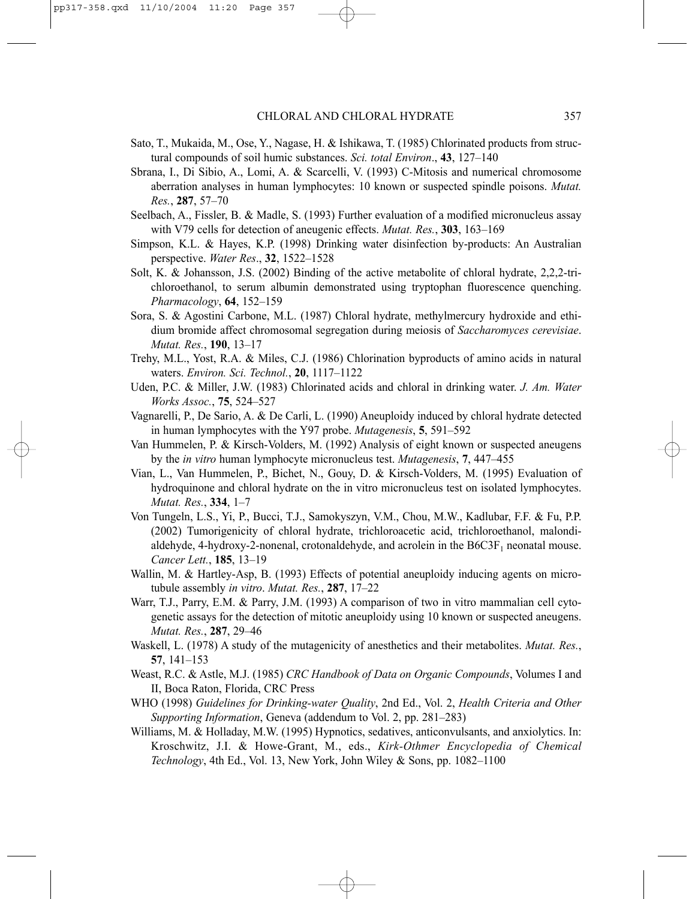Sato, T., Mukaida, M., Ose, Y., Nagase, H. & Ishikawa, T. (1985) Chlorinated products from structural compounds of soil humic substances. *Sci. total Environ*., **43**, 127–140

Sbrana, I., Di Sibio, A., Lomi, A. & Scarcelli, V. (1993) C-Mitosis and numerical chromosome aberration analyses in human lymphocytes: 10 known or suspected spindle poisons. *Mutat. Res.*, **287**, 57–70

Seelbach, A., Fissler, B. & Madle, S. (1993) Further evaluation of a modified micronucleus assay with V79 cells for detection of aneugenic effects. *Mutat. Res.*, **303**, 163–169

Simpson, K.L. & Hayes, K.P. (1998) Drinking water disinfection by-products: An Australian perspective. *Water Res*., **32**, 1522–1528

Solt, K. & Johansson, J.S. (2002) Binding of the active metabolite of chloral hydrate, 2,2,2-trichloroethanol, to serum albumin demonstrated using tryptophan fluorescence quenching. *Pharmacology*, **64**, 152–159

Sora, S. & Agostini Carbone, M.L. (1987) Chloral hydrate, methylmercury hydroxide and ethidium bromide affect chromosomal segregation during meiosis of *Saccharomyces cerevisiae*. *Mutat. Res.*, **190**, 13–17

Trehy, M.L., Yost, R.A. & Miles, C.J. (1986) Chlorination byproducts of amino acids in natural waters. *Environ. Sci. Technol.*, **20**, 1117–1122

Uden, P.C. & Miller, J.W. (1983) Chlorinated acids and chloral in drinking water. *J. Am. Water Works Assoc.*, **75**, 524–527

Vagnarelli, P., De Sario, A. & De Carli, L. (1990) Aneuploidy induced by chloral hydrate detected in human lymphocytes with the Y97 probe. *Mutagenesis*, **5**, 591–592

Van Hummelen, P. & Kirsch-Volders, M. (1992) Analysis of eight known or suspected aneugens by the *in vitro* human lymphocyte micronucleus test. *Mutagenesis*, **7**, 447–455

Vian, L., Van Hummelen, P., Bichet, N., Gouy, D. & Kirsch-Volders, M. (1995) Evaluation of hydroquinone and chloral hydrate on the in vitro micronucleus test on isolated lymphocytes. *Mutat. Res.*, **334**, 1–7

Von Tungeln, L.S., Yi, P., Bucci, T.J., Samokyszyn, V.M., Chou, M.W., Kadlubar, F.F. & Fu, P.P. (2002) Tumorigenicity of chloral hydrate, trichloroacetic acid, trichloroethanol, malondialdehyde, 4-hydroxy-2-nonenal, crotonaldehyde, and acrolein in the B6C3F$_1$ neonatal mouse. *Cancer Lett.*, **185**, 13–19

Wallin, M. & Hartley-Asp, B. (1993) Effects of potential aneuploidy inducing agents on microtubule assembly *in vitro*. *Mutat. Res.*, **287**, 17–22

Warr, T.J., Parry, E.M. & Parry, J.M. (1993) A comparison of two in vitro mammalian cell cytogenetic assays for the detection of mitotic aneuploidy using 10 known or suspected aneugens. *Mutat. Res.*, **287**, 29–46

Waskell, L. (1978) A study of the mutagenicity of anesthetics and their metabolites. *Mutat. Res.*, **57**, 141–153

Weast, R.C. & Astle, M.J. (1985) *CRC Handbook of Data on Organic Compounds*, Volumes I and II, Boca Raton, Florida, CRC Press

WHO (1998) *Guidelines for Drinking-water Quality*, 2nd Ed., Vol. 2, *Health Criteria and Other Supporting Information*, Geneva (addendum to Vol. 2, pp. 281–283)

Williams, M. & Holladay, M.W. (1995) Hypnotics, sedatives, anticonvulsants, and anxiolytics. In: Kroschwitz, J.I. & Howe-Grant, M., eds., *Kirk-Othmer Encyclopedia of Chemical Technology*, 4th Ed., Vol. 13, New York, John Wiley & Sons, pp. 1082–1100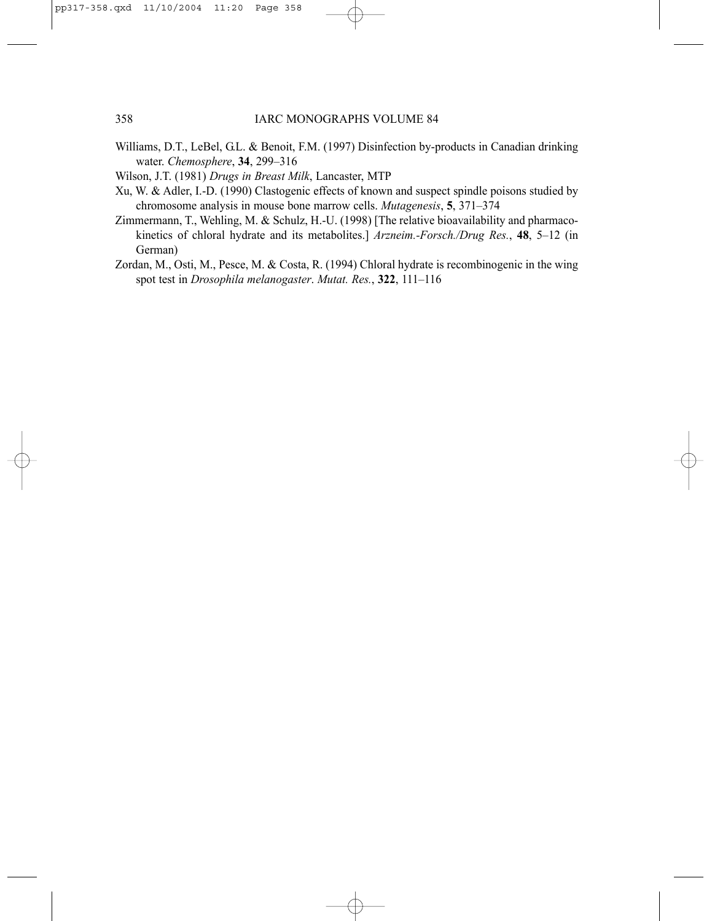Williams, D.T., LeBel, G.L. & Benoit, F.M. (1997) Disinfection by-products in Canadian drinking water. *Chemosphere*, **34**, 299–316

Wilson, J.T. (1981) *Drugs in Breast Milk*, Lancaster, MTP

Xu, W. & Adler, I.-D. (1990) Clastogenic effects of known and suspect spindle poisons studied by chromosome analysis in mouse bone marrow cells. *Mutagenesis*, **5**, 371–374

Zimmermann, T., Wehling, M. & Schulz, H.-U. (1998) [The relative bioavailability and pharmacokinetics of chloral hydrate and its metabolites.] *Arzneim.-Forsch./Drug Res.*, **48**, 5–12 (in German)

Zordan, M., Osti, M., Pesce, M. & Costa, R. (1994) Chloral hydrate is recombinogenic in the wing spot test in *Drosophila melanogaster*. *Mutat. Res.*, **322**, 111–116